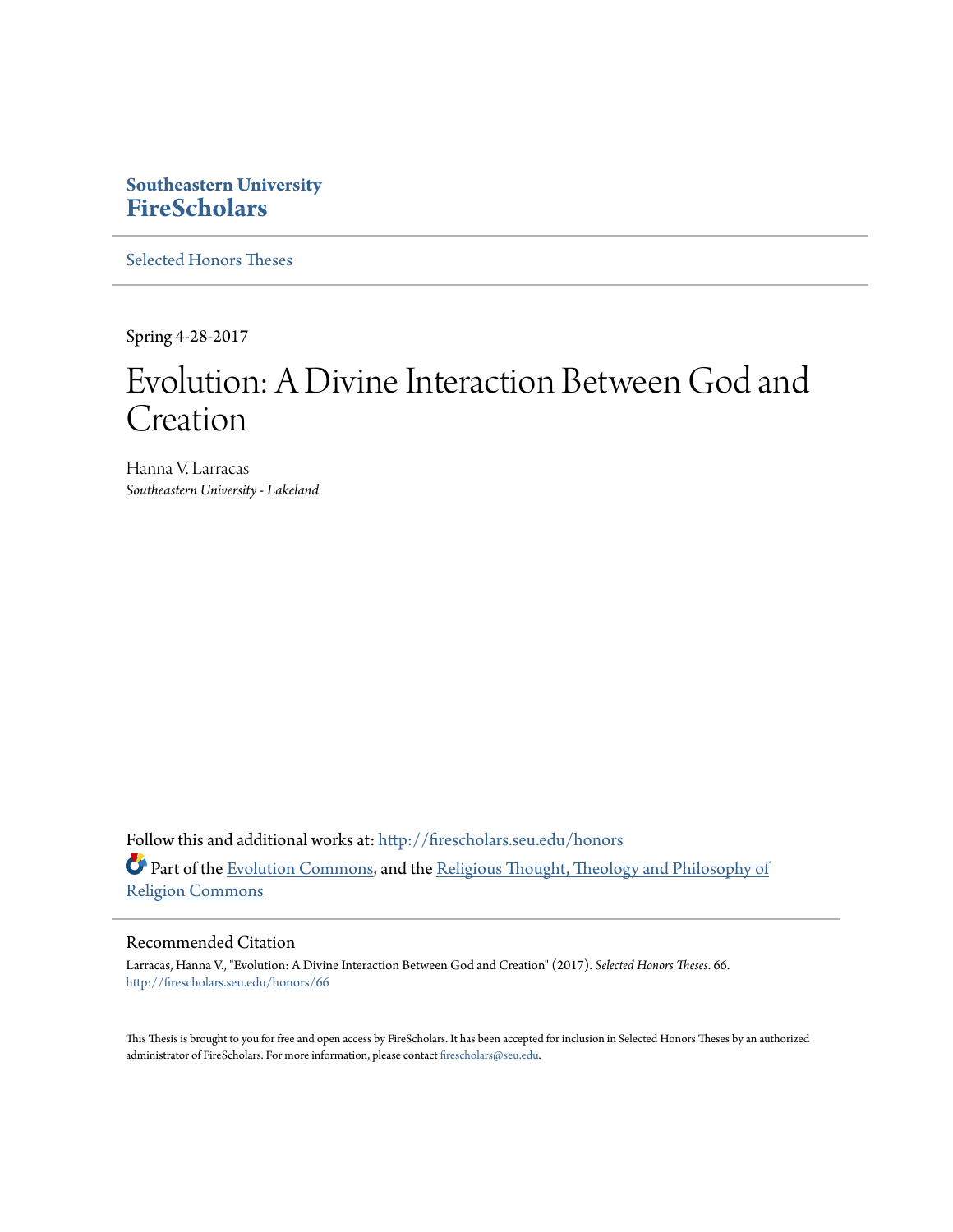**Southeastern University**
**FireScholars**

Selected Honors Theses

Spring 4-28-2017

# Evolution: A Divine Interaction Between God and Creation

Hanna V. Larracas
*Southeastern University - Lakeland*

Follow this and additional works at: http://firescholars.seu.edu/honors

Part of the Evolution Commons, and the Religious Thought, Theology and Philosophy of Religion Commons

## Recommended Citation

Larracas, Hanna V., "Evolution: A Divine Interaction Between God and Creation" (2017). *Selected Honors Theses*. 66.
http://firescholars.seu.edu/honors/66

This Thesis is brought to you for free and open access by FireScholars. It has been accepted for inclusion in Selected Honors Theses by an authorized administrator of FireScholars. For more information, please contact firescholars@seu.edu.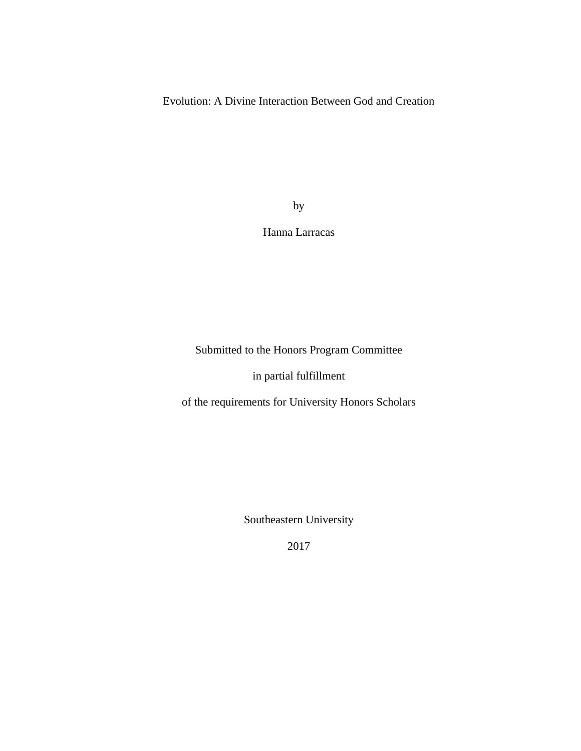# Evolution: A Divine Interaction Between God and Creation

by

Hanna Larracas

Submitted to the Honors Program Committee

in partial fulfillment

of the requirements for University Honors Scholars

Southeastern University

2017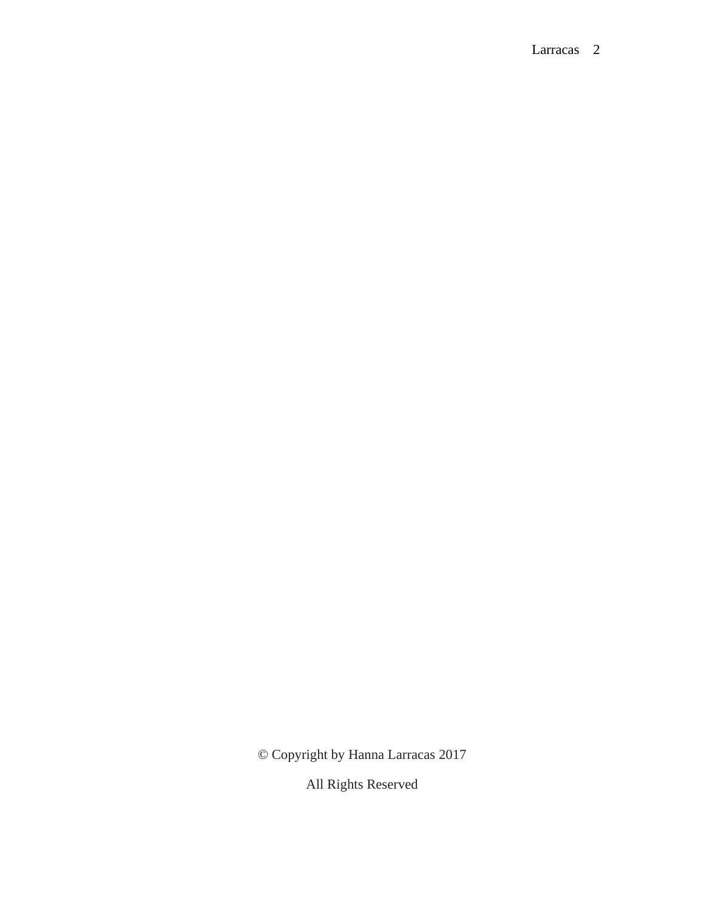© Copyright by Hanna Larracas 2017

All Rights Reserved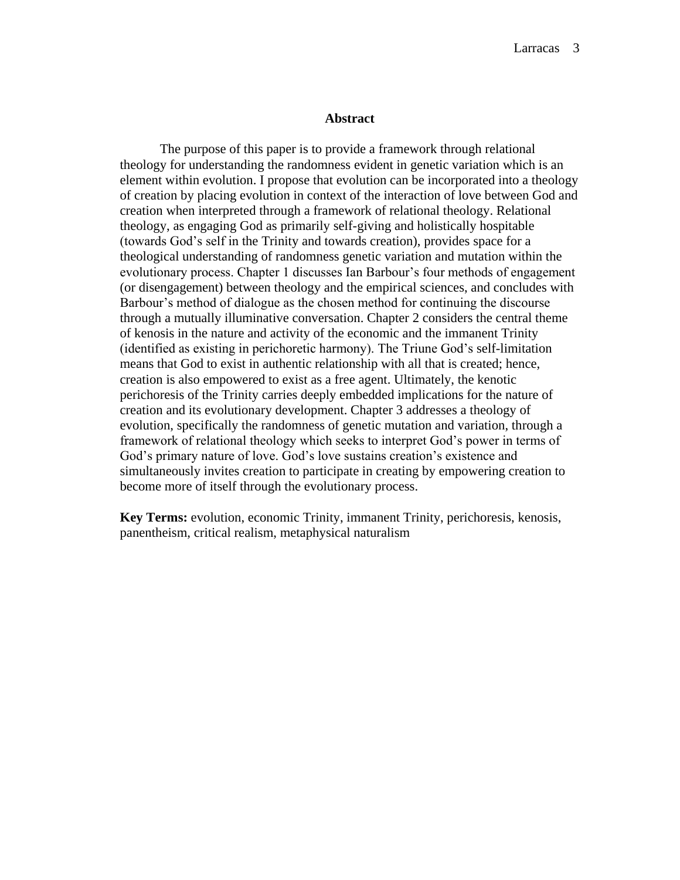## Abstract

The purpose of this paper is to provide a framework through relational theology for understanding the randomness evident in genetic variation which is an element within evolution. I propose that evolution can be incorporated into a theology of creation by placing evolution in context of the interaction of love between God and creation when interpreted through a framework of relational theology. Relational theology, as engaging God as primarily self-giving and holistically hospitable (towards God's self in the Trinity and towards creation), provides space for a theological understanding of randomness genetic variation and mutation within the evolutionary process. Chapter 1 discusses Ian Barbour's four methods of engagement (or disengagement) between theology and the empirical sciences, and concludes with Barbour's method of dialogue as the chosen method for continuing the discourse through a mutually illuminative conversation. Chapter 2 considers the central theme of kenosis in the nature and activity of the economic and the immanent Trinity (identified as existing in perichoretic harmony). The Triune God's self-limitation means that God to exist in authentic relationship with all that is created; hence, creation is also empowered to exist as a free agent. Ultimately, the kenotic perichoresis of the Trinity carries deeply embedded implications for the nature of creation and its evolutionary development. Chapter 3 addresses a theology of evolution, specifically the randomness of genetic mutation and variation, through a framework of relational theology which seeks to interpret God's power in terms of God's primary nature of love. God's love sustains creation's existence and simultaneously invites creation to participate in creating by empowering creation to become more of itself through the evolutionary process.

**Key Terms:** evolution, economic Trinity, immanent Trinity, perichoresis, kenosis, panentheism, critical realism, metaphysical naturalism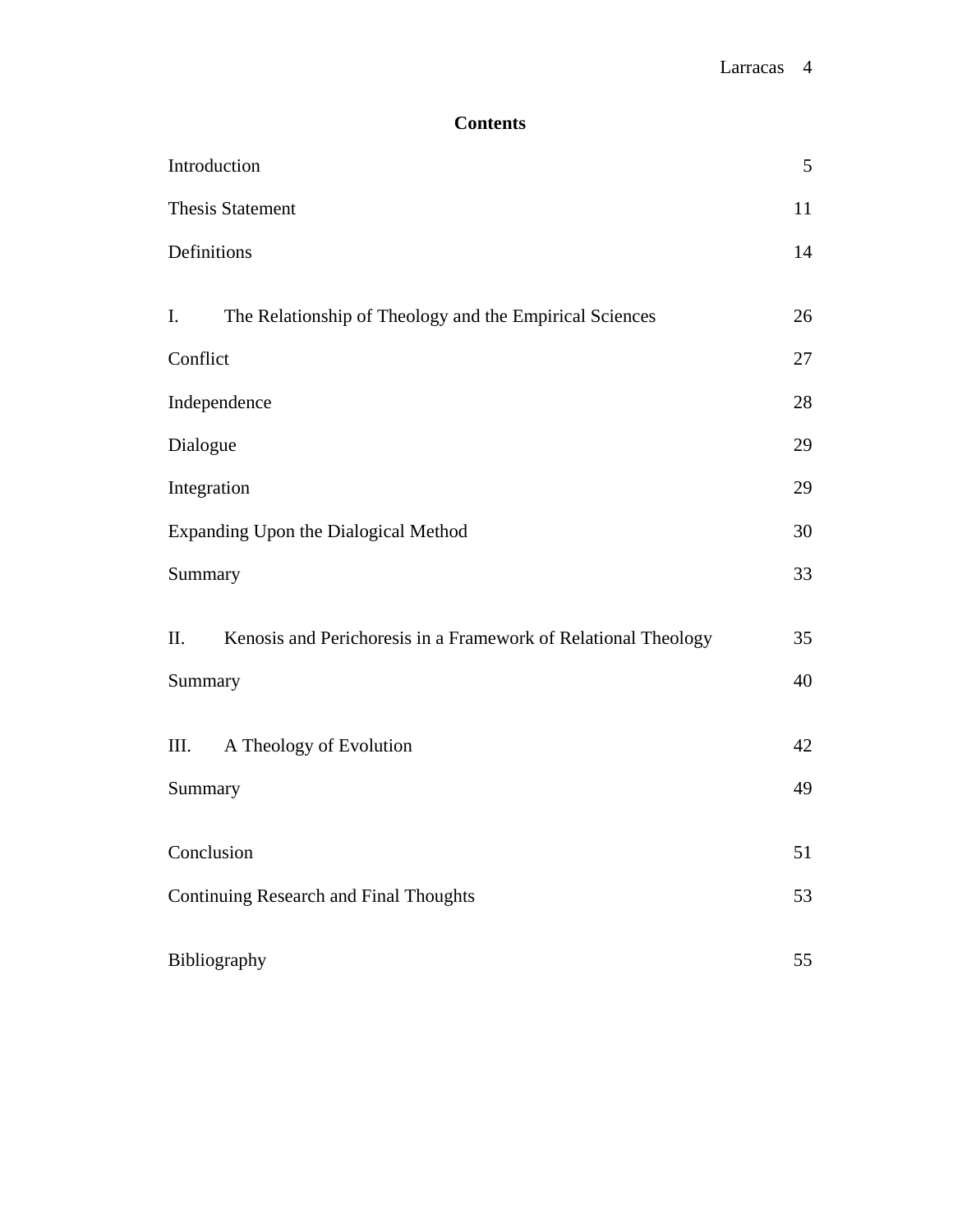# Contents

| | |
|---|---|
| Introduction | 5 |
| Thesis Statement | 11 |
| Definitions | 14 |
| I. The Relationship of Theology and the Empirical Sciences | 26 |
| Conflict | 27 |
| Independence | 28 |
| Dialogue | 29 |
| Integration | 29 |
| Expanding Upon the Dialogical Method | 30 |
| Summary | 33 |
| II. Kenosis and Perichoresis in a Framework of Relational Theology | 35 |
| Summary | 40 |
| III. A Theology of Evolution | 42 |
| Summary | 49 |
| Conclusion | 51 |
| Continuing Research and Final Thoughts | 53 |
| Bibliography | 55 |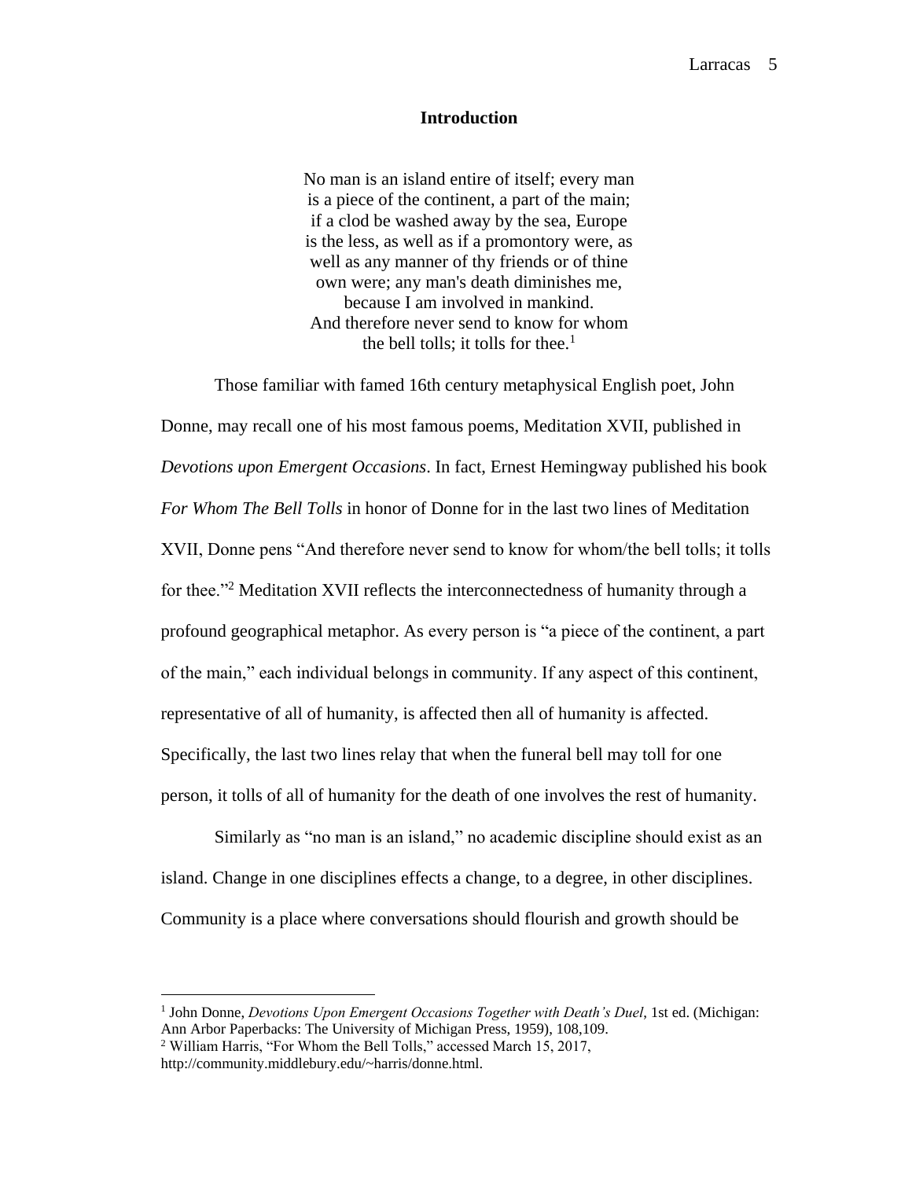## Introduction

> No man is an island entire of itself; every man
> is a piece of the continent, a part of the main;
> if a clod be washed away by the sea, Europe
> is the less, as well as if a promontory were, as
> well as any manner of thy friends or of thine
> own were; any man's death diminishes me,
> because I am involved in mankind.
> And therefore never send to know for whom
> the bell tolls; it tolls for thee.[1]

Those familiar with famed 16th century metaphysical English poet, John Donne, may recall one of his most famous poems, Meditation XVII, published in *Devotions upon Emergent Occasions*. In fact, Ernest Hemingway published his book *For Whom The Bell Tolls* in honor of Donne for in the last two lines of Meditation XVII, Donne pens "And therefore never send to know for whom/the bell tolls; it tolls for thee."[2] Meditation XVII reflects the interconnectedness of humanity through a profound geographical metaphor. As every person is "a piece of the continent, a part of the main," each individual belongs in community. If any aspect of this continent, representative of all of humanity, is affected then all of humanity is affected. Specifically, the last two lines relay that when the funeral bell may toll for one person, it tolls of all of humanity for the death of one involves the rest of humanity.

Similarly as "no man is an island," no academic discipline should exist as an island. Change in one disciplines effects a change, to a degree, in other disciplines. Community is a place where conversations should flourish and growth should be

---

[1] John Donne, *Devotions Upon Emergent Occasions Together with Death's Duel*, 1st ed. (Michigan: Ann Arbor Paperbacks: The University of Michigan Press, 1959), 108,109.

[2] William Harris, "For Whom the Bell Tolls," accessed March 15, 2017, http://community.middlebury.edu/~harris/donne.html.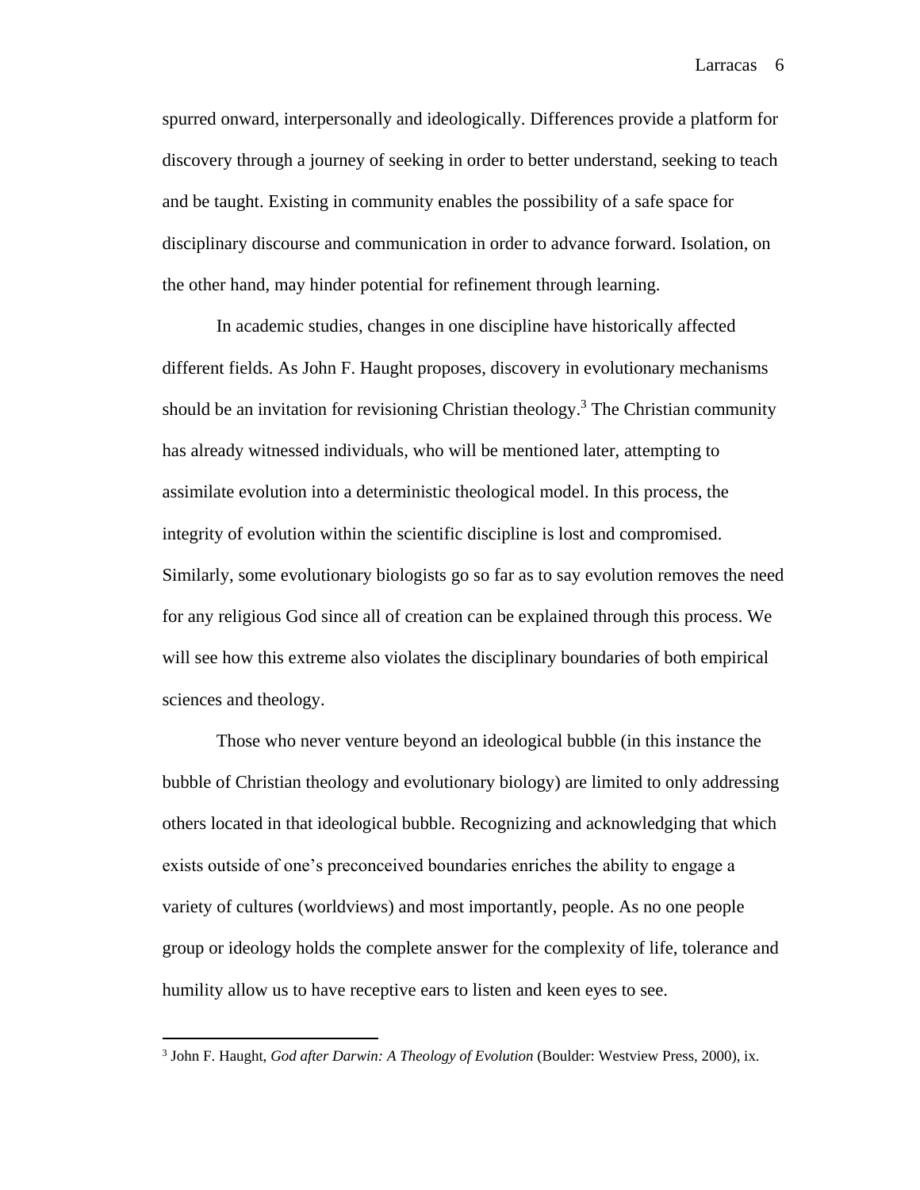spurred onward, interpersonally and ideologically. Differences provide a platform for discovery through a journey of seeking in order to better understand, seeking to teach and be taught. Existing in community enables the possibility of a safe space for disciplinary discourse and communication in order to advance forward. Isolation, on the other hand, may hinder potential for refinement through learning.

In academic studies, changes in one discipline have historically affected different fields. As John F. Haught proposes, discovery in evolutionary mechanisms should be an invitation for revisioning Christian theology.[3] The Christian community has already witnessed individuals, who will be mentioned later, attempting to assimilate evolution into a deterministic theological model. In this process, the integrity of evolution within the scientific discipline is lost and compromised. Similarly, some evolutionary biologists go so far as to say evolution removes the need for any religious God since all of creation can be explained through this process. We will see how this extreme also violates the disciplinary boundaries of both empirical sciences and theology.

Those who never venture beyond an ideological bubble (in this instance the bubble of Christian theology and evolutionary biology) are limited to only addressing others located in that ideological bubble. Recognizing and acknowledging that which exists outside of one's preconceived boundaries enriches the ability to engage a variety of cultures (worldviews) and most importantly, people. As no one people group or ideology holds the complete answer for the complexity of life, tolerance and humility allow us to have receptive ears to listen and keen eyes to see.

---

[3] John F. Haught, *God after Darwin: A Theology of Evolution* (Boulder: Westview Press, 2000), ix.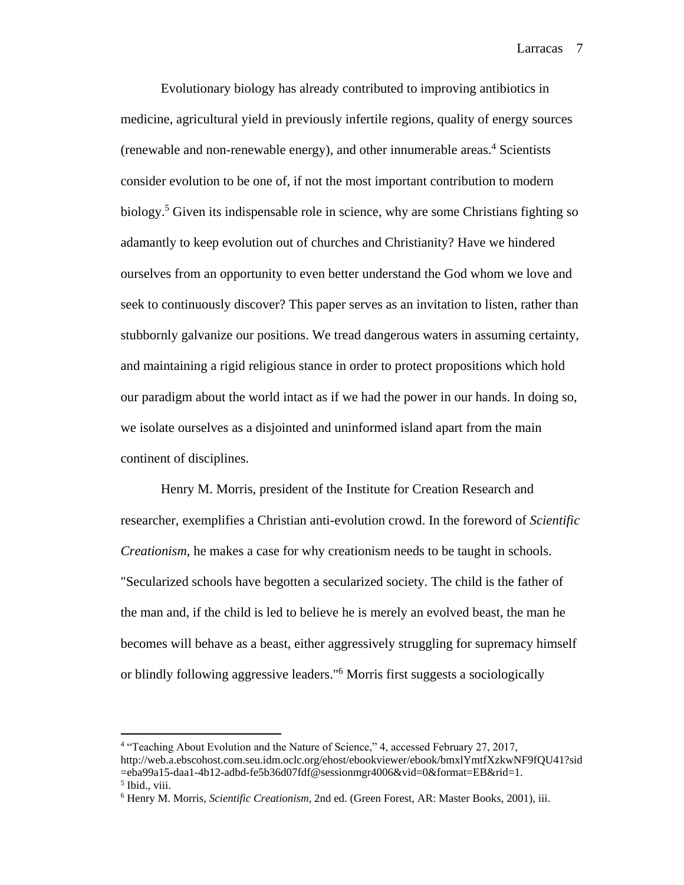Evolutionary biology has already contributed to improving antibiotics in medicine, agricultural yield in previously infertile regions, quality of energy sources (renewable and non-renewable energy), and other innumerable areas.[4] Scientists consider evolution to be one of, if not the most important contribution to modern biology.[5] Given its indispensable role in science, why are some Christians fighting so adamantly to keep evolution out of churches and Christianity? Have we hindered ourselves from an opportunity to even better understand the God whom we love and seek to continuously discover? This paper serves as an invitation to listen, rather than stubbornly galvanize our positions. We tread dangerous waters in assuming certainty, and maintaining a rigid religious stance in order to protect propositions which hold our paradigm about the world intact as if we had the power in our hands. In doing so, we isolate ourselves as a disjointed and uninformed island apart from the main continent of disciplines.

Henry M. Morris, president of the Institute for Creation Research and researcher, exemplifies a Christian anti-evolution crowd. In the foreword of *Scientific Creationism*, he makes a case for why creationism needs to be taught in schools. "Secularized schools have begotten a secularized society. The child is the father of the man and, if the child is led to believe he is merely an evolved beast, the man he becomes will behave as a beast, either aggressively struggling for supremacy himself or blindly following aggressive leaders."[6] Morris first suggests a sociologically

---

[4] "Teaching About Evolution and the Nature of Science," 4, accessed February 27, 2017, http://web.a.ebscohost.com.seu.idm.oclc.org/ehost/ebookviewer/ebook/bmxlYmtfXzkwNF9fQU41?sid=eba99a15-daa1-4b12-adbd-fe5b36d07fdf@sessionmgr4006&vid=0&format=EB&rid=1.

[5] Ibid., viii.

[6] Henry M. Morris, *Scientific Creationism*, 2nd ed. (Green Forest, AR: Master Books, 2001), iii.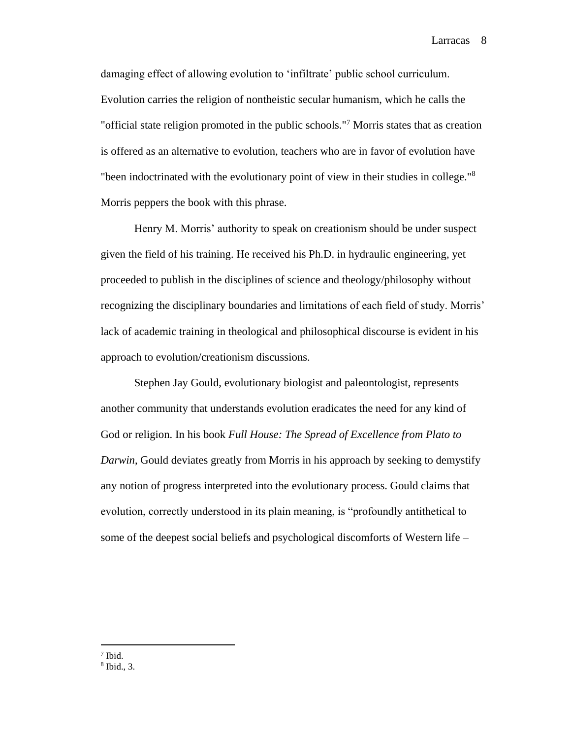damaging effect of allowing evolution to 'infiltrate' public school curriculum. Evolution carries the religion of nontheistic secular humanism, which he calls the "official state religion promoted in the public schools."[7] Morris states that as creation is offered as an alternative to evolution, teachers who are in favor of evolution have "been indoctrinated with the evolutionary point of view in their studies in college."[8] Morris peppers the book with this phrase.

Henry M. Morris' authority to speak on creationism should be under suspect given the field of his training. He received his Ph.D. in hydraulic engineering, yet proceeded to publish in the disciplines of science and theology/philosophy without recognizing the disciplinary boundaries and limitations of each field of study. Morris' lack of academic training in theological and philosophical discourse is evident in his approach to evolution/creationism discussions.

Stephen Jay Gould, evolutionary biologist and paleontologist, represents another community that understands evolution eradicates the need for any kind of God or religion. In his book *Full House: The Spread of Excellence from Plato to Darwin*, Gould deviates greatly from Morris in his approach by seeking to demystify any notion of progress interpreted into the evolutionary process. Gould claims that evolution, correctly understood in its plain meaning, is "profoundly antithetical to some of the deepest social beliefs and psychological discomforts of Western life –

---

[7] Ibid.

[8] Ibid., 3.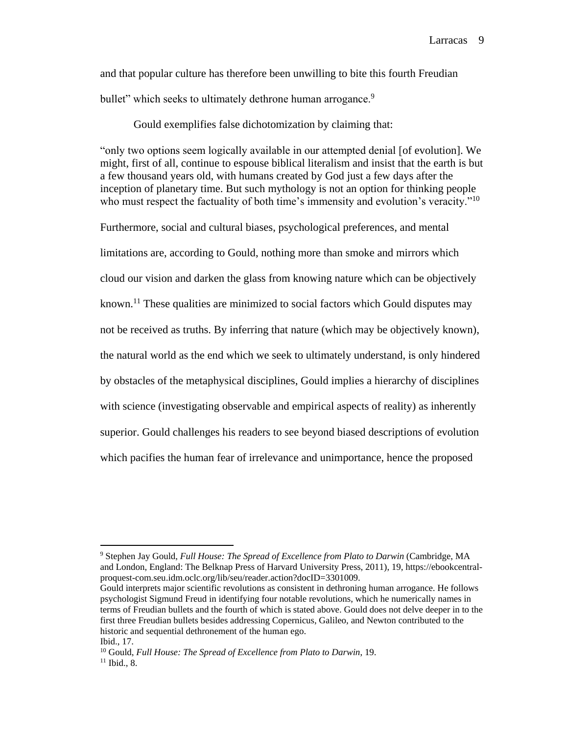and that popular culture has therefore been unwilling to bite this fourth Freudian bullet" which seeks to ultimately dethrone human arrogance.[9]

Gould exemplifies false dichotomization by claiming that:

> "only two options seem logically available in our attempted denial [of evolution]. We might, first of all, continue to espouse biblical literalism and insist that the earth is but a few thousand years old, with humans created by God just a few days after the inception of planetary time. But such mythology is not an option for thinking people who must respect the factuality of both time's immensity and evolution's veracity."[10]

Furthermore, social and cultural biases, psychological preferences, and mental limitations are, according to Gould, nothing more than smoke and mirrors which cloud our vision and darken the glass from knowing nature which can be objectively known.[11] These qualities are minimized to social factors which Gould disputes may not be received as truths. By inferring that nature (which may be objectively known), the natural world as the end which we seek to ultimately understand, is only hindered by obstacles of the metaphysical disciplines, Gould implies a hierarchy of disciplines with science (investigating observable and empirical aspects of reality) as inherently superior. Gould challenges his readers to see beyond biased descriptions of evolution which pacifies the human fear of irrelevance and unimportance, hence the proposed

---

[9] Stephen Jay Gould, *Full House: The Spread of Excellence from Plato to Darwin* (Cambridge, MA and London, England: The Belknap Press of Harvard University Press, 2011), 19, https://ebookcentral-proquest-com.seu.idm.oclc.org/lib/seu/reader.action?docID=3301009.
Gould interprets major scientific revolutions as consistent in dethroning human arrogance. He follows psychologist Sigmund Freud in identifying four notable revolutions, which he numerically names in terms of Freudian bullets and the fourth of which is stated above. Gould does not delve deeper in to the first three Freudian bullets besides addressing Copernicus, Galileo, and Newton contributed to the historic and sequential dethronement of the human ego.
Ibid., 17.

[10] Gould, *Full House: The Spread of Excellence from Plato to Darwin*, 19.

[11] Ibid., 8.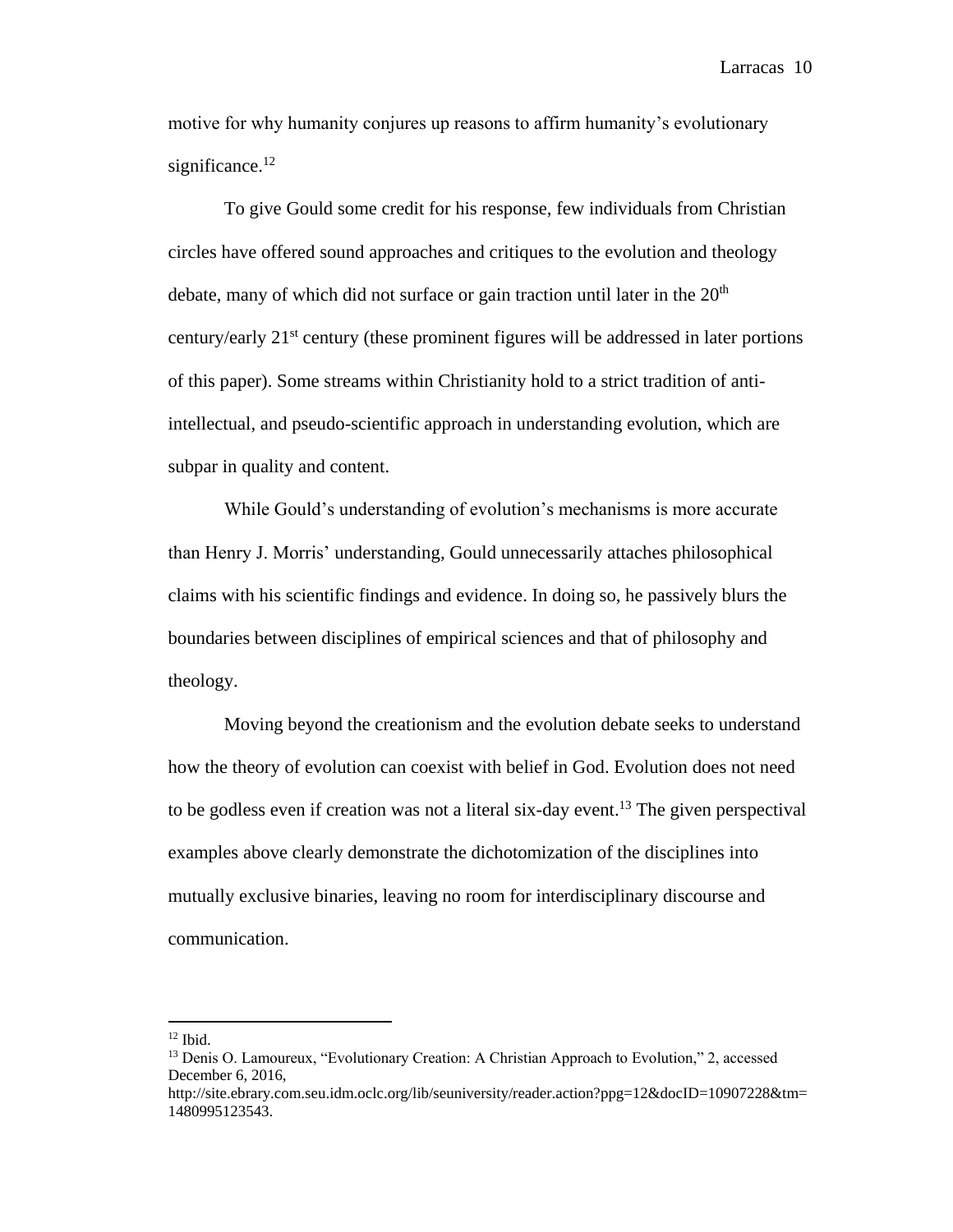motive for why humanity conjures up reasons to affirm humanity's evolutionary significance.[12]

To give Gould some credit for his response, few individuals from Christian circles have offered sound approaches and critiques to the evolution and theology debate, many of which did not surface or gain traction until later in the 20th century/early 21st century (these prominent figures will be addressed in later portions of this paper). Some streams within Christianity hold to a strict tradition of anti-intellectual, and pseudo-scientific approach in understanding evolution, which are subpar in quality and content.

While Gould's understanding of evolution's mechanisms is more accurate than Henry J. Morris' understanding, Gould unnecessarily attaches philosophical claims with his scientific findings and evidence. In doing so, he passively blurs the boundaries between disciplines of empirical sciences and that of philosophy and theology.

Moving beyond the creationism and the evolution debate seeks to understand how the theory of evolution can coexist with belief in God. Evolution does not need to be godless even if creation was not a literal six-day event.[13] The given perspectival examples above clearly demonstrate the dichotomization of the disciplines into mutually exclusive binaries, leaving no room for interdisciplinary discourse and communication.

---

[12] Ibid.

[13] Denis O. Lamoureux, "Evolutionary Creation: A Christian Approach to Evolution," 2, accessed December 6, 2016, http://site.ebrary.com.seu.idm.oclc.org/lib/seuniversity/reader.action?ppg=12&docID=10907228&tm=1480995123543.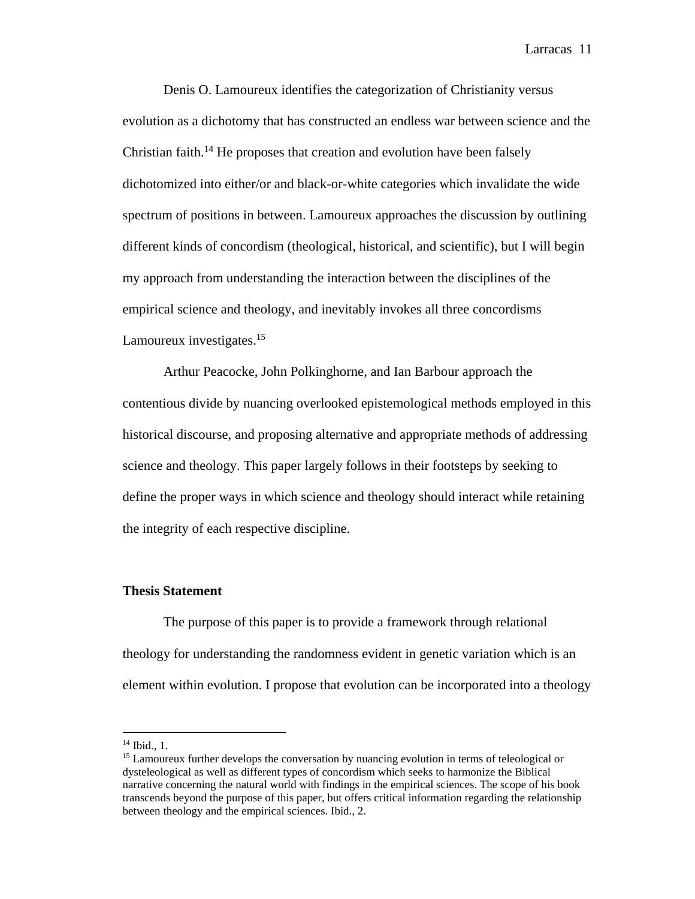Denis O. Lamoureux identifies the categorization of Christianity versus evolution as a dichotomy that has constructed an endless war between science and the Christian faith.[14] He proposes that creation and evolution have been falsely dichotomized into either/or and black-or-white categories which invalidate the wide spectrum of positions in between. Lamoureux approaches the discussion by outlining different kinds of concordism (theological, historical, and scientific), but I will begin my approach from understanding the interaction between the disciplines of the empirical science and theology, and inevitably invokes all three concordisms Lamoureux investigates.[15]

Arthur Peacocke, John Polkinghorne, and Ian Barbour approach the contentious divide by nuancing overlooked epistemological methods employed in this historical discourse, and proposing alternative and appropriate methods of addressing science and theology. This paper largely follows in their footsteps by seeking to define the proper ways in which science and theology should interact while retaining the integrity of each respective discipline.

**Thesis Statement**

The purpose of this paper is to provide a framework through relational theology for understanding the randomness evident in genetic variation which is an element within evolution. I propose that evolution can be incorporated into a theology

---

[14] Ibid., 1.

[15] Lamoureux further develops the conversation by nuancing evolution in terms of teleological or dysteleological as well as different types of concordism which seeks to harmonize the Biblical narrative concerning the natural world with findings in the empirical sciences. The scope of his book transcends beyond the purpose of this paper, but offers critical information regarding the relationship between theology and the empirical sciences. Ibid., 2.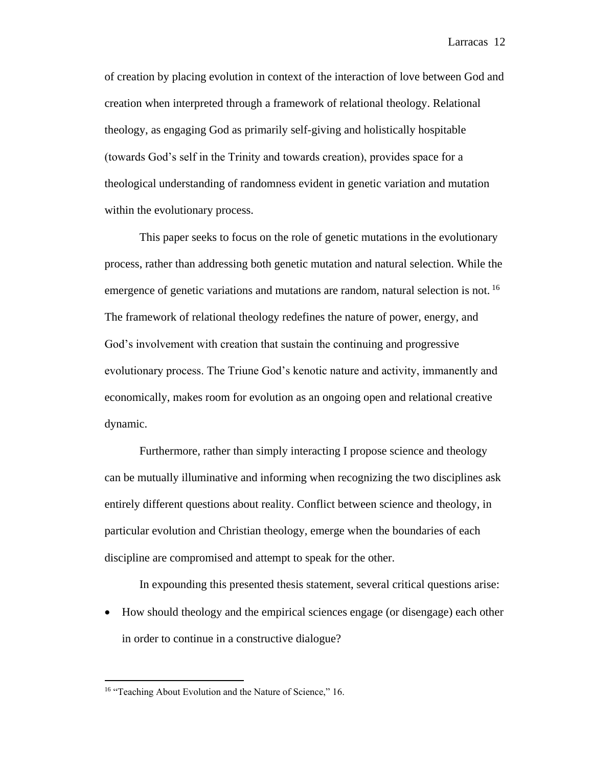of creation by placing evolution in context of the interaction of love between God and creation when interpreted through a framework of relational theology. Relational theology, as engaging God as primarily self-giving and holistically hospitable (towards God's self in the Trinity and towards creation), provides space for a theological understanding of randomness evident in genetic variation and mutation within the evolutionary process.

This paper seeks to focus on the role of genetic mutations in the evolutionary process, rather than addressing both genetic mutation and natural selection. While the emergence of genetic variations and mutations are random, natural selection is not.[16] The framework of relational theology redefines the nature of power, energy, and God's involvement with creation that sustain the continuing and progressive evolutionary process. The Triune God's kenotic nature and activity, immanently and economically, makes room for evolution as an ongoing open and relational creative dynamic.

Furthermore, rather than simply interacting I propose science and theology can be mutually illuminative and informing when recognizing the two disciplines ask entirely different questions about reality. Conflict between science and theology, in particular evolution and Christian theology, emerge when the boundaries of each discipline are compromised and attempt to speak for the other.

In expounding this presented thesis statement, several critical questions arise:

- How should theology and the empirical sciences engage (or disengage) each other in order to continue in a constructive dialogue?

---

[16] "Teaching About Evolution and the Nature of Science," 16.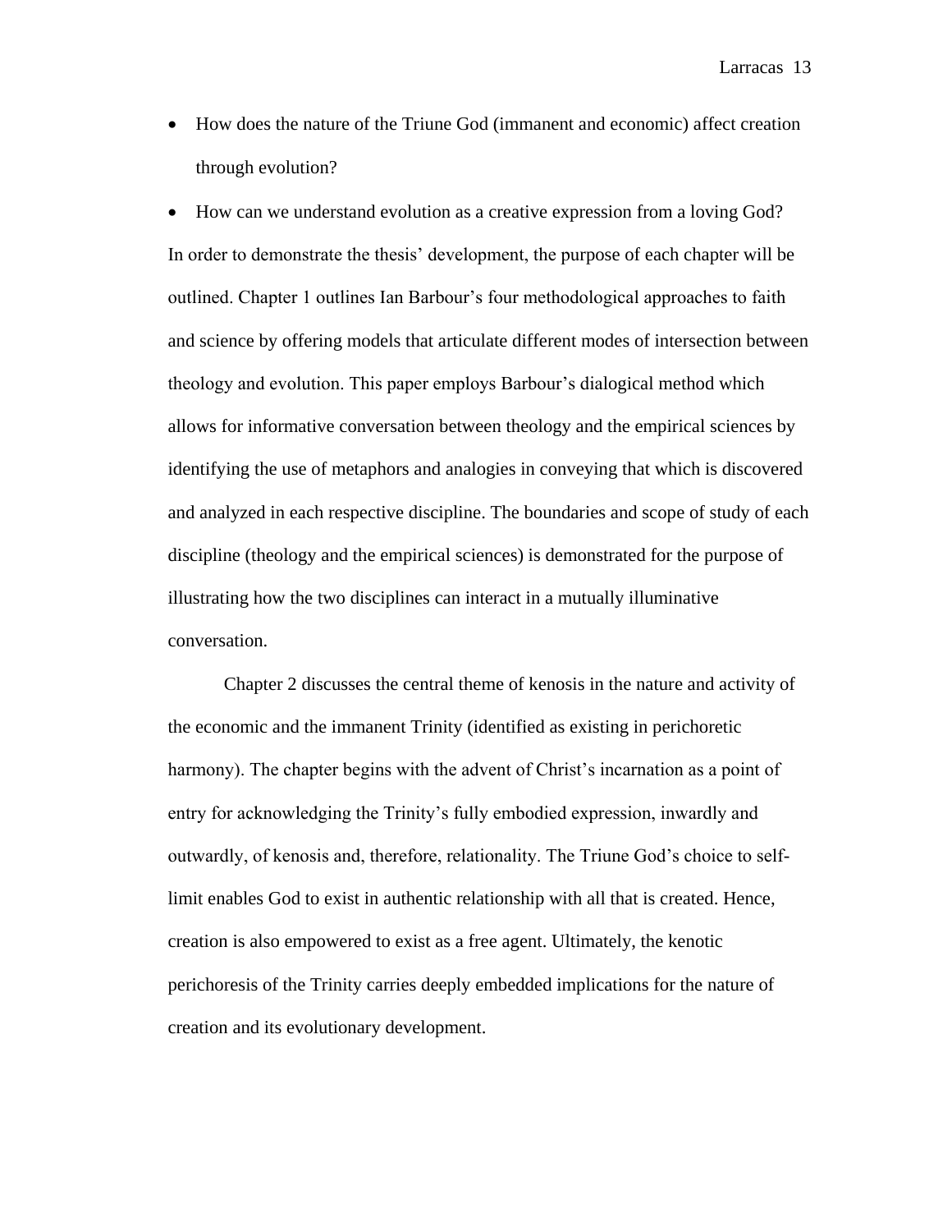- How does the nature of the Triune God (immanent and economic) affect creation through evolution?
- How can we understand evolution as a creative expression from a loving God?

In order to demonstrate the thesis' development, the purpose of each chapter will be outlined. Chapter 1 outlines Ian Barbour's four methodological approaches to faith and science by offering models that articulate different modes of intersection between theology and evolution. This paper employs Barbour's dialogical method which allows for informative conversation between theology and the empirical sciences by identifying the use of metaphors and analogies in conveying that which is discovered and analyzed in each respective discipline. The boundaries and scope of study of each discipline (theology and the empirical sciences) is demonstrated for the purpose of illustrating how the two disciplines can interact in a mutually illuminative conversation.

Chapter 2 discusses the central theme of kenosis in the nature and activity of the economic and the immanent Trinity (identified as existing in perichoretic harmony). The chapter begins with the advent of Christ's incarnation as a point of entry for acknowledging the Trinity's fully embodied expression, inwardly and outwardly, of kenosis and, therefore, relationality. The Triune God's choice to self-limit enables God to exist in authentic relationship with all that is created. Hence, creation is also empowered to exist as a free agent. Ultimately, the kenotic perichoresis of the Trinity carries deeply embedded implications for the nature of creation and its evolutionary development.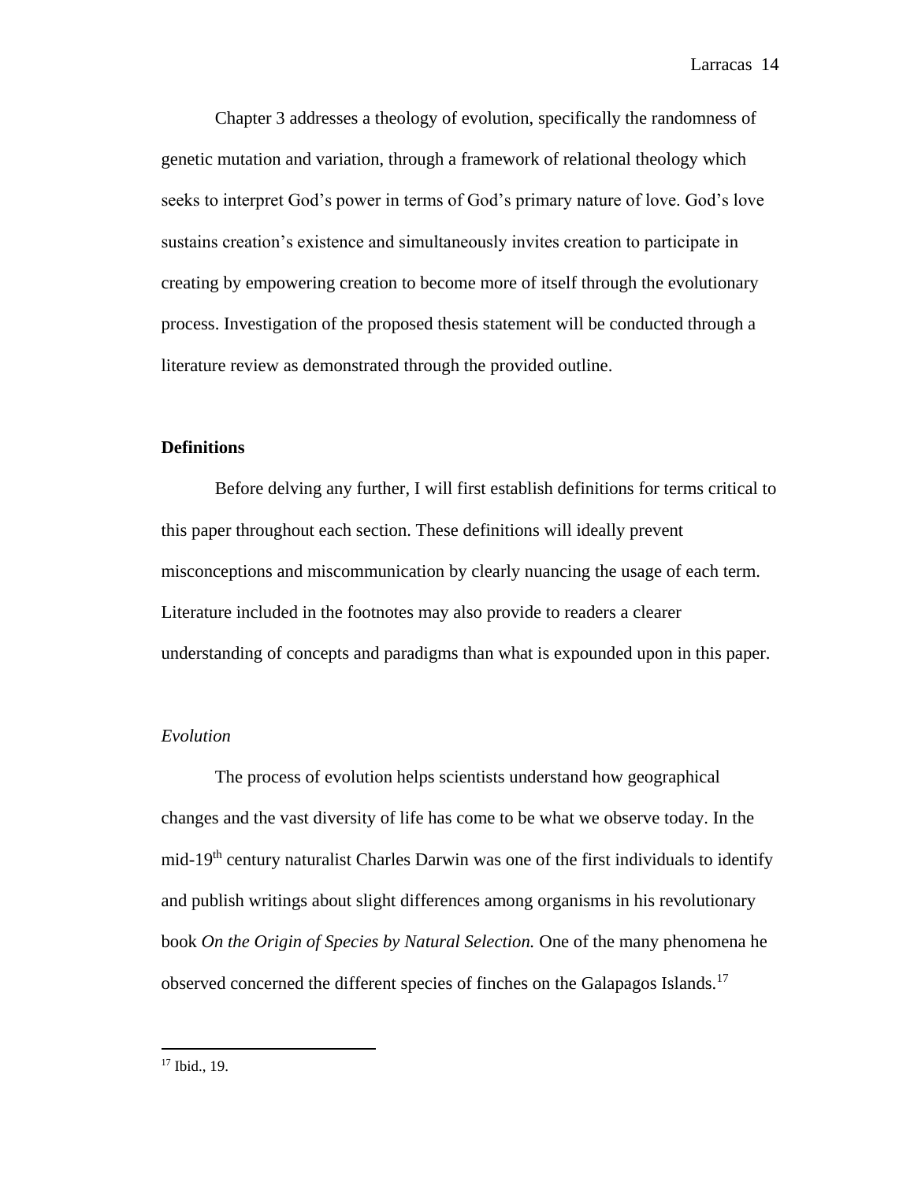Chapter 3 addresses a theology of evolution, specifically the randomness of genetic mutation and variation, through a framework of relational theology which seeks to interpret God's power in terms of God's primary nature of love. God's love sustains creation's existence and simultaneously invites creation to participate in creating by empowering creation to become more of itself through the evolutionary process. Investigation of the proposed thesis statement will be conducted through a literature review as demonstrated through the provided outline.

## Definitions

Before delving any further, I will first establish definitions for terms critical to this paper throughout each section. These definitions will ideally prevent misconceptions and miscommunication by clearly nuancing the usage of each term. Literature included in the footnotes may also provide to readers a clearer understanding of concepts and paradigms than what is expounded upon in this paper.

### *Evolution*

The process of evolution helps scientists understand how geographical changes and the vast diversity of life has come to be what we observe today. In the mid-19th century naturalist Charles Darwin was one of the first individuals to identify and publish writings about slight differences among organisms in his revolutionary book *On the Origin of Species by Natural Selection.* One of the many phenomena he observed concerned the different species of finches on the Galapagos Islands.[17]

---

[17] Ibid., 19.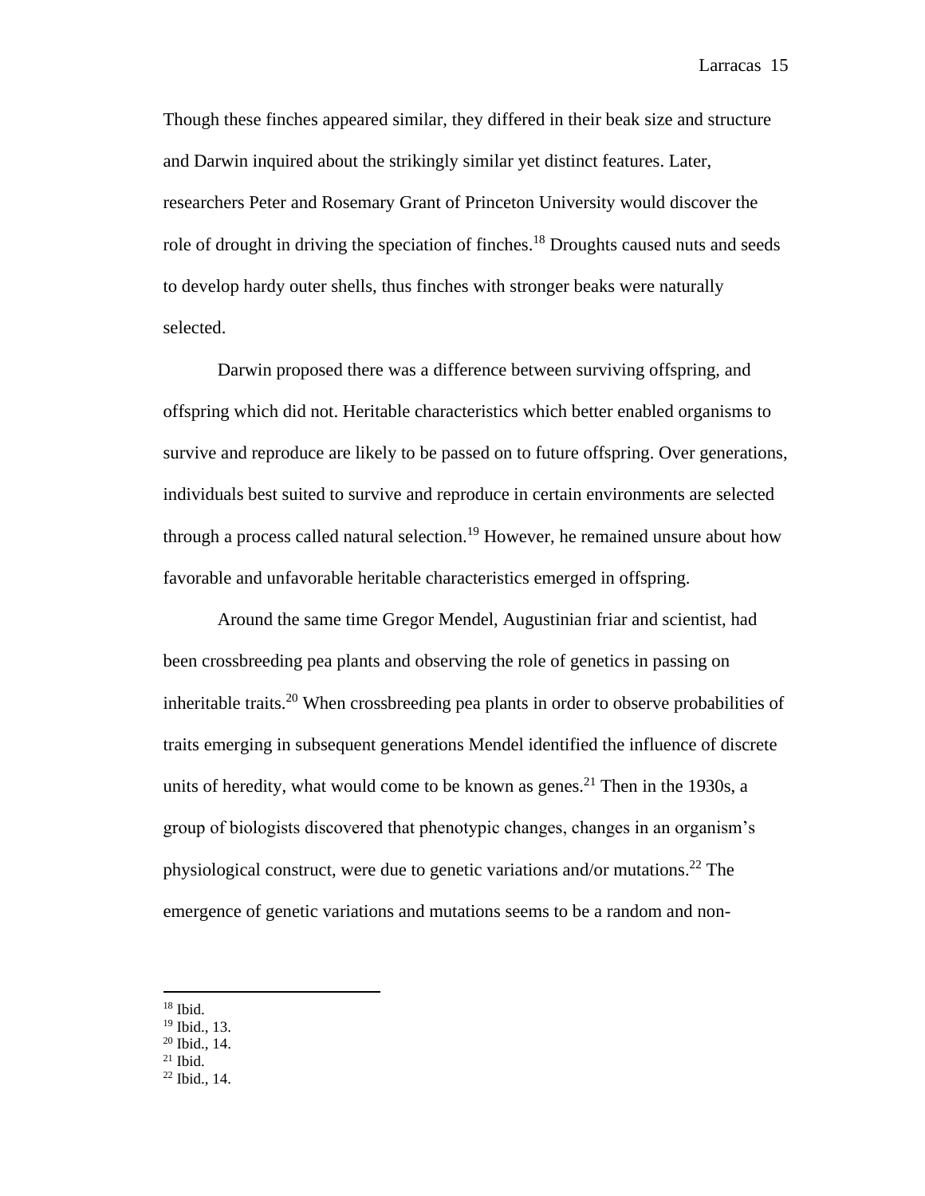Though these finches appeared similar, they differed in their beak size and structure and Darwin inquired about the strikingly similar yet distinct features. Later, researchers Peter and Rosemary Grant of Princeton University would discover the role of drought in driving the speciation of finches.[18] Droughts caused nuts and seeds to develop hardy outer shells, thus finches with stronger beaks were naturally selected.

Darwin proposed there was a difference between surviving offspring, and offspring which did not. Heritable characteristics which better enabled organisms to survive and reproduce are likely to be passed on to future offspring. Over generations, individuals best suited to survive and reproduce in certain environments are selected through a process called natural selection.[19] However, he remained unsure about how favorable and unfavorable heritable characteristics emerged in offspring.

Around the same time Gregor Mendel, Augustinian friar and scientist, had been crossbreeding pea plants and observing the role of genetics in passing on inheritable traits.[20] When crossbreeding pea plants in order to observe probabilities of traits emerging in subsequent generations Mendel identified the influence of discrete units of heredity, what would come to be known as genes.[21] Then in the 1930s, a group of biologists discovered that phenotypic changes, changes in an organism's physiological construct, were due to genetic variations and/or mutations.[22] The emergence of genetic variations and mutations seems to be a random and non-

---

[18] Ibid.
[19] Ibid., 13.
[20] Ibid., 14.
[21] Ibid.
[22] Ibid., 14.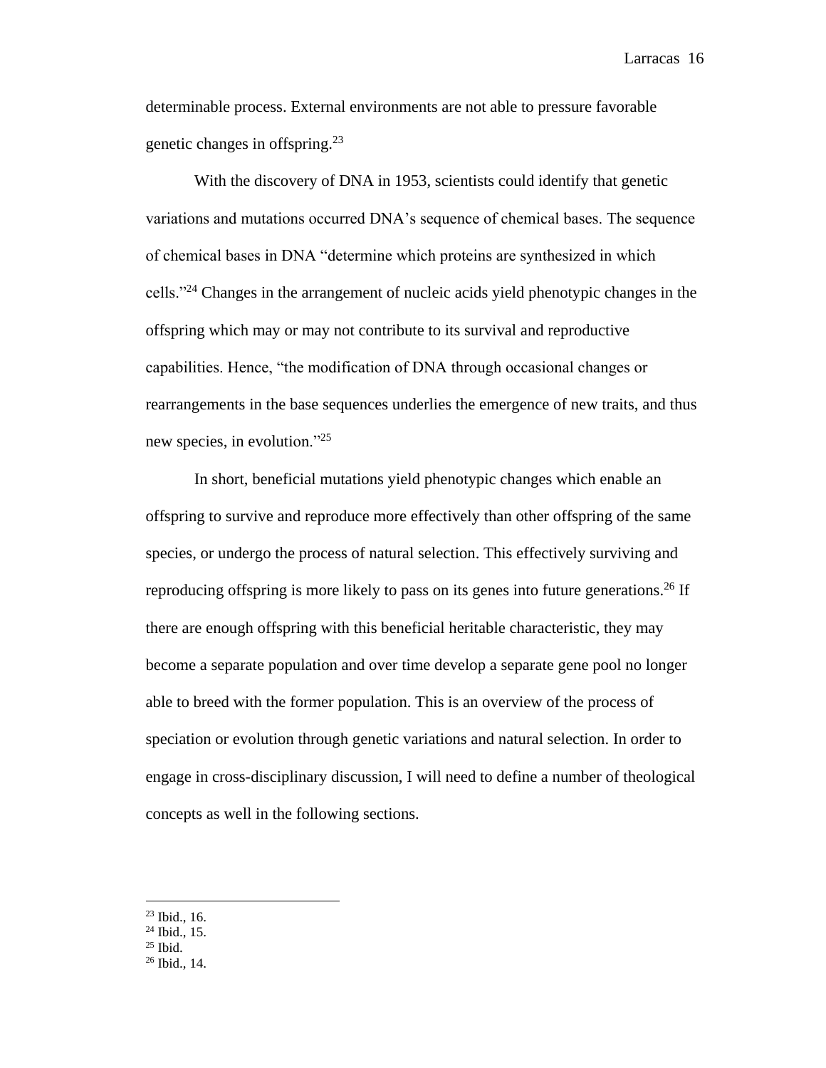determinable process. External environments are not able to pressure favorable genetic changes in offspring.[23]

With the discovery of DNA in 1953, scientists could identify that genetic variations and mutations occurred DNA's sequence of chemical bases. The sequence of chemical bases in DNA "determine which proteins are synthesized in which cells."[24] Changes in the arrangement of nucleic acids yield phenotypic changes in the offspring which may or may not contribute to its survival and reproductive capabilities. Hence, "the modification of DNA through occasional changes or rearrangements in the base sequences underlies the emergence of new traits, and thus new species, in evolution."[25]

In short, beneficial mutations yield phenotypic changes which enable an offspring to survive and reproduce more effectively than other offspring of the same species, or undergo the process of natural selection. This effectively surviving and reproducing offspring is more likely to pass on its genes into future generations.[26] If there are enough offspring with this beneficial heritable characteristic, they may become a separate population and over time develop a separate gene pool no longer able to breed with the former population. This is an overview of the process of speciation or evolution through genetic variations and natural selection. In order to engage in cross-disciplinary discussion, I will need to define a number of theological concepts as well in the following sections.

---

[23] Ibid., 16.
[24] Ibid., 15.
[25] Ibid.
[26] Ibid., 14.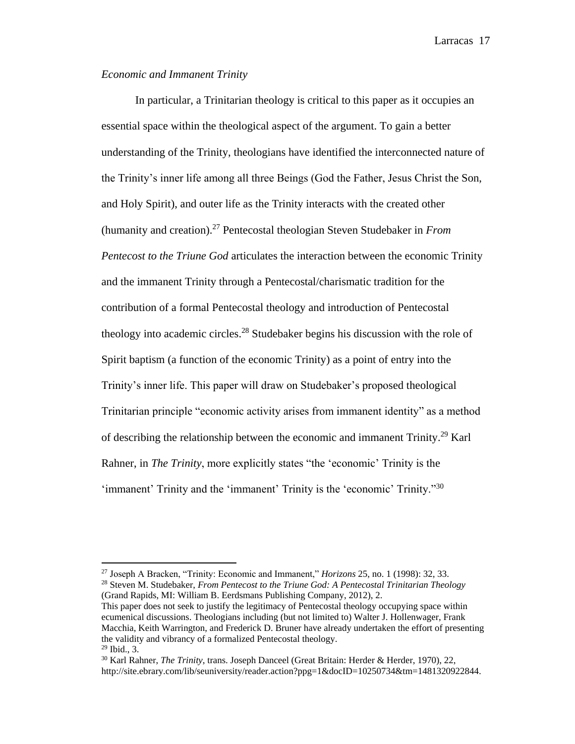*Economic and Immanent Trinity*

In particular, a Trinitarian theology is critical to this paper as it occupies an essential space within the theological aspect of the argument. To gain a better understanding of the Trinity, theologians have identified the interconnected nature of the Trinity's inner life among all three Beings (God the Father, Jesus Christ the Son, and Holy Spirit), and outer life as the Trinity interacts with the created other (humanity and creation).[27] Pentecostal theologian Steven Studebaker in *From Pentecost to the Triune God* articulates the interaction between the economic Trinity and the immanent Trinity through a Pentecostal/charismatic tradition for the contribution of a formal Pentecostal theology and introduction of Pentecostal theology into academic circles.[28] Studebaker begins his discussion with the role of Spirit baptism (a function of the economic Trinity) as a point of entry into the Trinity's inner life. This paper will draw on Studebaker's proposed theological Trinitarian principle "economic activity arises from immanent identity" as a method of describing the relationship between the economic and immanent Trinity.[29] Karl Rahner, in *The Trinity*, more explicitly states "the 'economic' Trinity is the 'immanent' Trinity and the 'immanent' Trinity is the 'economic' Trinity."[30]

---

[27] Joseph A Bracken, "Trinity: Economic and Immanent," *Horizons* 25, no. 1 (1998): 32, 33.

[28] Steven M. Studebaker, *From Pentecost to the Triune God: A Pentecostal Trinitarian Theology* (Grand Rapids, MI: William B. Eerdsmans Publishing Company, 2012), 2.

This paper does not seek to justify the legitimacy of Pentecostal theology occupying space within ecumenical discussions. Theologians including (but not limited to) Walter J. Hollenwager, Frank Macchia, Keith Warrington, and Frederick D. Bruner have already undertaken the effort of presenting the validity and vibrancy of a formalized Pentecostal theology.

[29] Ibid., 3.

[30] Karl Rahner, *The Trinity*, trans. Joseph Danceel (Great Britain: Herder & Herder, 1970), 22, http://site.ebrary.com/lib/seuniversity/reader.action?ppg=1&docID=10250734&tm=1481320922844.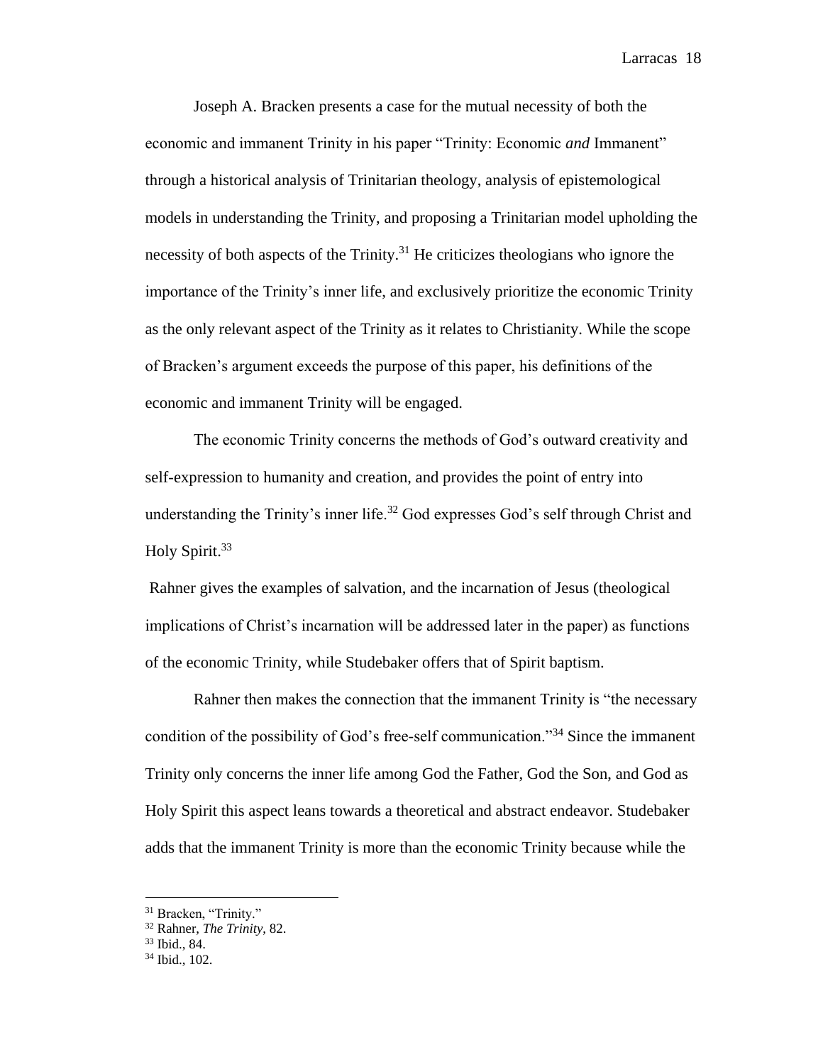Joseph A. Bracken presents a case for the mutual necessity of both the economic and immanent Trinity in his paper “Trinity: Economic *and* Immanent” through a historical analysis of Trinitarian theology, analysis of epistemological models in understanding the Trinity, and proposing a Trinitarian model upholding the necessity of both aspects of the Trinity.[31] He criticizes theologians who ignore the importance of the Trinity’s inner life, and exclusively prioritize the economic Trinity as the only relevant aspect of the Trinity as it relates to Christianity. While the scope of Bracken’s argument exceeds the purpose of this paper, his definitions of the economic and immanent Trinity will be engaged.

The economic Trinity concerns the methods of God’s outward creativity and self-expression to humanity and creation, and provides the point of entry into understanding the Trinity’s inner life.[32] God expresses God’s self through Christ and Holy Spirit.[33]

Rahner gives the examples of salvation, and the incarnation of Jesus (theological implications of Christ’s incarnation will be addressed later in the paper) as functions of the economic Trinity, while Studebaker offers that of Spirit baptism.

Rahner then makes the connection that the immanent Trinity is “the necessary condition of the possibility of God’s free-self communication.”[34] Since the immanent Trinity only concerns the inner life among God the Father, God the Son, and God as Holy Spirit this aspect leans towards a theoretical and abstract endeavor. Studebaker adds that the immanent Trinity is more than the economic Trinity because while the

---

[31] Bracken, “Trinity.”

[32] Rahner, *The Trinity*, 82.

[33] Ibid., 84.

[34] Ibid., 102.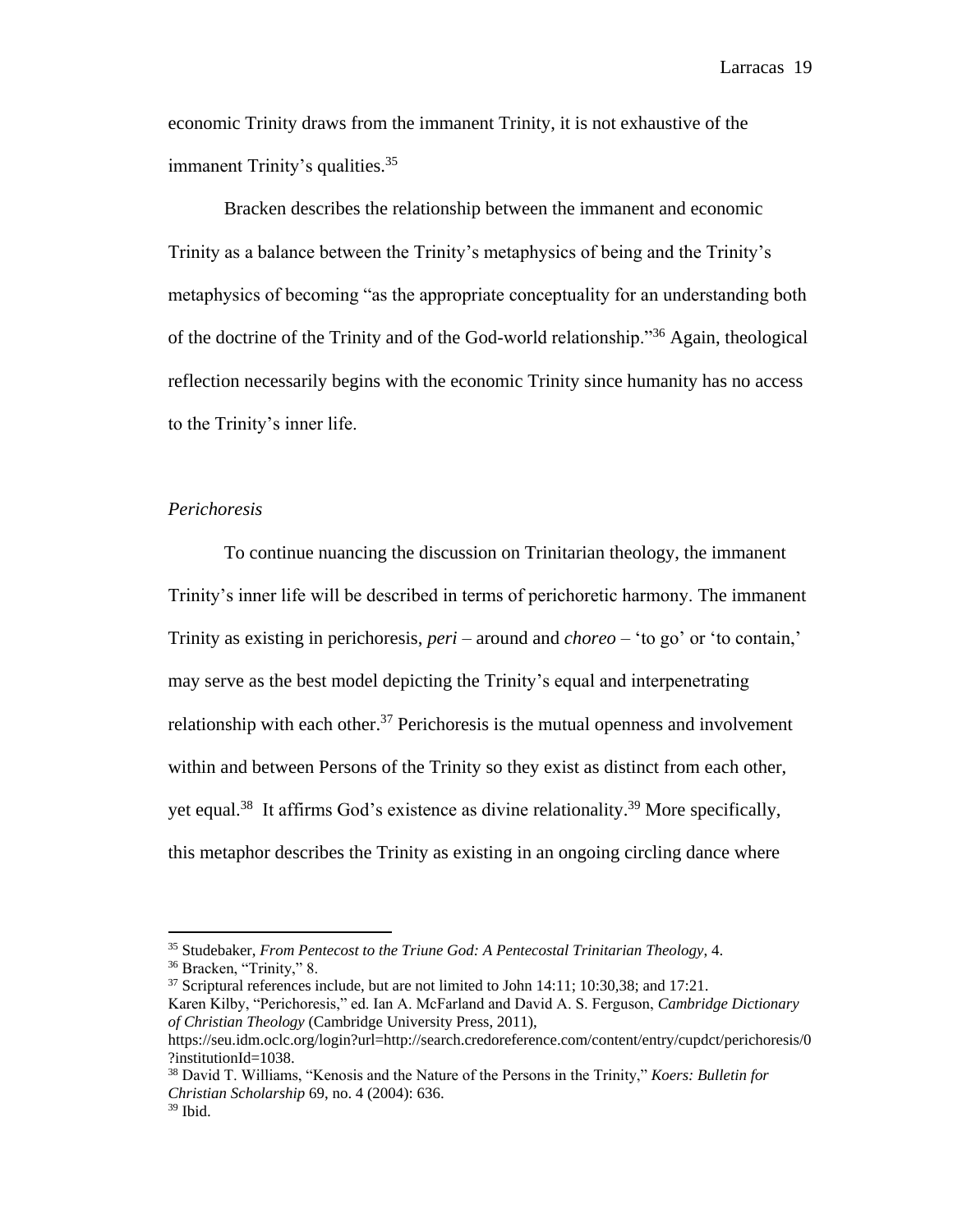economic Trinity draws from the immanent Trinity, it is not exhaustive of the immanent Trinity's qualities.[35]

Bracken describes the relationship between the immanent and economic Trinity as a balance between the Trinity's metaphysics of being and the Trinity's metaphysics of becoming "as the appropriate conceptuality for an understanding both of the doctrine of the Trinity and of the God-world relationship."[36] Again, theological reflection necessarily begins with the economic Trinity since humanity has no access to the Trinity's inner life.

### *Perichoresis*

To continue nuancing the discussion on Trinitarian theology, the immanent Trinity's inner life will be described in terms of perichoretic harmony. The immanent Trinity as existing in perichoresis, *peri* – around and *choreo* – 'to go' or 'to contain,' may serve as the best model depicting the Trinity's equal and interpenetrating relationship with each other.[37] Perichoresis is the mutual openness and involvement within and between Persons of the Trinity so they exist as distinct from each other, yet equal.[38] It affirms God's existence as divine relationality.[39] More specifically, this metaphor describes the Trinity as existing in an ongoing circling dance where

---

[35] Studebaker, *From Pentecost to the Triune God: A Pentecostal Trinitarian Theology*, 4.

[36] Bracken, "Trinity," 8.

[37] Scriptural references include, but are not limited to John 14:11; 10:30,38; and 17:21. Karen Kilby, "Perichoresis," ed. Ian A. McFarland and David A. S. Ferguson, *Cambridge Dictionary of Christian Theology* (Cambridge University Press, 2011), https://seu.idm.oclc.org/login?url=http://search.credoreference.com/content/entry/cupdct/perichoresis/0?institutionId=1038.

[38] David T. Williams, "Kenosis and the Nature of the Persons in the Trinity," *Koers: Bulletin for Christian Scholarship* 69, no. 4 (2004): 636.

[39] Ibid.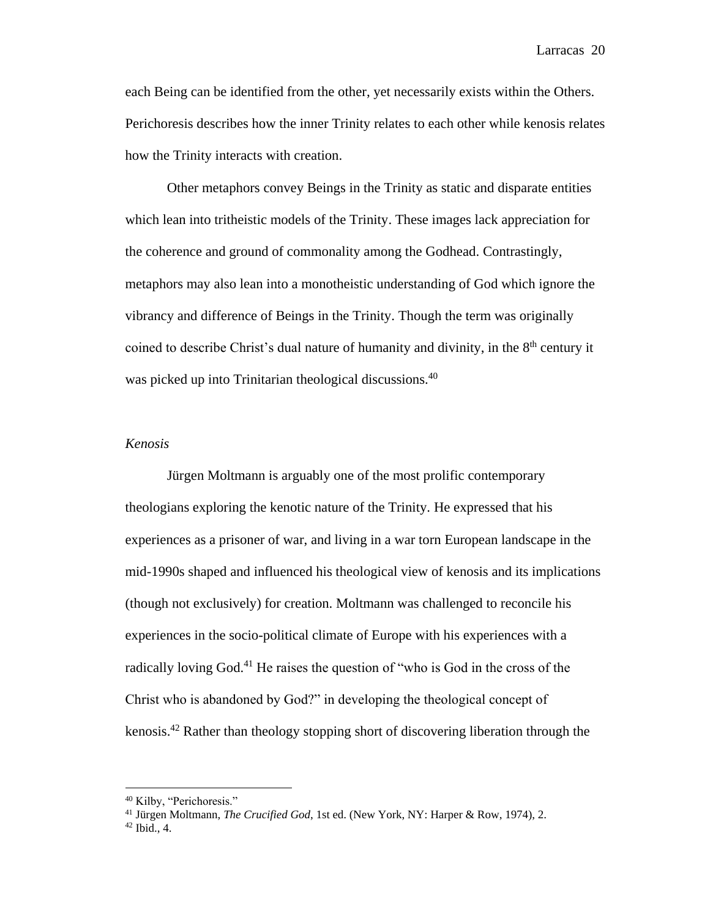each Being can be identified from the other, yet necessarily exists within the Others. Perichoresis describes how the inner Trinity relates to each other while kenosis relates how the Trinity interacts with creation.

Other metaphors convey Beings in the Trinity as static and disparate entities which lean into tritheistic models of the Trinity. These images lack appreciation for the coherence and ground of commonality among the Godhead. Contrastingly, metaphors may also lean into a monotheistic understanding of God which ignore the vibrancy and difference of Beings in the Trinity. Though the term was originally coined to describe Christ's dual nature of humanity and divinity, in the 8th century it was picked up into Trinitarian theological discussions.[40]

*Kenosis*

Jürgen Moltmann is arguably one of the most prolific contemporary theologians exploring the kenotic nature of the Trinity. He expressed that his experiences as a prisoner of war, and living in a war torn European landscape in the mid-1990s shaped and influenced his theological view of kenosis and its implications (though not exclusively) for creation. Moltmann was challenged to reconcile his experiences in the socio-political climate of Europe with his experiences with a radically loving God.[41] He raises the question of "who is God in the cross of the Christ who is abandoned by God?" in developing the theological concept of kenosis.[42] Rather than theology stopping short of discovering liberation through the

[40] Kilby, "Perichoresis."
[41] Jürgen Moltmann, *The Crucified God*, 1st ed. (New York, NY: Harper & Row, 1974), 2.
[42] Ibid., 4.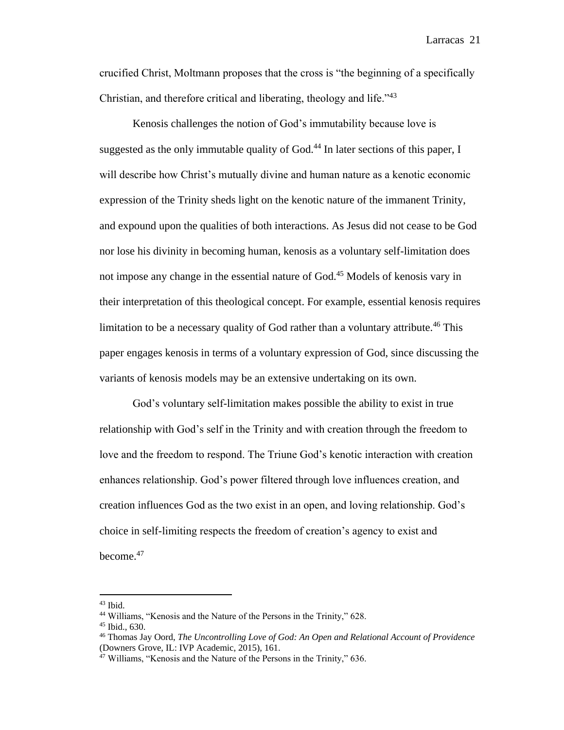crucified Christ, Moltmann proposes that the cross is “the beginning of a specifically Christian, and therefore critical and liberating, theology and life.”[43]

Kenosis challenges the notion of God’s immutability because love is suggested as the only immutable quality of God.[44] In later sections of this paper, I will describe how Christ’s mutually divine and human nature as a kenotic economic expression of the Trinity sheds light on the kenotic nature of the immanent Trinity, and expound upon the qualities of both interactions. As Jesus did not cease to be God nor lose his divinity in becoming human, kenosis as a voluntary self-limitation does not impose any change in the essential nature of God.[45] Models of kenosis vary in their interpretation of this theological concept. For example, essential kenosis requires limitation to be a necessary quality of God rather than a voluntary attribute.[46] This paper engages kenosis in terms of a voluntary expression of God, since discussing the variants of kenosis models may be an extensive undertaking on its own.

God’s voluntary self-limitation makes possible the ability to exist in true relationship with God’s self in the Trinity and with creation through the freedom to love and the freedom to respond. The Triune God’s kenotic interaction with creation enhances relationship. God’s power filtered through love influences creation, and creation influences God as the two exist in an open, and loving relationship. God’s choice in self-limiting respects the freedom of creation’s agency to exist and become.[47]

---

[43] Ibid.

[44] Williams, “Kenosis and the Nature of the Persons in the Trinity,” 628.

[45] Ibid., 630.

[46] Thomas Jay Oord, *The Uncontrolling Love of God: An Open and Relational Account of Providence* (Downers Grove, IL: IVP Academic, 2015), 161.

[47] Williams, “Kenosis and the Nature of the Persons in the Trinity,” 636.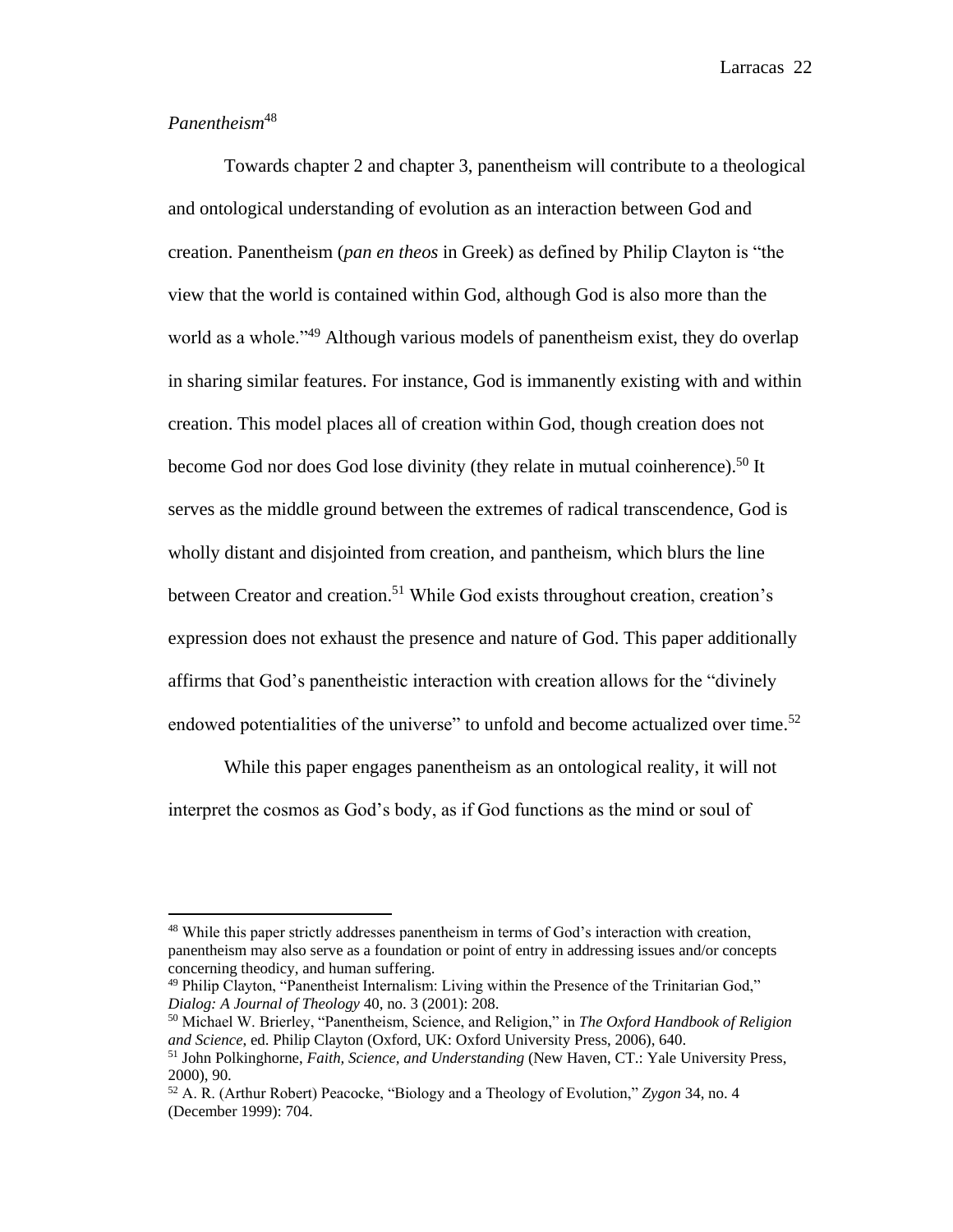*Panentheism*[48]

Towards chapter 2 and chapter 3, panentheism will contribute to a theological and ontological understanding of evolution as an interaction between God and creation. Panentheism (*pan en theos* in Greek) as defined by Philip Clayton is "the view that the world is contained within God, although God is also more than the world as a whole."[49] Although various models of panentheism exist, they do overlap in sharing similar features. For instance, God is immanently existing with and within creation. This model places all of creation within God, though creation does not become God nor does God lose divinity (they relate in mutual coinherence).[50] It serves as the middle ground between the extremes of radical transcendence, God is wholly distant and disjointed from creation, and pantheism, which blurs the line between Creator and creation.[51] While God exists throughout creation, creation's expression does not exhaust the presence and nature of God. This paper additionally affirms that God's panentheistic interaction with creation allows for the "divinely endowed potentialities of the universe" to unfold and become actualized over time.[52]

While this paper engages panentheism as an ontological reality, it will not interpret the cosmos as God's body, as if God functions as the mind or soul of

---

[48] While this paper strictly addresses panentheism in terms of God's interaction with creation, panentheism may also serve as a foundation or point of entry in addressing issues and/or concepts concerning theodicy, and human suffering.

[49] Philip Clayton, "Panentheist Internalism: Living within the Presence of the Trinitarian God," *Dialog: A Journal of Theology* 40, no. 3 (2001): 208.

[50] Michael W. Brierley, "Panentheism, Science, and Religion," in *The Oxford Handbook of Religion and Science*, ed. Philip Clayton (Oxford, UK: Oxford University Press, 2006), 640.

[51] John Polkinghorne, *Faith, Science, and Understanding* (New Haven, CT.: Yale University Press, 2000), 90.

[52] A. R. (Arthur Robert) Peacocke, "Biology and a Theology of Evolution," *Zygon* 34, no. 4 (December 1999): 704.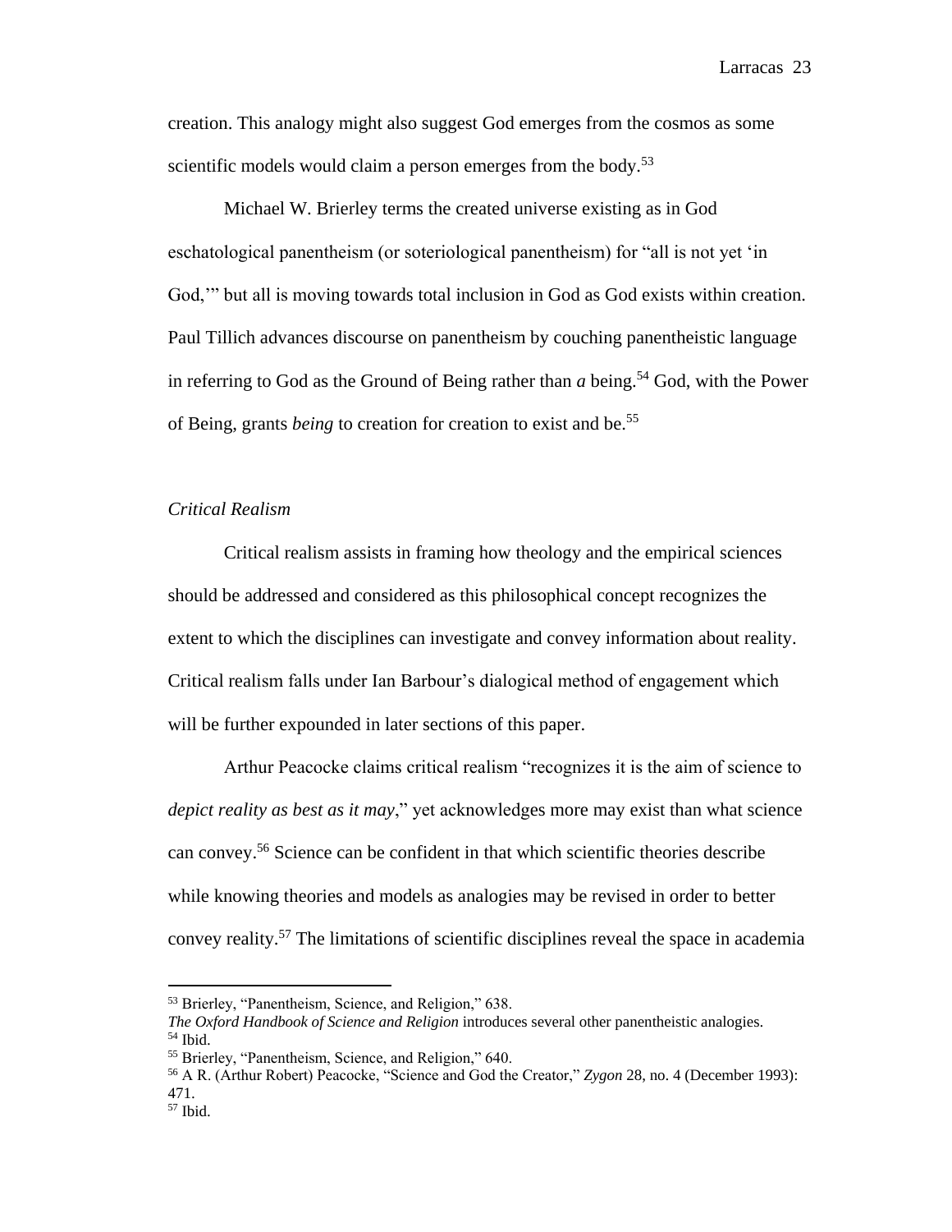creation. This analogy might also suggest God emerges from the cosmos as some scientific models would claim a person emerges from the body.[53]

Michael W. Brierley terms the created universe existing as in God eschatological panentheism (or soteriological panentheism) for "all is not yet 'in God,'" but all is moving towards total inclusion in God as God exists within creation. Paul Tillich advances discourse on panentheism by couching panentheistic language in referring to God as the Ground of Being rather than *a* being.[54] God, with the Power of Being, grants *being* to creation for creation to exist and be.[55]

### *Critical Realism*

Critical realism assists in framing how theology and the empirical sciences should be addressed and considered as this philosophical concept recognizes the extent to which the disciplines can investigate and convey information about reality. Critical realism falls under Ian Barbour's dialogical method of engagement which will be further expounded in later sections of this paper.

Arthur Peacocke claims critical realism "recognizes it is the aim of science to *depict reality as best as it may*," yet acknowledges more may exist than what science can convey.[56] Science can be confident in that which scientific theories describe while knowing theories and models as analogies may be revised in order to better convey reality.[57] The limitations of scientific disciplines reveal the space in academia

---

[53] Brierley, "Panentheism, Science, and Religion," 638.
*The Oxford Handbook of Science and Religion* introduces several other panentheistic analogies.
[54] Ibid.
[55] Brierley, "Panentheism, Science, and Religion," 640.
[56] A R. (Arthur Robert) Peacocke, "Science and God the Creator," *Zygon* 28, no. 4 (December 1993): 471.
[57] Ibid.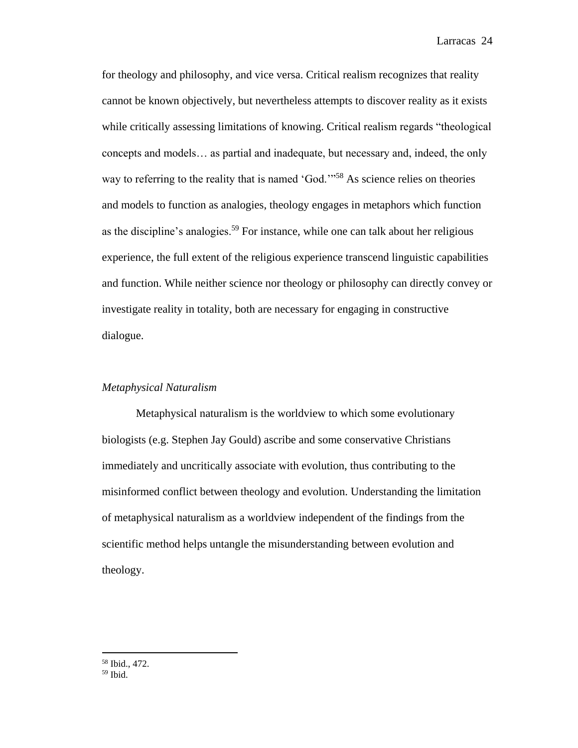for theology and philosophy, and vice versa. Critical realism recognizes that reality cannot be known objectively, but nevertheless attempts to discover reality as it exists while critically assessing limitations of knowing. Critical realism regards "theological concepts and models… as partial and inadequate, but necessary and, indeed, the only way to referring to the reality that is named 'God.'"[58] As science relies on theories and models to function as analogies, theology engages in metaphors which function as the discipline's analogies.[59] For instance, while one can talk about her religious experience, the full extent of the religious experience transcend linguistic capabilities and function. While neither science nor theology or philosophy can directly convey or investigate reality in totality, both are necessary for engaging in constructive dialogue.

### *Metaphysical Naturalism*

Metaphysical naturalism is the worldview to which some evolutionary biologists (e.g. Stephen Jay Gould) ascribe and some conservative Christians immediately and uncritically associate with evolution, thus contributing to the misinformed conflict between theology and evolution. Understanding the limitation of metaphysical naturalism as a worldview independent of the findings from the scientific method helps untangle the misunderstanding between evolution and theology.

---

[58] Ibid., 472.
[59] Ibid.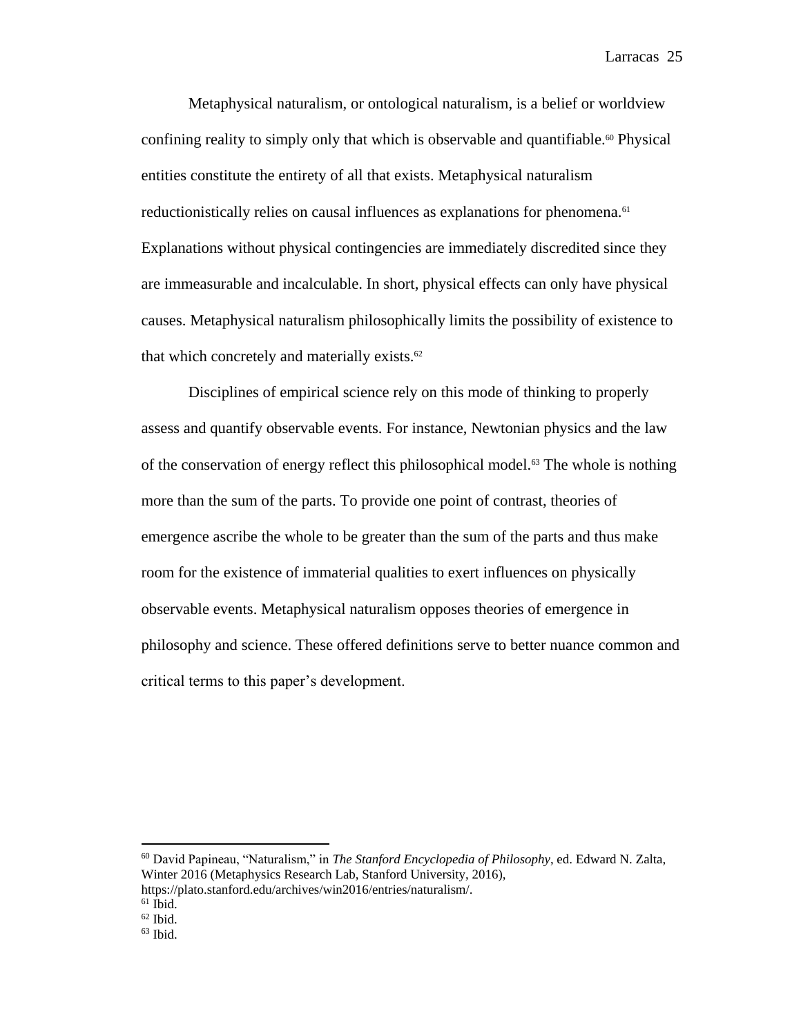Metaphysical naturalism, or ontological naturalism, is a belief or worldview confining reality to simply only that which is observable and quantifiable.[60] Physical entities constitute the entirety of all that exists. Metaphysical naturalism reductionistically relies on causal influences as explanations for phenomena.[61] Explanations without physical contingencies are immediately discredited since they are immeasurable and incalculable. In short, physical effects can only have physical causes. Metaphysical naturalism philosophically limits the possibility of existence to that which concretely and materially exists.[62]

Disciplines of empirical science rely on this mode of thinking to properly assess and quantify observable events. For instance, Newtonian physics and the law of the conservation of energy reflect this philosophical model.[63] The whole is nothing more than the sum of the parts. To provide one point of contrast, theories of emergence ascribe the whole to be greater than the sum of the parts and thus make room for the existence of immaterial qualities to exert influences on physically observable events. Metaphysical naturalism opposes theories of emergence in philosophy and science. These offered definitions serve to better nuance common and critical terms to this paper's development.

---

[60] David Papineau, "Naturalism," in *The Stanford Encyclopedia of Philosophy*, ed. Edward N. Zalta, Winter 2016 (Metaphysics Research Lab, Stanford University, 2016), https://plato.stanford.edu/archives/win2016/entries/naturalism/.

[61] Ibid.

[62] Ibid.

[63] Ibid.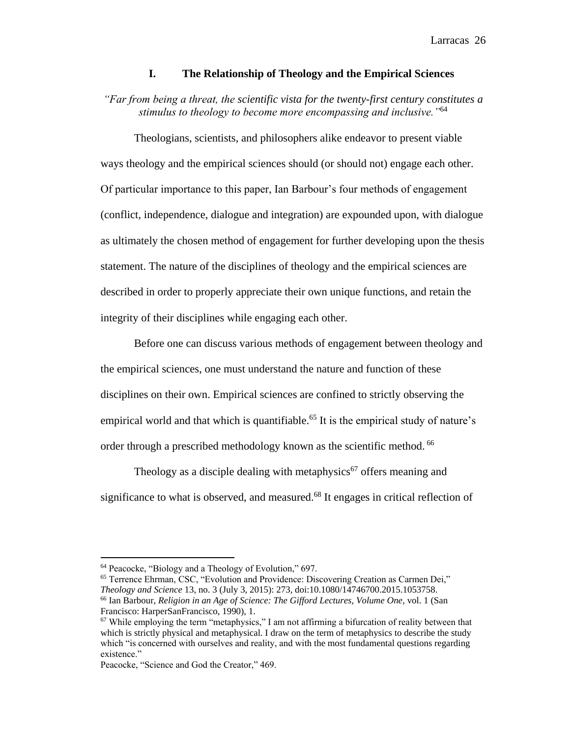## I. The Relationship of Theology and the Empirical Sciences

*"Far from being a threat, the scientific vista for the twenty-first century constitutes a stimulus to theology to become more encompassing and inclusive."*[64]

Theologians, scientists, and philosophers alike endeavor to present viable ways theology and the empirical sciences should (or should not) engage each other. Of particular importance to this paper, Ian Barbour's four methods of engagement (conflict, independence, dialogue and integration) are expounded upon, with dialogue as ultimately the chosen method of engagement for further developing upon the thesis statement. The nature of the disciplines of theology and the empirical sciences are described in order to properly appreciate their own unique functions, and retain the integrity of their disciplines while engaging each other.

Before one can discuss various methods of engagement between theology and the empirical sciences, one must understand the nature and function of these disciplines on their own. Empirical sciences are confined to strictly observing the empirical world and that which is quantifiable.[65] It is the empirical study of nature's order through a prescribed methodology known as the scientific method.[66]

Theology as a disciple dealing with metaphysics[67] offers meaning and significance to what is observed, and measured.[68] It engages in critical reflection of

---

[64] Peacocke, "Biology and a Theology of Evolution," 697.

[65] Terrence Ehrman, CSC, "Evolution and Providence: Discovering Creation as Carmen Dei," *Theology and Science* 13, no. 3 (July 3, 2015): 273, doi:10.1080/14746700.2015.1053758.

[66] Ian Barbour, *Religion in an Age of Science: The Gifford Lectures, Volume One*, vol. 1 (San Francisco: HarperSanFrancisco, 1990), 1.

[67] While employing the term "metaphysics," I am not affirming a bifurcation of reality between that which is strictly physical and metaphysical. I draw on the term of metaphysics to describe the study which "is concerned with ourselves and reality, and with the most fundamental questions regarding existence."

Peacocke, "Science and God the Creator," 469.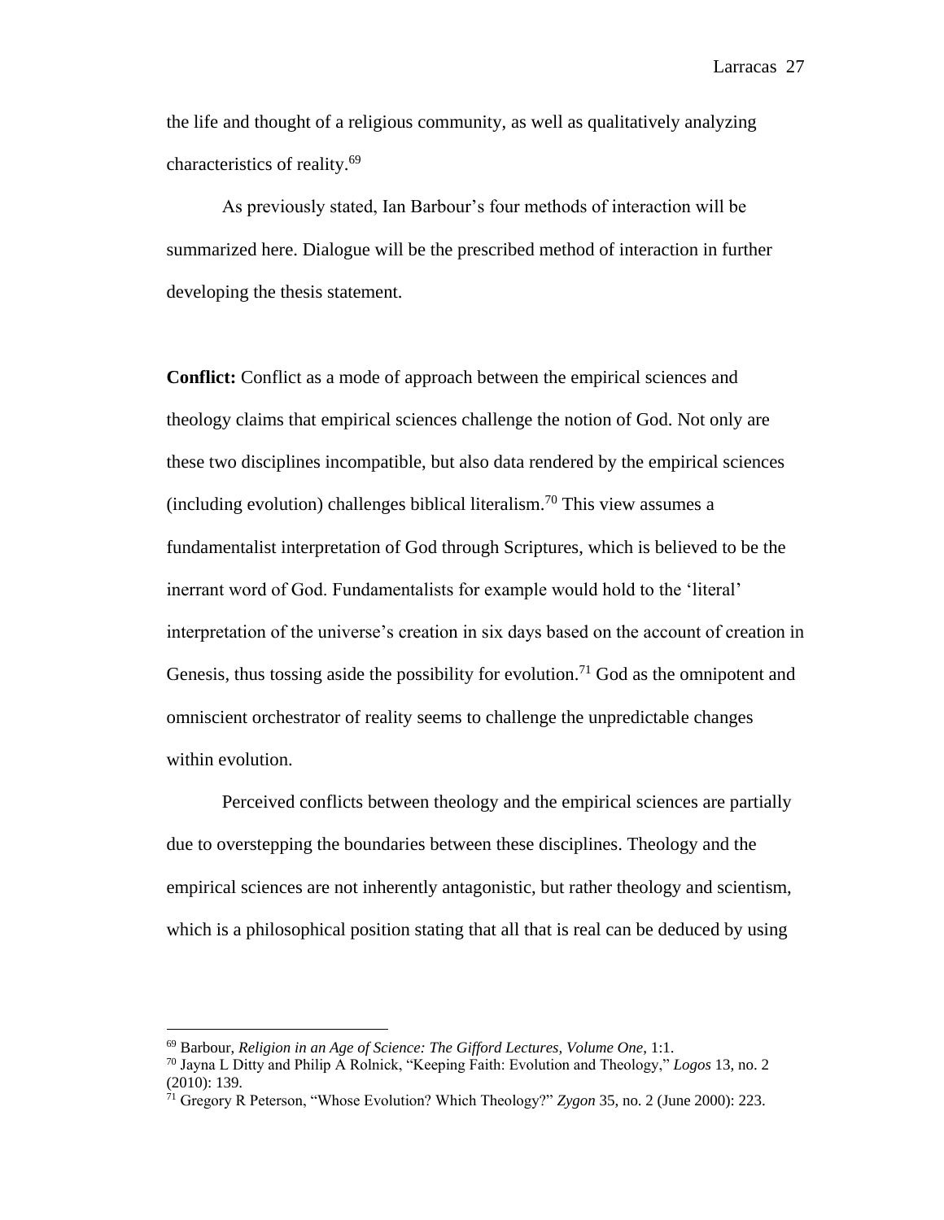the life and thought of a religious community, as well as qualitatively analyzing characteristics of reality.[69]

As previously stated, Ian Barbour's four methods of interaction will be summarized here. Dialogue will be the prescribed method of interaction in further developing the thesis statement.

**Conflict:** Conflict as a mode of approach between the empirical sciences and theology claims that empirical sciences challenge the notion of God. Not only are these two disciplines incompatible, but also data rendered by the empirical sciences (including evolution) challenges biblical literalism.[70] This view assumes a fundamentalist interpretation of God through Scriptures, which is believed to be the inerrant word of God. Fundamentalists for example would hold to the 'literal' interpretation of the universe's creation in six days based on the account of creation in Genesis, thus tossing aside the possibility for evolution.[71] God as the omnipotent and omniscient orchestrator of reality seems to challenge the unpredictable changes within evolution.

Perceived conflicts between theology and the empirical sciences are partially due to overstepping the boundaries between these disciplines. Theology and the empirical sciences are not inherently antagonistic, but rather theology and scientism, which is a philosophical position stating that all that is real can be deduced by using

---

[69] Barbour, *Religion in an Age of Science: The Gifford Lectures, Volume One*, 1:1.

[70] Jayna L Ditty and Philip A Rolnick, "Keeping Faith: Evolution and Theology," *Logos* 13, no. 2 (2010): 139.

[71] Gregory R Peterson, "Whose Evolution? Which Theology?" *Zygon* 35, no. 2 (June 2000): 223.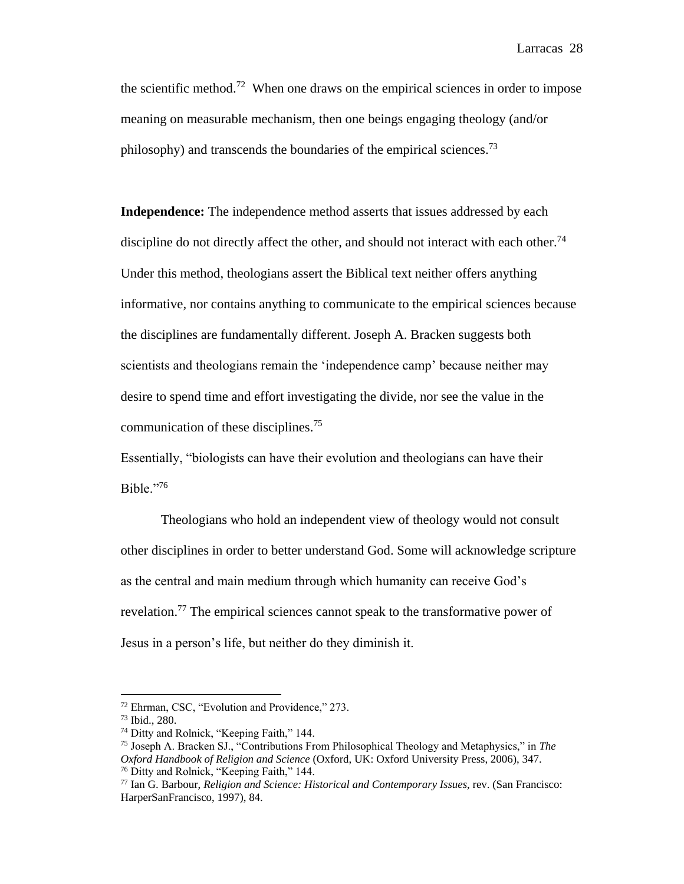the scientific method.[72] When one draws on the empirical sciences in order to impose meaning on measurable mechanism, then one beings engaging theology (and/or philosophy) and transcends the boundaries of the empirical sciences.[73]

**Independence:** The independence method asserts that issues addressed by each discipline do not directly affect the other, and should not interact with each other.[74] Under this method, theologians assert the Biblical text neither offers anything informative, nor contains anything to communicate to the empirical sciences because the disciplines are fundamentally different. Joseph A. Bracken suggests both scientists and theologians remain the 'independence camp' because neither may desire to spend time and effort investigating the divide, nor see the value in the communication of these disciplines.[75]

Essentially, "biologists can have their evolution and theologians can have their Bible."[76]

Theologians who hold an independent view of theology would not consult other disciplines in order to better understand God. Some will acknowledge scripture as the central and main medium through which humanity can receive God's revelation.[77] The empirical sciences cannot speak to the transformative power of Jesus in a person's life, but neither do they diminish it.

---

[72] Ehrman, CSC, "Evolution and Providence," 273.

[73] Ibid., 280.

[74] Ditty and Rolnick, "Keeping Faith," 144.

[75] Joseph A. Bracken SJ., "Contributions From Philosophical Theology and Metaphysics," in *The Oxford Handbook of Religion and Science* (Oxford, UK: Oxford University Press, 2006), 347.

[76] Ditty and Rolnick, "Keeping Faith," 144.

[77] Ian G. Barbour, *Religion and Science: Historical and Contemporary Issues*, rev. (San Francisco: HarperSanFrancisco, 1997), 84.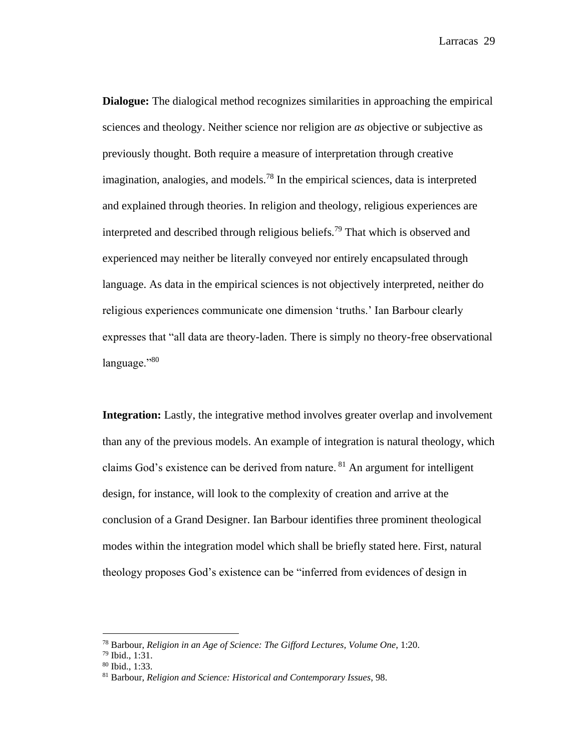**Dialogue:** The dialogical method recognizes similarities in approaching the empirical sciences and theology. Neither science nor religion are *as* objective or subjective as previously thought. Both require a measure of interpretation through creative imagination, analogies, and models.[78] In the empirical sciences, data is interpreted and explained through theories. In religion and theology, religious experiences are interpreted and described through religious beliefs.[79] That which is observed and experienced may neither be literally conveyed nor entirely encapsulated through language. As data in the empirical sciences is not objectively interpreted, neither do religious experiences communicate one dimension 'truths.' Ian Barbour clearly expresses that "all data are theory-laden. There is simply no theory-free observational language."[80]

**Integration:** Lastly, the integrative method involves greater overlap and involvement than any of the previous models. An example of integration is natural theology, which claims God's existence can be derived from nature.[81] An argument for intelligent design, for instance, will look to the complexity of creation and arrive at the conclusion of a Grand Designer. Ian Barbour identifies three prominent theological modes within the integration model which shall be briefly stated here. First, natural theology proposes God's existence can be "inferred from evidences of design in

---

[78] Barbour, *Religion in an Age of Science: The Gifford Lectures, Volume One*, 1:20.
[79] Ibid., 1:31.
[80] Ibid., 1:33.
[81] Barbour, *Religion and Science: Historical and Contemporary Issues*, 98.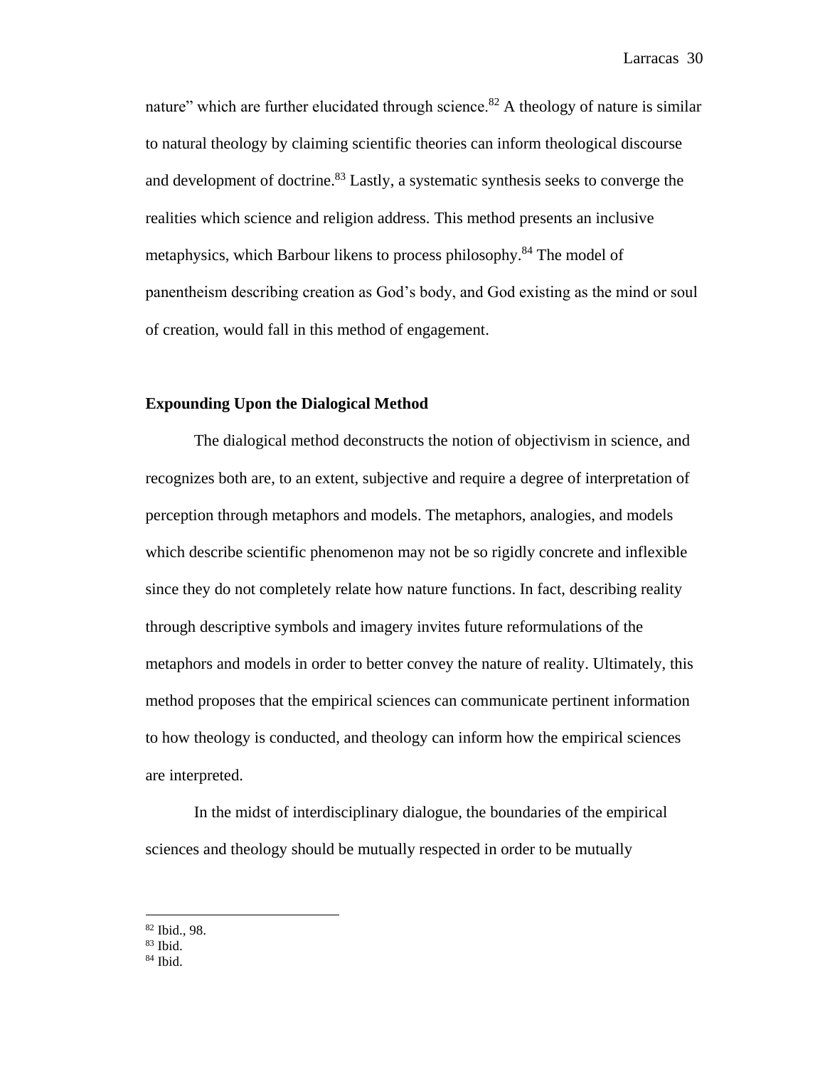nature" which are further elucidated through science.[82] A theology of nature is similar to natural theology by claiming scientific theories can inform theological discourse and development of doctrine.[83] Lastly, a systematic synthesis seeks to converge the realities which science and religion address. This method presents an inclusive metaphysics, which Barbour likens to process philosophy.[84] The model of panentheism describing creation as God's body, and God existing as the mind or soul of creation, would fall in this method of engagement.

### Expounding Upon the Dialogical Method

The dialogical method deconstructs the notion of objectivism in science, and recognizes both are, to an extent, subjective and require a degree of interpretation of perception through metaphors and models. The metaphors, analogies, and models which describe scientific phenomenon may not be so rigidly concrete and inflexible since they do not completely relate how nature functions. In fact, describing reality through descriptive symbols and imagery invites future reformulations of the metaphors and models in order to better convey the nature of reality. Ultimately, this method proposes that the empirical sciences can communicate pertinent information to how theology is conducted, and theology can inform how the empirical sciences are interpreted.

In the midst of interdisciplinary dialogue, the boundaries of the empirical sciences and theology should be mutually respected in order to be mutually

---

[82] Ibid., 98.
[83] Ibid.
[84] Ibid.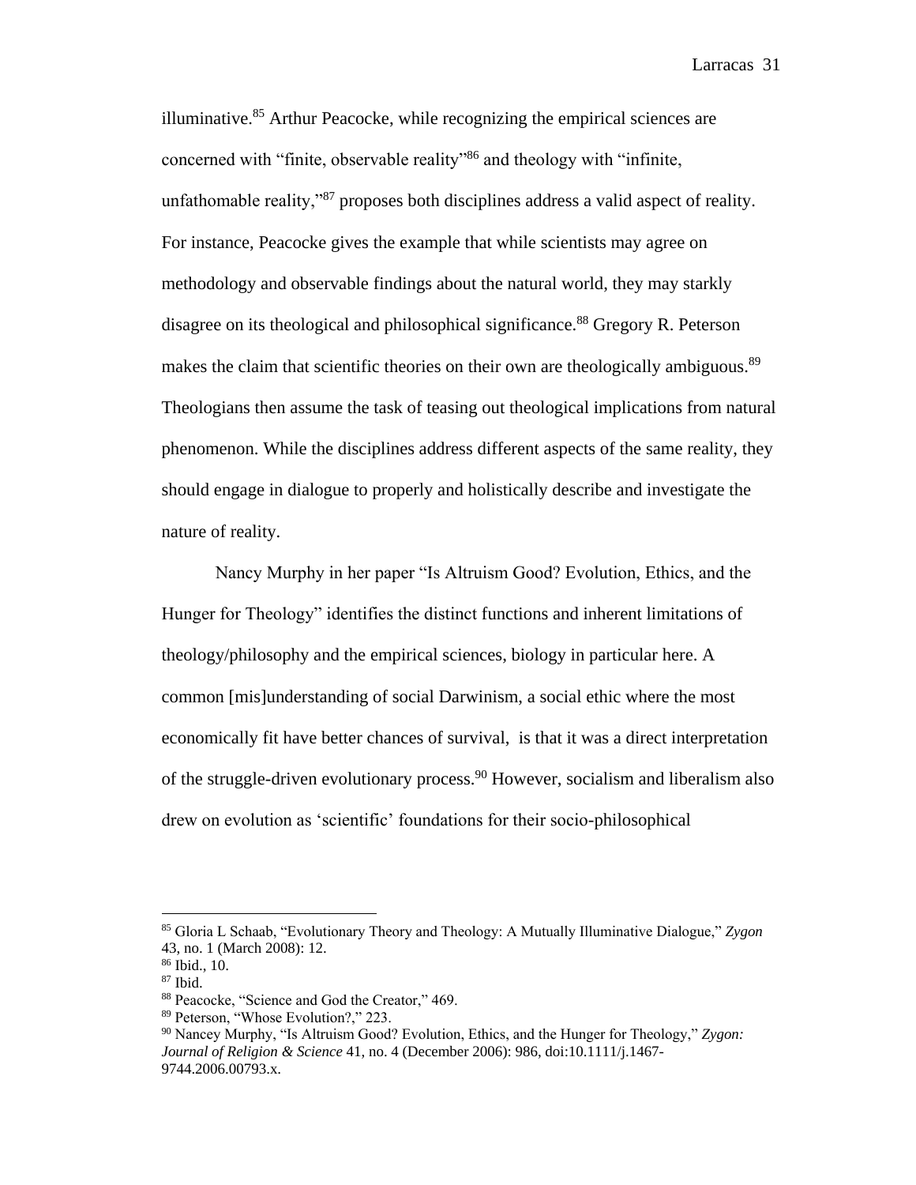illuminative.[85] Arthur Peacocke, while recognizing the empirical sciences are concerned with "finite, observable reality"[86] and theology with "infinite, unfathomable reality,"[87] proposes both disciplines address a valid aspect of reality. For instance, Peacocke gives the example that while scientists may agree on methodology and observable findings about the natural world, they may starkly disagree on its theological and philosophical significance.[88] Gregory R. Peterson makes the claim that scientific theories on their own are theologically ambiguous.[89] Theologians then assume the task of teasing out theological implications from natural phenomenon. While the disciplines address different aspects of the same reality, they should engage in dialogue to properly and holistically describe and investigate the nature of reality.

Nancy Murphy in her paper "Is Altruism Good? Evolution, Ethics, and the Hunger for Theology" identifies the distinct functions and inherent limitations of theology/philosophy and the empirical sciences, biology in particular here. A common [mis]understanding of social Darwinism, a social ethic where the most economically fit have better chances of survival, is that it was a direct interpretation of the struggle-driven evolutionary process.[90] However, socialism and liberalism also drew on evolution as 'scientific' foundations for their socio-philosophical

---

[85] Gloria L Schaab, "Evolutionary Theory and Theology: A Mutually Illuminative Dialogue," *Zygon* 43, no. 1 (March 2008): 12.

[86] Ibid., 10.

[87] Ibid.

[88] Peacocke, "Science and God the Creator," 469.

[89] Peterson, "Whose Evolution?," 223.

[90] Nancey Murphy, "Is Altruism Good? Evolution, Ethics, and the Hunger for Theology," *Zygon: Journal of Religion & Science* 41, no. 4 (December 2006): 986, doi:10.1111/j.1467-9744.2006.00793.x.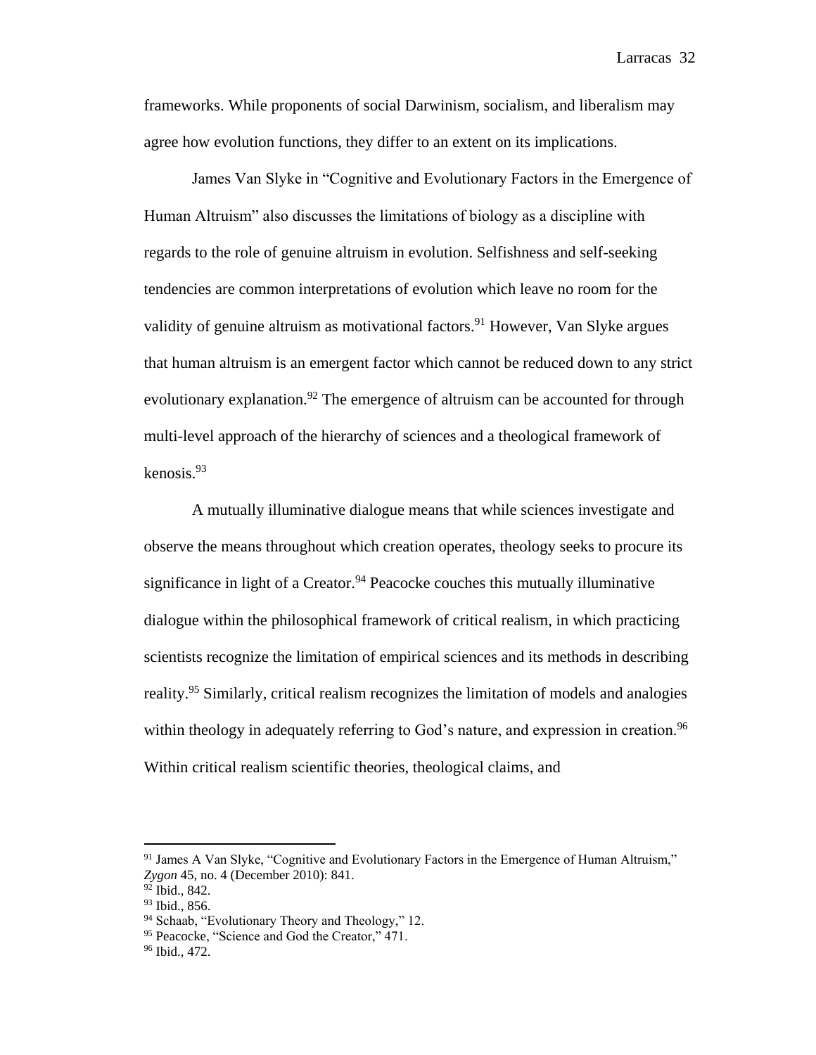frameworks. While proponents of social Darwinism, socialism, and liberalism may agree how evolution functions, they differ to an extent on its implications.

James Van Slyke in "Cognitive and Evolutionary Factors in the Emergence of Human Altruism" also discusses the limitations of biology as a discipline with regards to the role of genuine altruism in evolution. Selfishness and self-seeking tendencies are common interpretations of evolution which leave no room for the validity of genuine altruism as motivational factors.[91] However, Van Slyke argues that human altruism is an emergent factor which cannot be reduced down to any strict evolutionary explanation.[92] The emergence of altruism can be accounted for through multi-level approach of the hierarchy of sciences and a theological framework of kenosis.[93]

A mutually illuminative dialogue means that while sciences investigate and observe the means throughout which creation operates, theology seeks to procure its significance in light of a Creator.[94] Peacocke couches this mutually illuminative dialogue within the philosophical framework of critical realism, in which practicing scientists recognize the limitation of empirical sciences and its methods in describing reality.[95] Similarly, critical realism recognizes the limitation of models and analogies within theology in adequately referring to God's nature, and expression in creation.[96] Within critical realism scientific theories, theological claims, and

---

[91] James A Van Slyke, "Cognitive and Evolutionary Factors in the Emergence of Human Altruism," *Zygon* 45, no. 4 (December 2010): 841.
[92] Ibid., 842.
[93] Ibid., 856.
[94] Schaab, "Evolutionary Theory and Theology," 12.
[95] Peacocke, "Science and God the Creator," 471.
[96] Ibid., 472.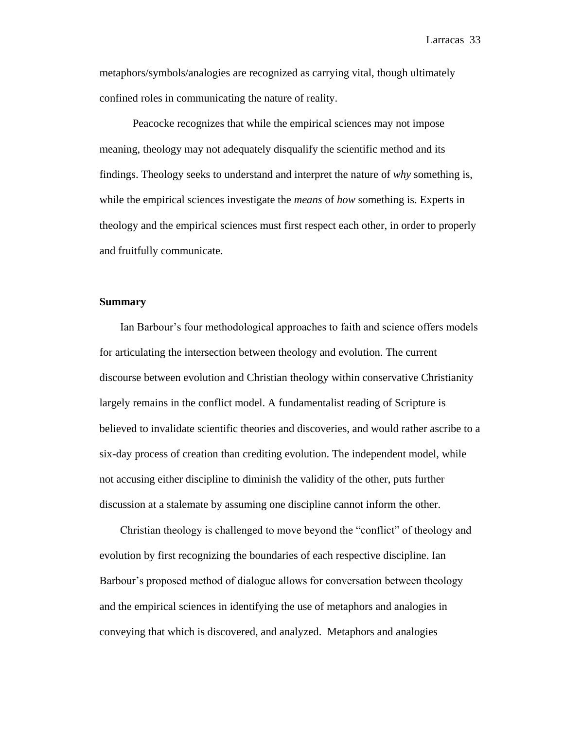metaphors/symbols/analogies are recognized as carrying vital, though ultimately confined roles in communicating the nature of reality.

Peacocke recognizes that while the empirical sciences may not impose meaning, theology may not adequately disqualify the scientific method and its findings. Theology seeks to understand and interpret the nature of *why* something is, while the empirical sciences investigate the *means* of *how* something is. Experts in theology and the empirical sciences must first respect each other, in order to properly and fruitfully communicate.

**Summary**

Ian Barbour's four methodological approaches to faith and science offers models for articulating the intersection between theology and evolution. The current discourse between evolution and Christian theology within conservative Christianity largely remains in the conflict model. A fundamentalist reading of Scripture is believed to invalidate scientific theories and discoveries, and would rather ascribe to a six-day process of creation than crediting evolution. The independent model, while not accusing either discipline to diminish the validity of the other, puts further discussion at a stalemate by assuming one discipline cannot inform the other.

Christian theology is challenged to move beyond the "conflict" of theology and evolution by first recognizing the boundaries of each respective discipline. Ian Barbour's proposed method of dialogue allows for conversation between theology and the empirical sciences in identifying the use of metaphors and analogies in conveying that which is discovered, and analyzed. Metaphors and analogies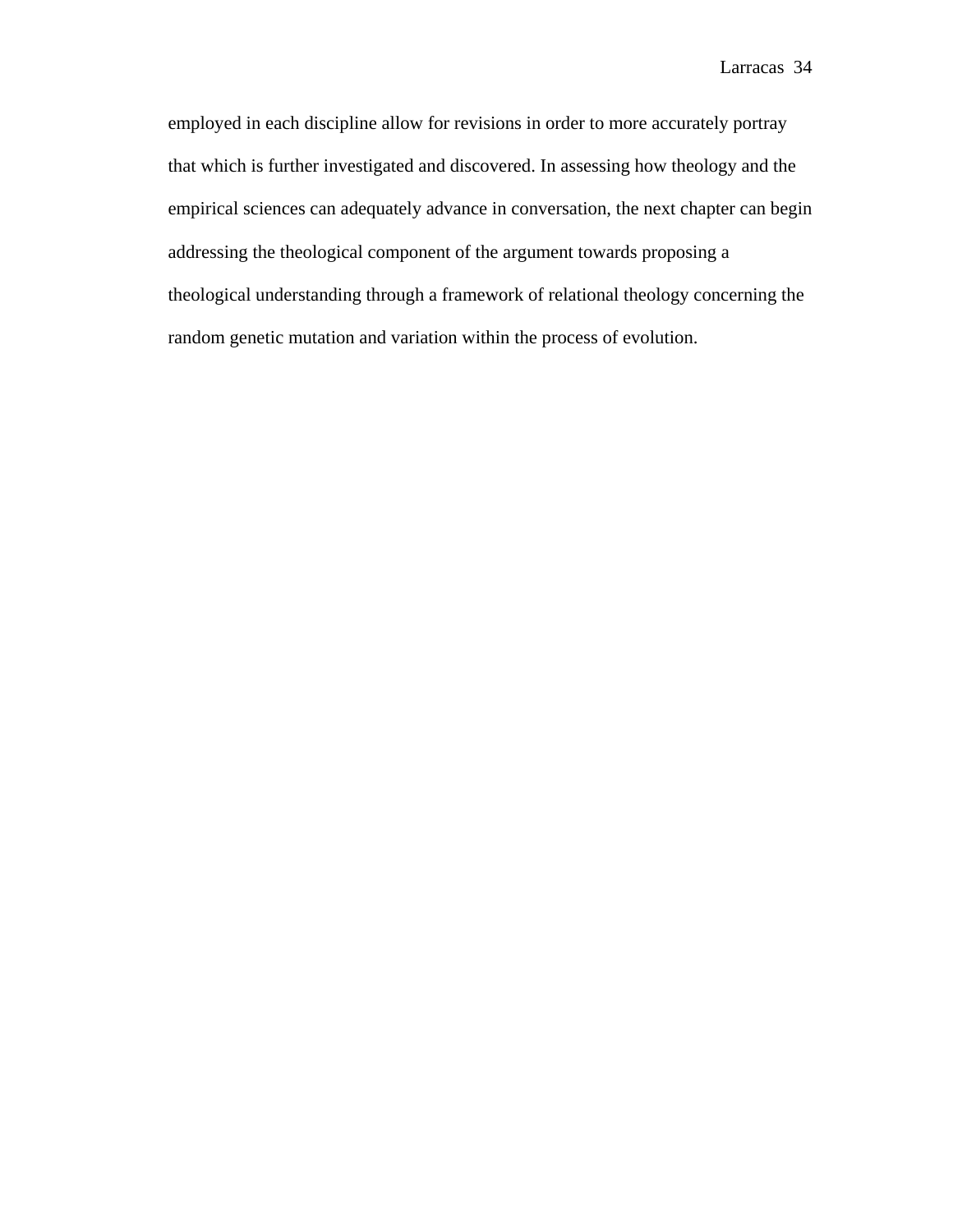employed in each discipline allow for revisions in order to more accurately portray that which is further investigated and discovered. In assessing how theology and the empirical sciences can adequately advance in conversation, the next chapter can begin addressing the theological component of the argument towards proposing a theological understanding through a framework of relational theology concerning the random genetic mutation and variation within the process of evolution.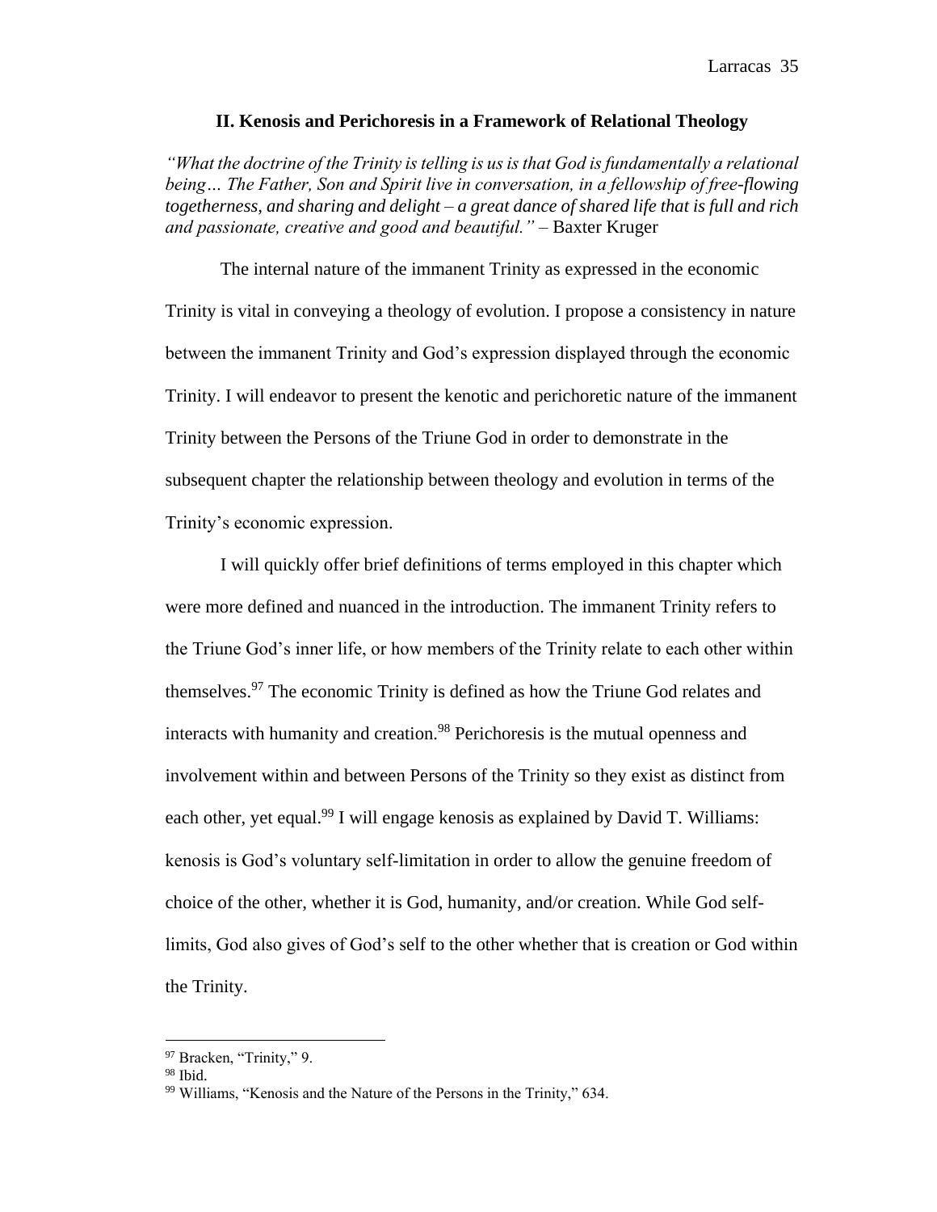## II. Kenosis and Perichoresis in a Framework of Relational Theology

*"What the doctrine of the Trinity is telling is us is that God is fundamentally a relational being… The Father, Son and Spirit live in conversation, in a fellowship of free-flowing togetherness, and sharing and delight – a great dance of shared life that is full and rich and passionate, creative and good and beautiful."* – Baxter Kruger

The internal nature of the immanent Trinity as expressed in the economic Trinity is vital in conveying a theology of evolution. I propose a consistency in nature between the immanent Trinity and God's expression displayed through the economic Trinity. I will endeavor to present the kenotic and perichoretic nature of the immanent Trinity between the Persons of the Triune God in order to demonstrate in the subsequent chapter the relationship between theology and evolution in terms of the Trinity's economic expression.

I will quickly offer brief definitions of terms employed in this chapter which were more defined and nuanced in the introduction. The immanent Trinity refers to the Triune God's inner life, or how members of the Trinity relate to each other within themselves.[97] The economic Trinity is defined as how the Triune God relates and interacts with humanity and creation.[98] Perichoresis is the mutual openness and involvement within and between Persons of the Trinity so they exist as distinct from each other, yet equal.[99] I will engage kenosis as explained by David T. Williams: kenosis is God's voluntary self-limitation in order to allow the genuine freedom of choice of the other, whether it is God, humanity, and/or creation. While God self-limits, God also gives of God's self to the other whether that is creation or God within the Trinity.

---

[97] Bracken, "Trinity," 9.

[98] Ibid.

[99] Williams, "Kenosis and the Nature of the Persons in the Trinity," 634.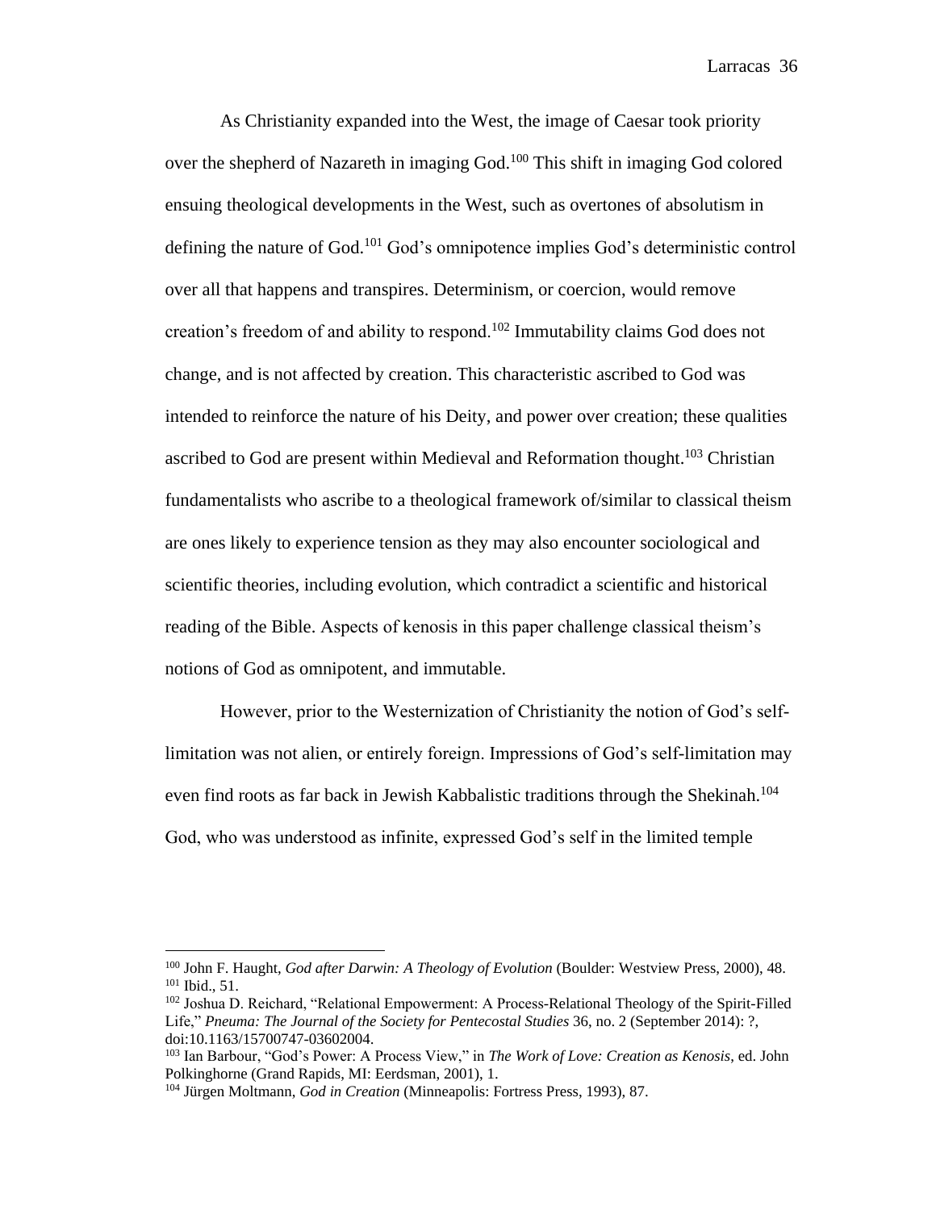As Christianity expanded into the West, the image of Caesar took priority over the shepherd of Nazareth in imaging God.[100] This shift in imaging God colored ensuing theological developments in the West, such as overtones of absolutism in defining the nature of God.[101] God's omnipotence implies God's deterministic control over all that happens and transpires. Determinism, or coercion, would remove creation's freedom of and ability to respond.[102] Immutability claims God does not change, and is not affected by creation. This characteristic ascribed to God was intended to reinforce the nature of his Deity, and power over creation; these qualities ascribed to God are present within Medieval and Reformation thought.[103] Christian fundamentalists who ascribe to a theological framework of/similar to classical theism are ones likely to experience tension as they may also encounter sociological and scientific theories, including evolution, which contradict a scientific and historical reading of the Bible. Aspects of kenosis in this paper challenge classical theism's notions of God as omnipotent, and immutable.

However, prior to the Westernization of Christianity the notion of God's self-limitation was not alien, or entirely foreign. Impressions of God's self-limitation may even find roots as far back in Jewish Kabbalistic traditions through the Shekinah.[104] God, who was understood as infinite, expressed God's self in the limited temple

---

[100] John F. Haught, *God after Darwin: A Theology of Evolution* (Boulder: Westview Press, 2000), 48.
[101] Ibid., 51.
[102] Joshua D. Reichard, "Relational Empowerment: A Process-Relational Theology of the Spirit-Filled Life," *Pneuma: The Journal of the Society for Pentecostal Studies* 36, no. 2 (September 2014): ?, doi:10.1163/15700747-03602004.
[103] Ian Barbour, "God's Power: A Process View," in *The Work of Love: Creation as Kenosis*, ed. John Polkinghorne (Grand Rapids, MI: Eerdsman, 2001), 1.
[104] Jürgen Moltmann, *God in Creation* (Minneapolis: Fortress Press, 1993), 87.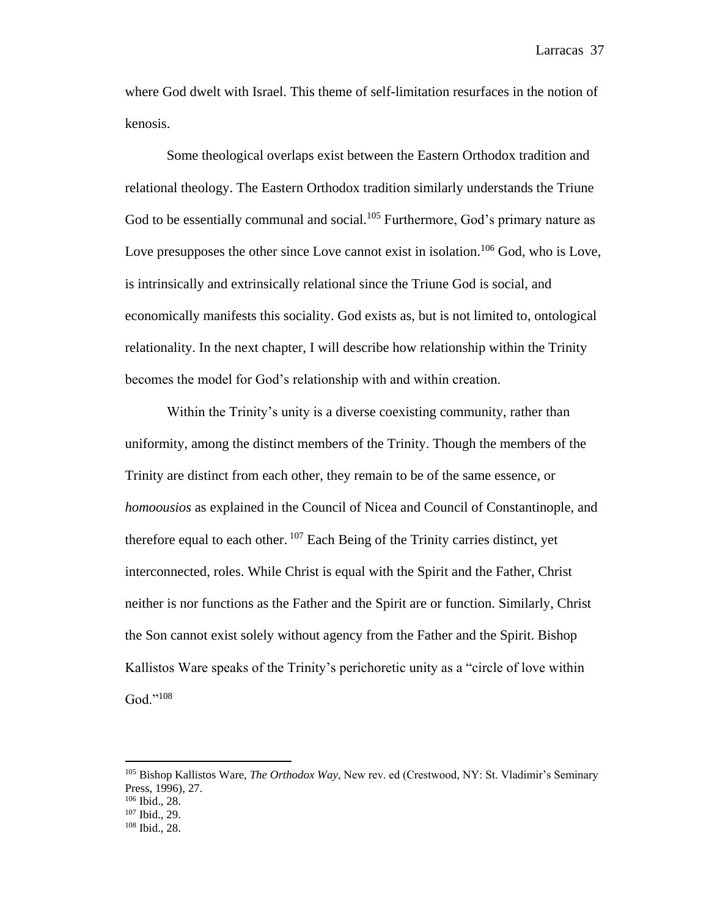where God dwelt with Israel. This theme of self-limitation resurfaces in the notion of kenosis.

Some theological overlaps exist between the Eastern Orthodox tradition and relational theology. The Eastern Orthodox tradition similarly understands the Triune God to be essentially communal and social.[105] Furthermore, God's primary nature as Love presupposes the other since Love cannot exist in isolation.[106] God, who is Love, is intrinsically and extrinsically relational since the Triune God is social, and economically manifests this sociality. God exists as, but is not limited to, ontological relationality. In the next chapter, I will describe how relationship within the Trinity becomes the model for God's relationship with and within creation.

Within the Trinity's unity is a diverse coexisting community, rather than uniformity, among the distinct members of the Trinity. Though the members of the Trinity are distinct from each other, they remain to be of the same essence, or *homoousios* as explained in the Council of Nicea and Council of Constantinople, and therefore equal to each other.[107] Each Being of the Trinity carries distinct, yet interconnected, roles. While Christ is equal with the Spirit and the Father, Christ neither is nor functions as the Father and the Spirit are or function. Similarly, Christ the Son cannot exist solely without agency from the Father and the Spirit. Bishop Kallistos Ware speaks of the Trinity's perichoretic unity as a "circle of love within God."[108]

---

[105] Bishop Kallistos Ware, *The Orthodox Way*, New rev. ed (Crestwood, NY: St. Vladimir's Seminary Press, 1996), 27.

[106] Ibid., 28.

[107] Ibid., 29.

[108] Ibid., 28.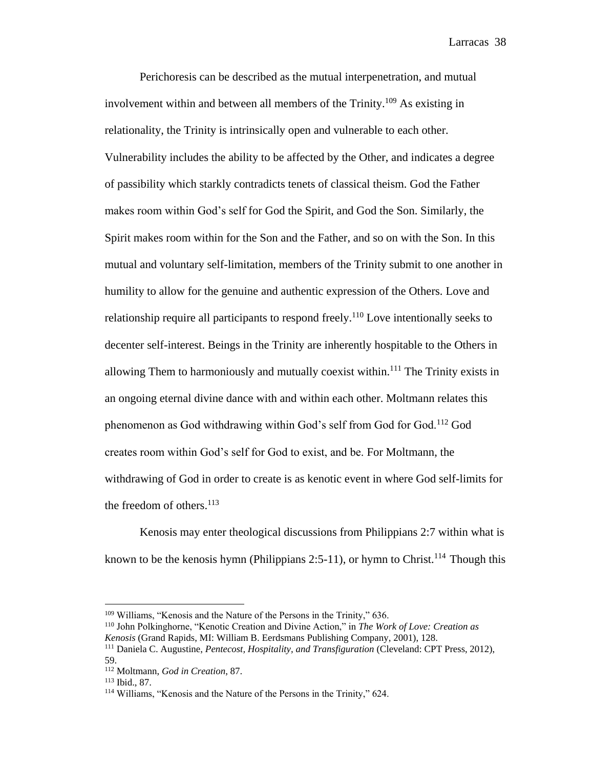Perichoresis can be described as the mutual interpenetration, and mutual involvement within and between all members of the Trinity.[109] As existing in relationality, the Trinity is intrinsically open and vulnerable to each other. Vulnerability includes the ability to be affected by the Other, and indicates a degree of passibility which starkly contradicts tenets of classical theism. God the Father makes room within God's self for God the Spirit, and God the Son. Similarly, the Spirit makes room within for the Son and the Father, and so on with the Son. In this mutual and voluntary self-limitation, members of the Trinity submit to one another in humility to allow for the genuine and authentic expression of the Others. Love and relationship require all participants to respond freely.[110] Love intentionally seeks to decenter self-interest. Beings in the Trinity are inherently hospitable to the Others in allowing Them to harmoniously and mutually coexist within.[111] The Trinity exists in an ongoing eternal divine dance with and within each other. Moltmann relates this phenomenon as God withdrawing within God's self from God for God.[112] God creates room within God's self for God to exist, and be. For Moltmann, the withdrawing of God in order to create is as kenotic event in where God self-limits for the freedom of others.[113]

Kenosis may enter theological discussions from Philippians 2:7 within what is known to be the kenosis hymn (Philippians 2:5-11), or hymn to Christ.[114] Though this

---

[109] Williams, "Kenosis and the Nature of the Persons in the Trinity," 636.

[110] John Polkinghorne, "Kenotic Creation and Divine Action," in *The Work of Love: Creation as Kenosis* (Grand Rapids, MI: William B. Eerdsmans Publishing Company, 2001), 128.

[111] Daniela C. Augustine, *Pentecost, Hospitality, and Transfiguration* (Cleveland: CPT Press, 2012), 59.

[112] Moltmann, *God in Creation*, 87.

[113] Ibid., 87.

[114] Williams, "Kenosis and the Nature of the Persons in the Trinity," 624.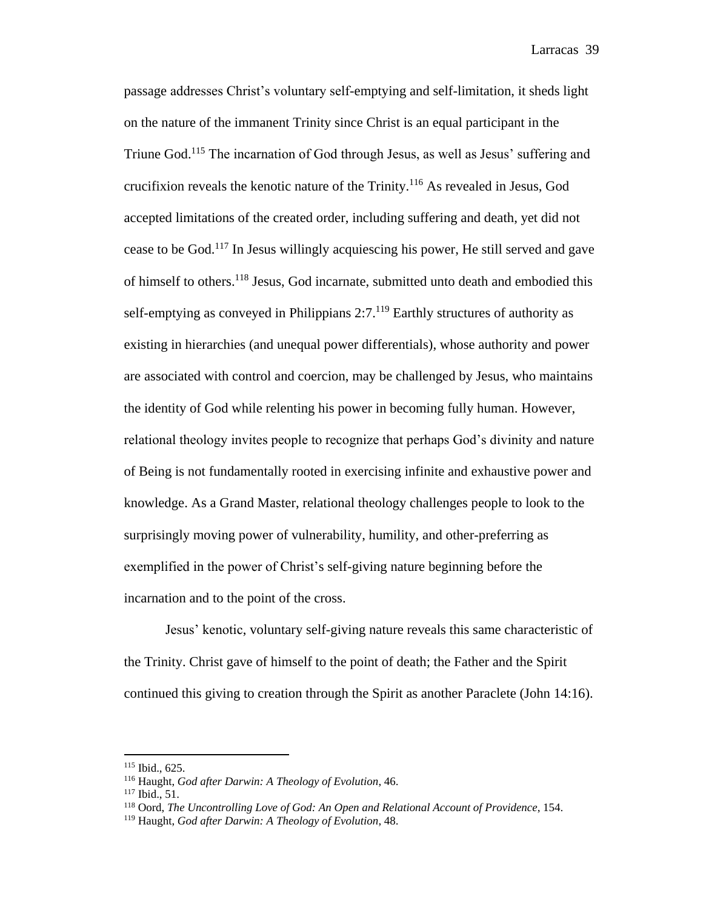passage addresses Christ's voluntary self-emptying and self-limitation, it sheds light on the nature of the immanent Trinity since Christ is an equal participant in the Triune God.[115] The incarnation of God through Jesus, as well as Jesus' suffering and crucifixion reveals the kenotic nature of the Trinity.[116] As revealed in Jesus, God accepted limitations of the created order, including suffering and death, yet did not cease to be God.[117] In Jesus willingly acquiescing his power, He still served and gave of himself to others.[118] Jesus, God incarnate, submitted unto death and embodied this self-emptying as conveyed in Philippians 2:7.[119] Earthly structures of authority as existing in hierarchies (and unequal power differentials), whose authority and power are associated with control and coercion, may be challenged by Jesus, who maintains the identity of God while relenting his power in becoming fully human. However, relational theology invites people to recognize that perhaps God's divinity and nature of Being is not fundamentally rooted in exercising infinite and exhaustive power and knowledge. As a Grand Master, relational theology challenges people to look to the surprisingly moving power of vulnerability, humility, and other-preferring as exemplified in the power of Christ's self-giving nature beginning before the incarnation and to the point of the cross.

Jesus' kenotic, voluntary self-giving nature reveals this same characteristic of the Trinity. Christ gave of himself to the point of death; the Father and the Spirit continued this giving to creation through the Spirit as another Paraclete (John 14:16).

---

[115] Ibid., 625.
[116] Haught, *God after Darwin: A Theology of Evolution*, 46.
[117] Ibid., 51.
[118] Oord, *The Uncontrolling Love of God: An Open and Relational Account of Providence*, 154.
[119] Haught, *God after Darwin: A Theology of Evolution*, 48.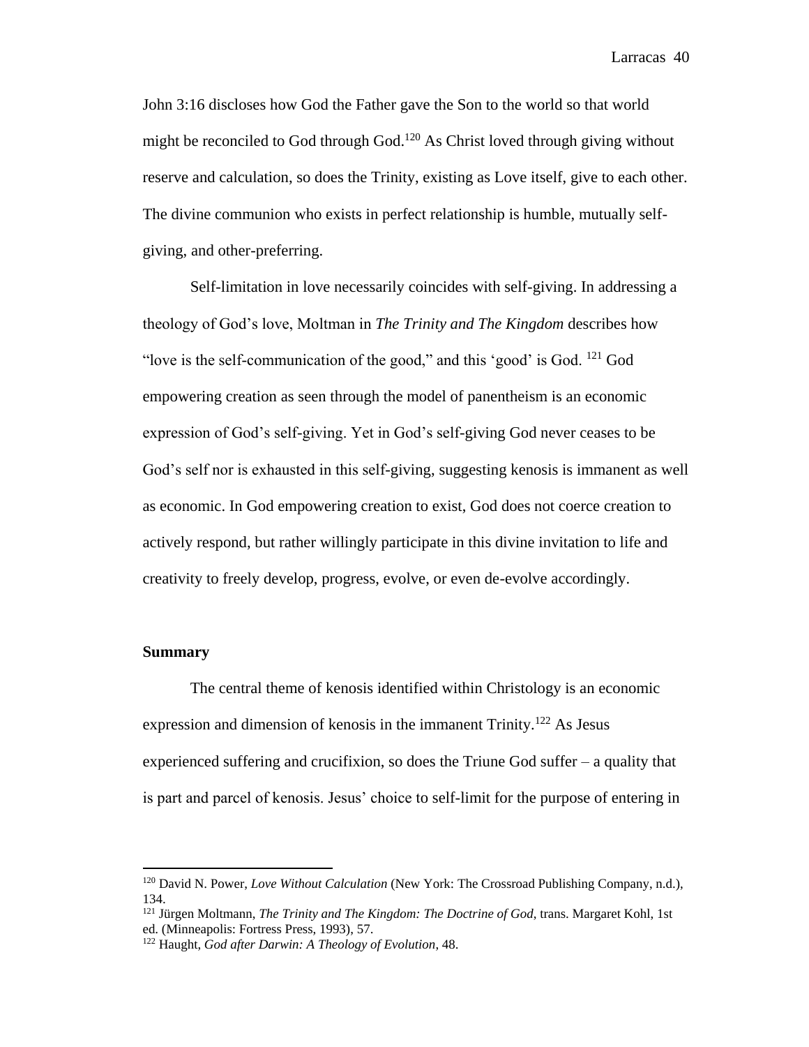John 3:16 discloses how God the Father gave the Son to the world so that world might be reconciled to God through God.[120] As Christ loved through giving without reserve and calculation, so does the Trinity, existing as Love itself, give to each other. The divine communion who exists in perfect relationship is humble, mutually self-giving, and other-preferring.

Self-limitation in love necessarily coincides with self-giving. In addressing a theology of God's love, Moltman in *The Trinity and The Kingdom* describes how "love is the self-communication of the good," and this 'good' is God. [121] God empowering creation as seen through the model of panentheism is an economic expression of God's self-giving. Yet in God's self-giving God never ceases to be God's self nor is exhausted in this self-giving, suggesting kenosis is immanent as well as economic. In God empowering creation to exist, God does not coerce creation to actively respond, but rather willingly participate in this divine invitation to life and creativity to freely develop, progress, evolve, or even de-evolve accordingly.

**Summary**

The central theme of kenosis identified within Christology is an economic expression and dimension of kenosis in the immanent Trinity.[122] As Jesus experienced suffering and crucifixion, so does the Triune God suffer – a quality that is part and parcel of kenosis. Jesus' choice to self-limit for the purpose of entering in

---

[120] David N. Power, *Love Without Calculation* (New York: The Crossroad Publishing Company, n.d.), 134.

[121] Jürgen Moltmann, *The Trinity and The Kingdom: The Doctrine of God*, trans. Margaret Kohl, 1st ed. (Minneapolis: Fortress Press, 1993), 57.

[122] Haught, *God after Darwin: A Theology of Evolution*, 48.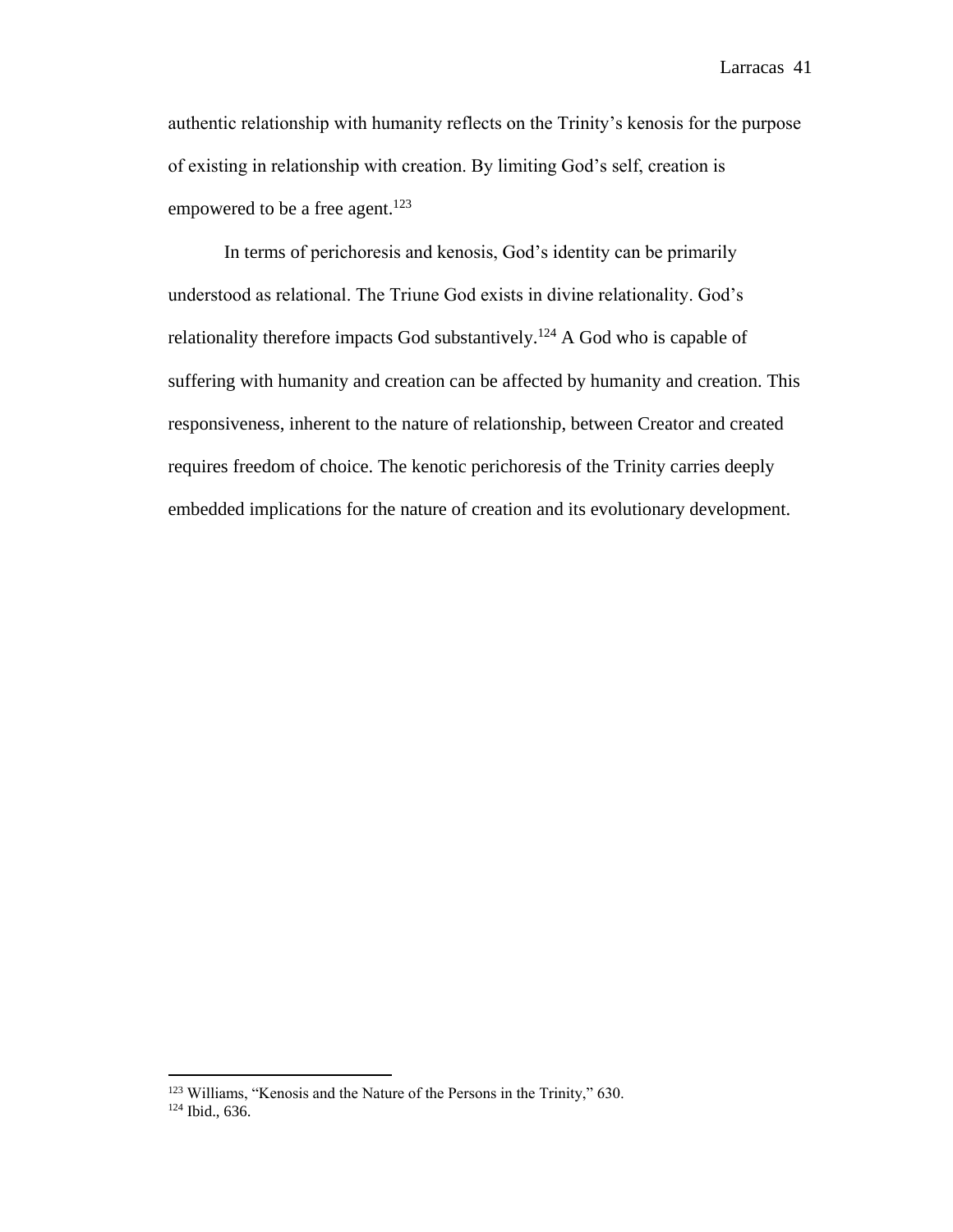authentic relationship with humanity reflects on the Trinity's kenosis for the purpose of existing in relationship with creation. By limiting God's self, creation is empowered to be a free agent.[123]

In terms of perichoresis and kenosis, God's identity can be primarily understood as relational. The Triune God exists in divine relationality. God's relationality therefore impacts God substantively.[124] A God who is capable of suffering with humanity and creation can be affected by humanity and creation. This responsiveness, inherent to the nature of relationship, between Creator and created requires freedom of choice. The kenotic perichoresis of the Trinity carries deeply embedded implications for the nature of creation and its evolutionary development.

---

[123] Williams, "Kenosis and the Nature of the Persons in the Trinity," 630.
[124] Ibid., 636.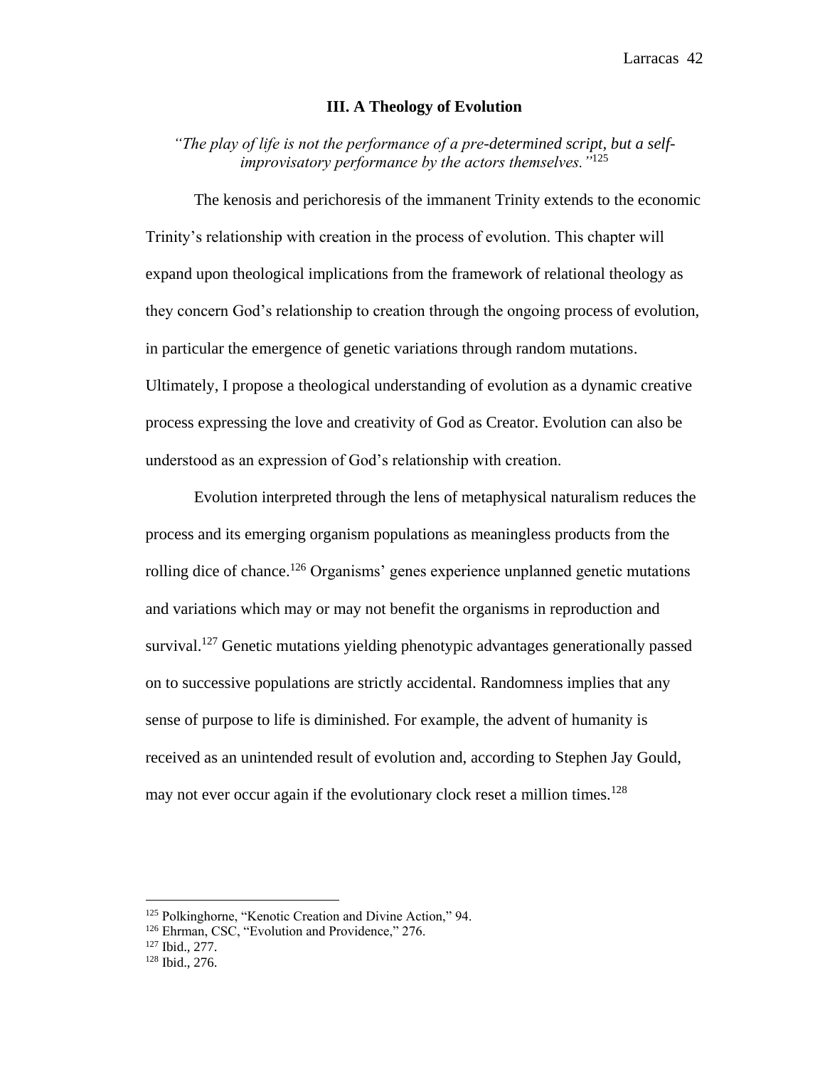## III. A Theology of Evolution

*"The play of life is not the performance of a pre-determined script, but a self-improvisatory performance by the actors themselves."*[125]

The kenosis and perichoresis of the immanent Trinity extends to the economic Trinity's relationship with creation in the process of evolution. This chapter will expand upon theological implications from the framework of relational theology as they concern God's relationship to creation through the ongoing process of evolution, in particular the emergence of genetic variations through random mutations. Ultimately, I propose a theological understanding of evolution as a dynamic creative process expressing the love and creativity of God as Creator. Evolution can also be understood as an expression of God's relationship with creation.

Evolution interpreted through the lens of metaphysical naturalism reduces the process and its emerging organism populations as meaningless products from the rolling dice of chance.[126] Organisms' genes experience unplanned genetic mutations and variations which may or may not benefit the organisms in reproduction and survival.[127] Genetic mutations yielding phenotypic advantages generationally passed on to successive populations are strictly accidental. Randomness implies that any sense of purpose to life is diminished. For example, the advent of humanity is received as an unintended result of evolution and, according to Stephen Jay Gould, may not ever occur again if the evolutionary clock reset a million times.[128]

---

[125] Polkinghorne, "Kenotic Creation and Divine Action," 94.
[126] Ehrman, CSC, "Evolution and Providence," 276.
[127] Ibid., 277.
[128] Ibid., 276.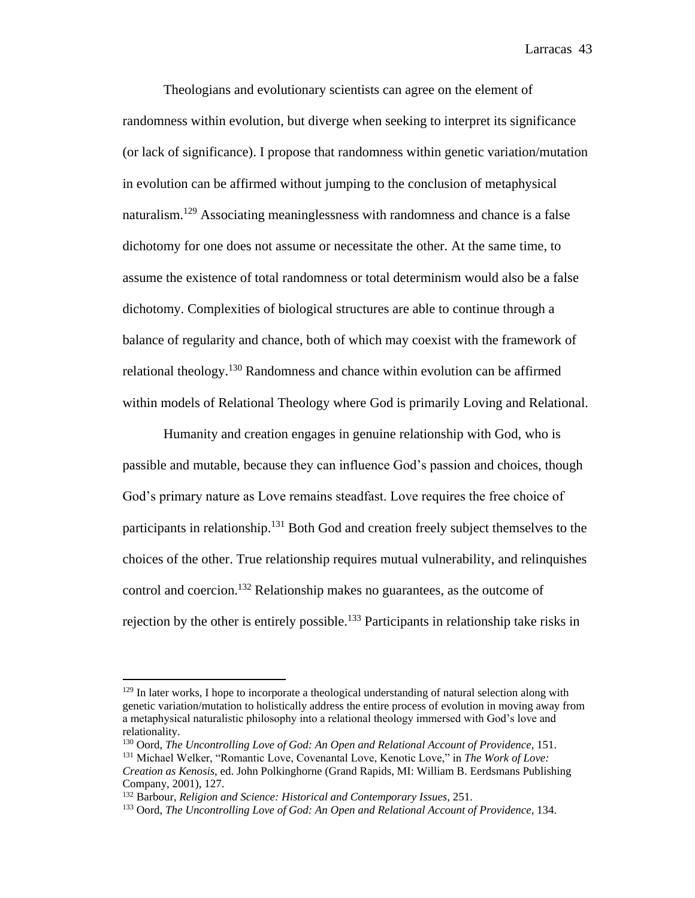Theologians and evolutionary scientists can agree on the element of randomness within evolution, but diverge when seeking to interpret its significance (or lack of significance). I propose that randomness within genetic variation/mutation in evolution can be affirmed without jumping to the conclusion of metaphysical naturalism.[129] Associating meaninglessness with randomness and chance is a false dichotomy for one does not assume or necessitate the other. At the same time, to assume the existence of total randomness or total determinism would also be a false dichotomy. Complexities of biological structures are able to continue through a balance of regularity and chance, both of which may coexist with the framework of relational theology.[130] Randomness and chance within evolution can be affirmed within models of Relational Theology where God is primarily Loving and Relational.

Humanity and creation engages in genuine relationship with God, who is passible and mutable, because they can influence God's passion and choices, though God's primary nature as Love remains steadfast. Love requires the free choice of participants in relationship.[131] Both God and creation freely subject themselves to the choices of the other. True relationship requires mutual vulnerability, and relinquishes control and coercion.[132] Relationship makes no guarantees, as the outcome of rejection by the other is entirely possible.[133] Participants in relationship take risks in

---

[129] In later works, I hope to incorporate a theological understanding of natural selection along with genetic variation/mutation to holistically address the entire process of evolution in moving away from a metaphysical naturalistic philosophy into a relational theology immersed with God's love and relationality.

[130] Oord, *The Uncontrolling Love of God: An Open and Relational Account of Providence*, 151.

[131] Michael Welker, "Romantic Love, Covenantal Love, Kenotic Love," in *The Work of Love: Creation as Kenosis*, ed. John Polkinghorne (Grand Rapids, MI: William B. Eerdsmans Publishing Company, 2001), 127.

[132] Barbour, *Religion and Science: Historical and Contemporary Issues*, 251.

[133] Oord, *The Uncontrolling Love of God: An Open and Relational Account of Providence*, 134.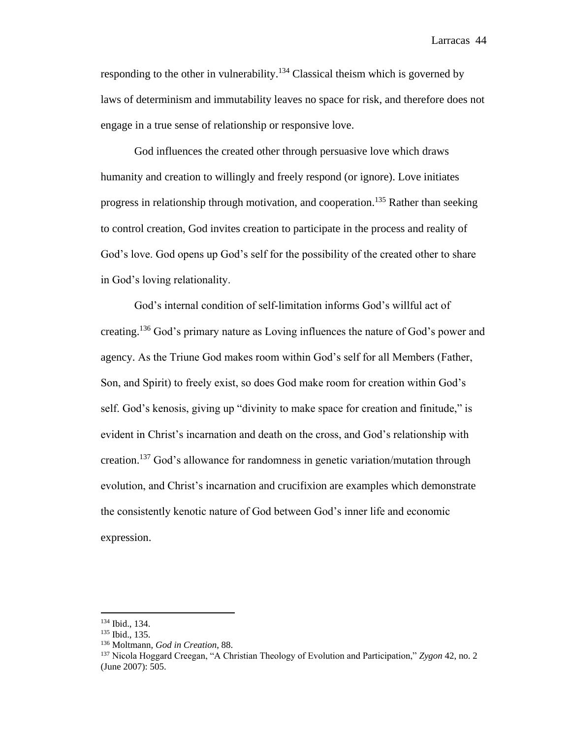responding to the other in vulnerability.[134] Classical theism which is governed by laws of determinism and immutability leaves no space for risk, and therefore does not engage in a true sense of relationship or responsive love.

God influences the created other through persuasive love which draws humanity and creation to willingly and freely respond (or ignore). Love initiates progress in relationship through motivation, and cooperation.[135] Rather than seeking to control creation, God invites creation to participate in the process and reality of God's love. God opens up God's self for the possibility of the created other to share in God's loving relationality.

God's internal condition of self-limitation informs God's willful act of creating.[136] God's primary nature as Loving influences the nature of God's power and agency. As the Triune God makes room within God's self for all Members (Father, Son, and Spirit) to freely exist, so does God make room for creation within God's self. God's kenosis, giving up "divinity to make space for creation and finitude," is evident in Christ's incarnation and death on the cross, and God's relationship with creation.[137] God's allowance for randomness in genetic variation/mutation through evolution, and Christ's incarnation and crucifixion are examples which demonstrate the consistently kenotic nature of God between God's inner life and economic expression.

---

[134] Ibid., 134.
[135] Ibid., 135.
[136] Moltmann, *God in Creation,* 88.
[137] Nicola Hoggard Creegan, "A Christian Theology of Evolution and Participation," *Zygon* 42, no. 2 (June 2007): 505.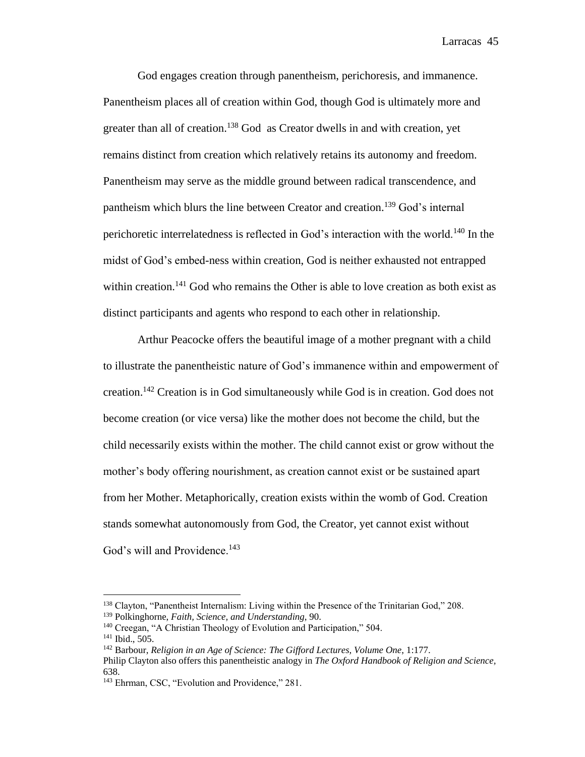God engages creation through panentheism, perichoresis, and immanence. Panentheism places all of creation within God, though God is ultimately more and greater than all of creation.[138] God as Creator dwells in and with creation, yet remains distinct from creation which relatively retains its autonomy and freedom. Panentheism may serve as the middle ground between radical transcendence, and pantheism which blurs the line between Creator and creation.[139] God's internal perichoretic interrelatedness is reflected in God's interaction with the world.[140] In the midst of God's embed-ness within creation, God is neither exhausted not entrapped within creation.[141] God who remains the Other is able to love creation as both exist as distinct participants and agents who respond to each other in relationship.

Arthur Peacocke offers the beautiful image of a mother pregnant with a child to illustrate the panentheistic nature of God's immanence within and empowerment of creation.[142] Creation is in God simultaneously while God is in creation. God does not become creation (or vice versa) like the mother does not become the child, but the child necessarily exists within the mother. The child cannot exist or grow without the mother's body offering nourishment, as creation cannot exist or be sustained apart from her Mother. Metaphorically, creation exists within the womb of God. Creation stands somewhat autonomously from God, the Creator, yet cannot exist without God's will and Providence.[143]

---

[138] Clayton, "Panentheist Internalism: Living within the Presence of the Trinitarian God," 208.

[139] Polkinghorne, *Faith, Science, and Understanding*, 90.

[140] Creegan, "A Christian Theology of Evolution and Participation," 504.

[141] Ibid., 505.

[142] Barbour, *Religion in an Age of Science: The Gifford Lectures, Volume One*, 1:177.
Philip Clayton also offers this panentheistic analogy in *The Oxford Handbook of Religion and Science*, 638.

[143] Ehrman, CSC, "Evolution and Providence," 281.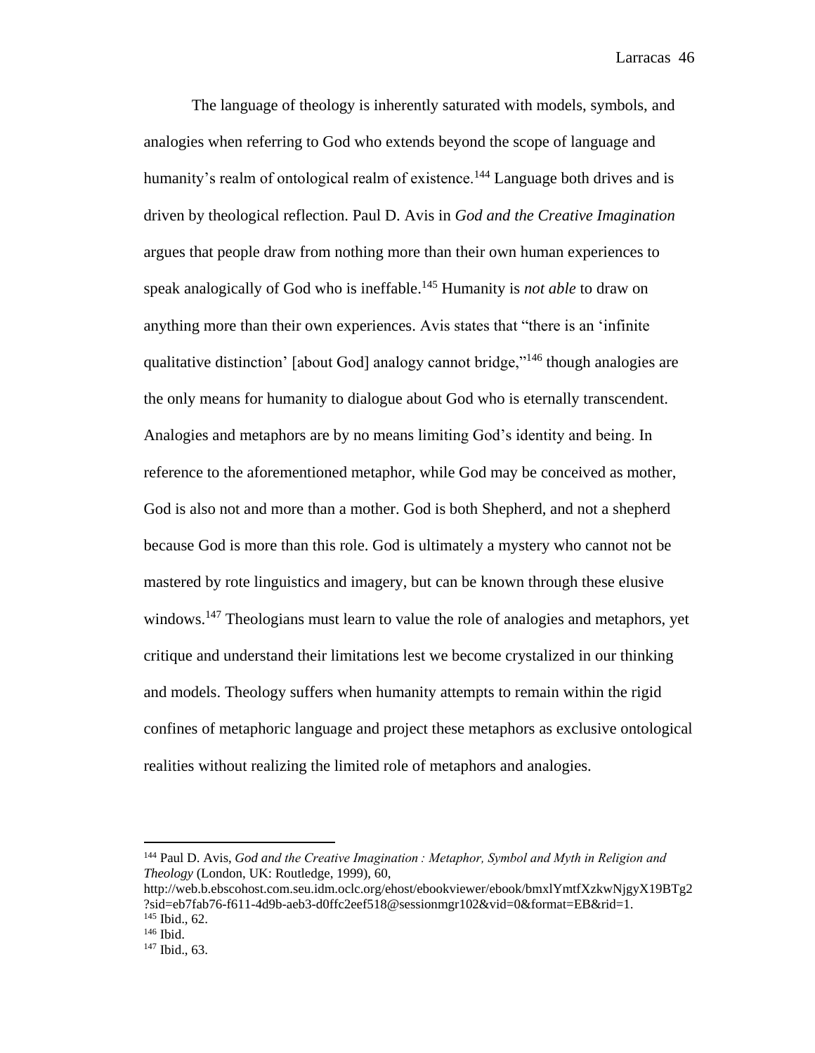The language of theology is inherently saturated with models, symbols, and analogies when referring to God who extends beyond the scope of language and humanity's realm of ontological realm of existence.[144] Language both drives and is driven by theological reflection. Paul D. Avis in *God and the Creative Imagination* argues that people draw from nothing more than their own human experiences to speak analogically of God who is ineffable.[145] Humanity is *not able* to draw on anything more than their own experiences. Avis states that "there is an 'infinite qualitative distinction' [about God] analogy cannot bridge,"[146] though analogies are the only means for humanity to dialogue about God who is eternally transcendent. Analogies and metaphors are by no means limiting God's identity and being. In reference to the aforementioned metaphor, while God may be conceived as mother, God is also not and more than a mother. God is both Shepherd, and not a shepherd because God is more than this role. God is ultimately a mystery who cannot not be mastered by rote linguistics and imagery, but can be known through these elusive windows.[147] Theologians must learn to value the role of analogies and metaphors, yet critique and understand their limitations lest we become crystalized in our thinking and models. Theology suffers when humanity attempts to remain within the rigid confines of metaphoric language and project these metaphors as exclusive ontological realities without realizing the limited role of metaphors and analogies.

---

[144] Paul D. Avis, *God and the Creative Imagination : Metaphor, Symbol and Myth in Religion and Theology* (London, UK: Routledge, 1999), 60, http://web.b.ebscohost.com.seu.idm.oclc.org/ehost/ebookviewer/ebook/bmxlYmtfXzkwNjgyX19BTg2?sid=eb7fab76-f611-4d9b-aeb3-d0ffc2eef518@sessionmgr102&vid=0&format=EB&rid=1.

[145] Ibid., 62.

[146] Ibid.

[147] Ibid., 63.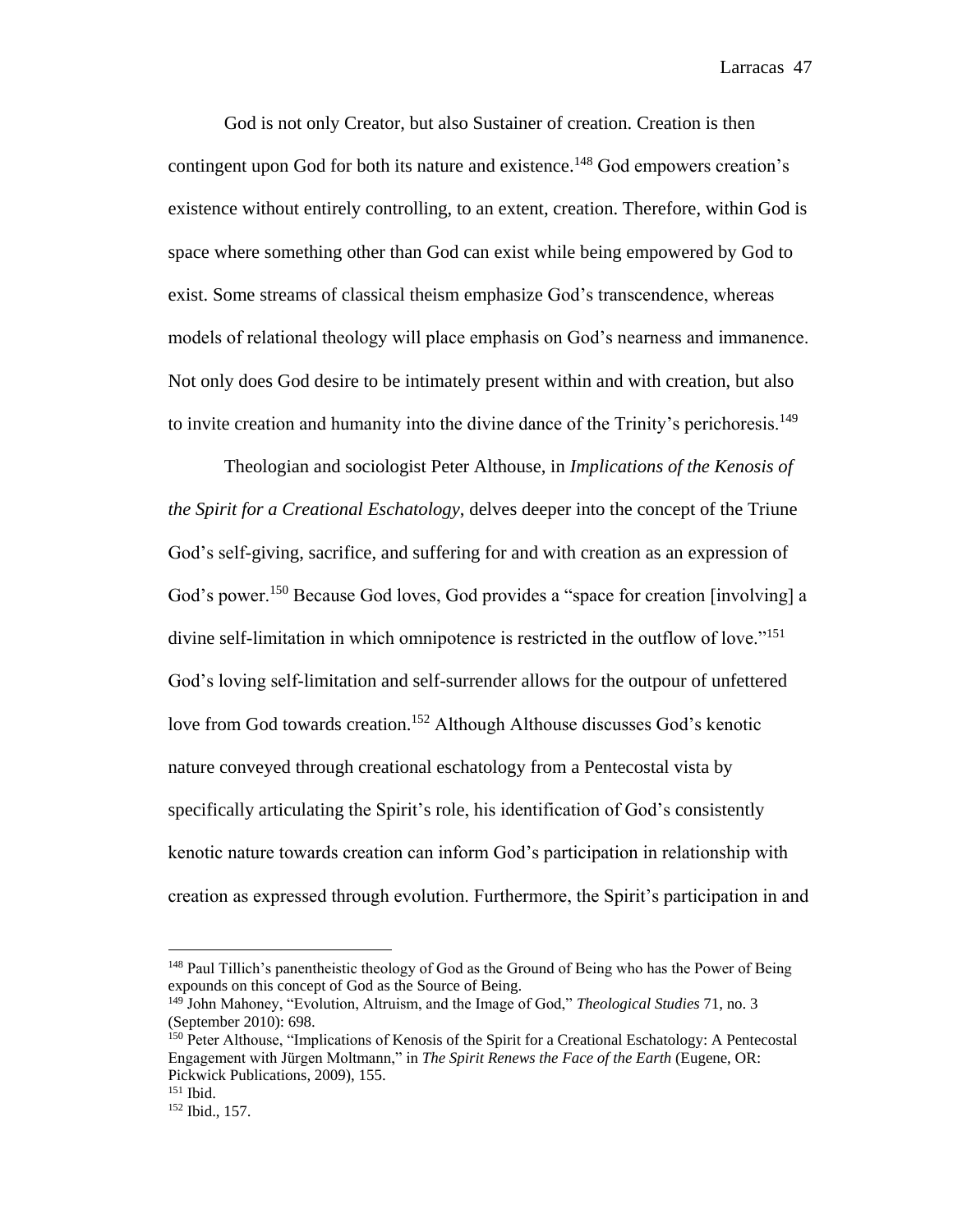God is not only Creator, but also Sustainer of creation. Creation is then contingent upon God for both its nature and existence.[148] God empowers creation's existence without entirely controlling, to an extent, creation. Therefore, within God is space where something other than God can exist while being empowered by God to exist. Some streams of classical theism emphasize God's transcendence, whereas models of relational theology will place emphasis on God's nearness and immanence. Not only does God desire to be intimately present within and with creation, but also to invite creation and humanity into the divine dance of the Trinity's perichoresis.[149]

Theologian and sociologist Peter Althouse, in *Implications of the Kenosis of the Spirit for a Creational Eschatology*, delves deeper into the concept of the Triune God's self-giving, sacrifice, and suffering for and with creation as an expression of God's power.[150] Because God loves, God provides a "space for creation [involving] a divine self-limitation in which omnipotence is restricted in the outflow of love."[151] God's loving self-limitation and self-surrender allows for the outpour of unfettered love from God towards creation.[152] Although Althouse discusses God's kenotic nature conveyed through creational eschatology from a Pentecostal vista by specifically articulating the Spirit's role, his identification of God's consistently kenotic nature towards creation can inform God's participation in relationship with creation as expressed through evolution. Furthermore, the Spirit's participation in and

---

[148] Paul Tillich's panentheistic theology of God as the Ground of Being who has the Power of Being expounds on this concept of God as the Source of Being.

[149] John Mahoney, "Evolution, Altruism, and the Image of God," *Theological Studies* 71, no. 3 (September 2010): 698.

[150] Peter Althouse, "Implications of Kenosis of the Spirit for a Creational Eschatology: A Pentecostal Engagement with Jürgen Moltmann," in *The Spirit Renews the Face of the Earth* (Eugene, OR: Pickwick Publications, 2009), 155.

[151] Ibid.

[152] Ibid., 157.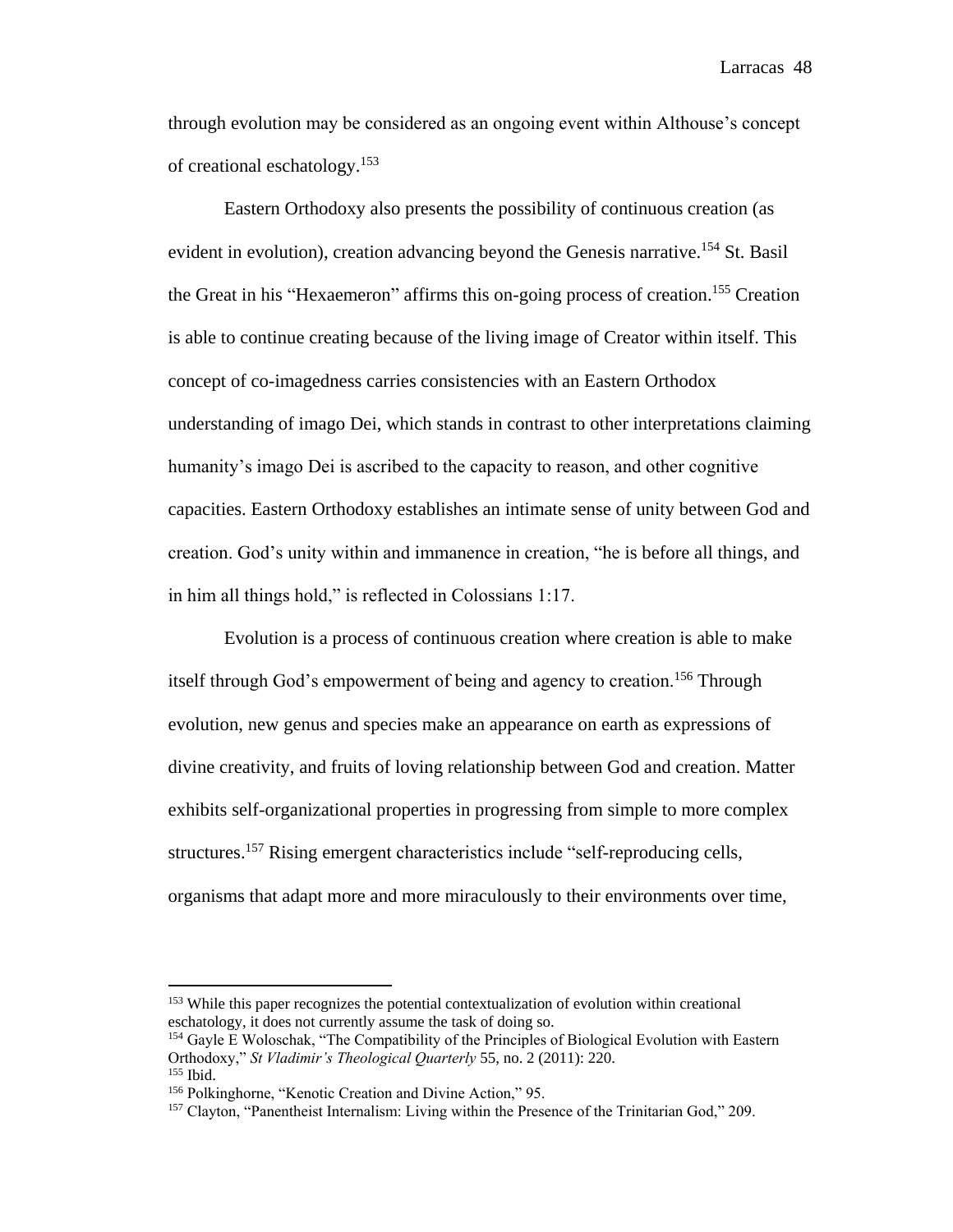through evolution may be considered as an ongoing event within Althouse's concept of creational eschatology.[153]

Eastern Orthodoxy also presents the possibility of continuous creation (as evident in evolution), creation advancing beyond the Genesis narrative.[154] St. Basil the Great in his "Hexaemeron" affirms this on-going process of creation.[155] Creation is able to continue creating because of the living image of Creator within itself. This concept of co-imagedness carries consistencies with an Eastern Orthodox understanding of imago Dei, which stands in contrast to other interpretations claiming humanity's imago Dei is ascribed to the capacity to reason, and other cognitive capacities. Eastern Orthodoxy establishes an intimate sense of unity between God and creation. God's unity within and immanence in creation, "he is before all things, and in him all things hold," is reflected in Colossians 1:17.

Evolution is a process of continuous creation where creation is able to make itself through God's empowerment of being and agency to creation.[156] Through evolution, new genus and species make an appearance on earth as expressions of divine creativity, and fruits of loving relationship between God and creation. Matter exhibits self-organizational properties in progressing from simple to more complex structures.[157] Rising emergent characteristics include "self-reproducing cells, organisms that adapt more and more miraculously to their environments over time,

---

[153] While this paper recognizes the potential contextualization of evolution within creational eschatology, it does not currently assume the task of doing so.

[154] Gayle E Woloschak, "The Compatibility of the Principles of Biological Evolution with Eastern Orthodoxy," *St Vladimir's Theological Quarterly* 55, no. 2 (2011): 220.

[155] Ibid.

[156] Polkinghorne, "Kenotic Creation and Divine Action," 95.

[157] Clayton, "Panentheist Internalism: Living within the Presence of the Trinitarian God," 209.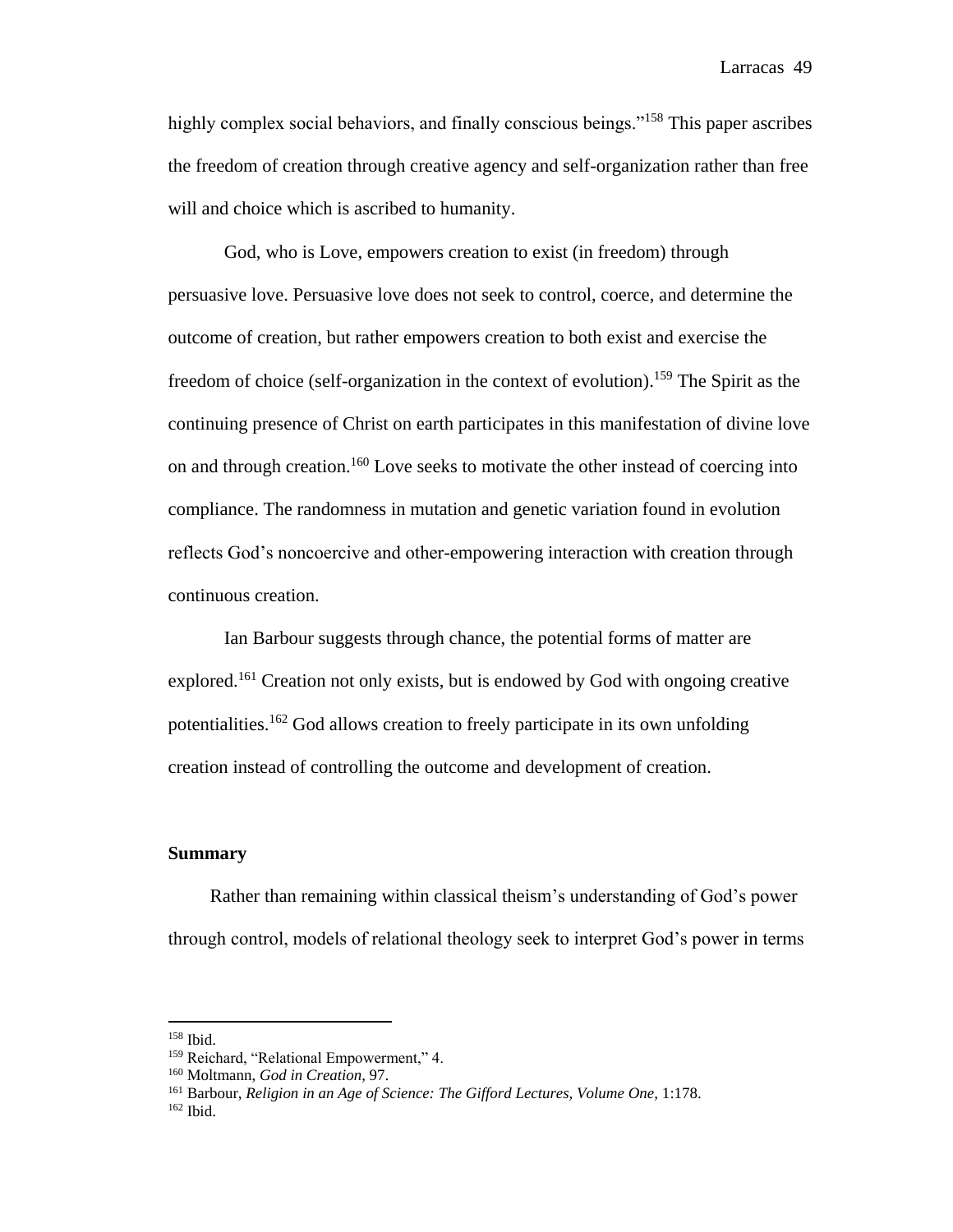highly complex social behaviors, and finally conscious beings."[158] This paper ascribes the freedom of creation through creative agency and self-organization rather than free will and choice which is ascribed to humanity.

God, who is Love, empowers creation to exist (in freedom) through persuasive love. Persuasive love does not seek to control, coerce, and determine the outcome of creation, but rather empowers creation to both exist and exercise the freedom of choice (self-organization in the context of evolution).[159] The Spirit as the continuing presence of Christ on earth participates in this manifestation of divine love on and through creation.[160] Love seeks to motivate the other instead of coercing into compliance. The randomness in mutation and genetic variation found in evolution reflects God's noncoercive and other-empowering interaction with creation through continuous creation.

Ian Barbour suggests through chance, the potential forms of matter are explored.[161] Creation not only exists, but is endowed by God with ongoing creative potentialities.[162] God allows creation to freely participate in its own unfolding creation instead of controlling the outcome and development of creation.

### Summary

Rather than remaining within classical theism's understanding of God's power through control, models of relational theology seek to interpret God's power in terms

---

[158] Ibid.
[159] Reichard, "Relational Empowerment," 4.
[160] Moltmann, *God in Creation*, 97.
[161] Barbour, *Religion in an Age of Science: The Gifford Lectures, Volume One*, 1:178.
[162] Ibid.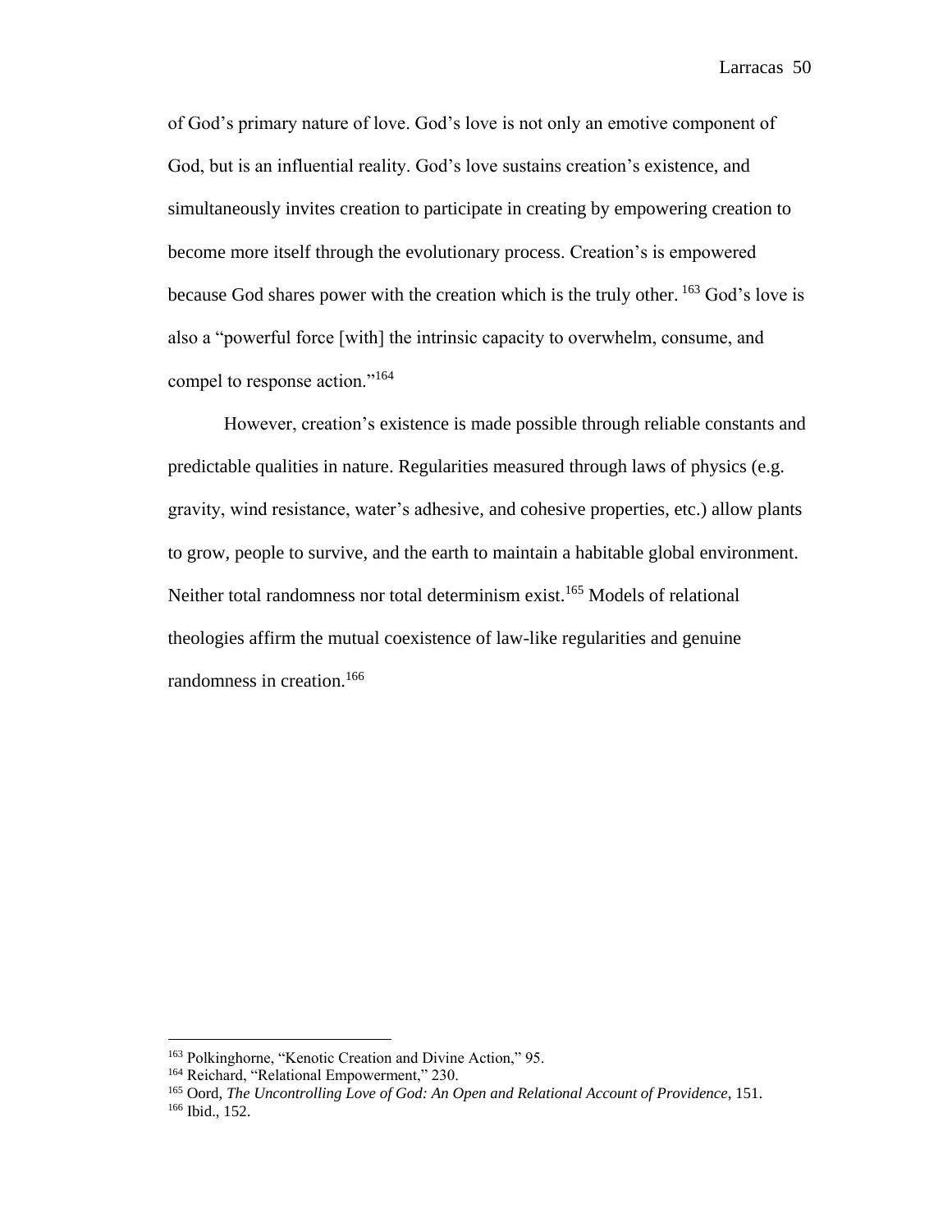of God's primary nature of love. God's love is not only an emotive component of God, but is an influential reality. God's love sustains creation's existence, and simultaneously invites creation to participate in creating by empowering creation to become more itself through the evolutionary process. Creation's is empowered because God shares power with the creation which is the truly other. [163] God's love is also a "powerful force [with] the intrinsic capacity to overwhelm, consume, and compel to response action."[164]

However, creation's existence is made possible through reliable constants and predictable qualities in nature. Regularities measured through laws of physics (e.g. gravity, wind resistance, water's adhesive, and cohesive properties, etc.) allow plants to grow, people to survive, and the earth to maintain a habitable global environment. Neither total randomness nor total determinism exist.[165] Models of relational theologies affirm the mutual coexistence of law-like regularities and genuine randomness in creation.[166]

---

[163] Polkinghorne, "Kenotic Creation and Divine Action," 95.
[164] Reichard, "Relational Empowerment," 230.
[165] Oord, *The Uncontrolling Love of God: An Open and Relational Account of Providence*, 151.
[166] Ibid., 152.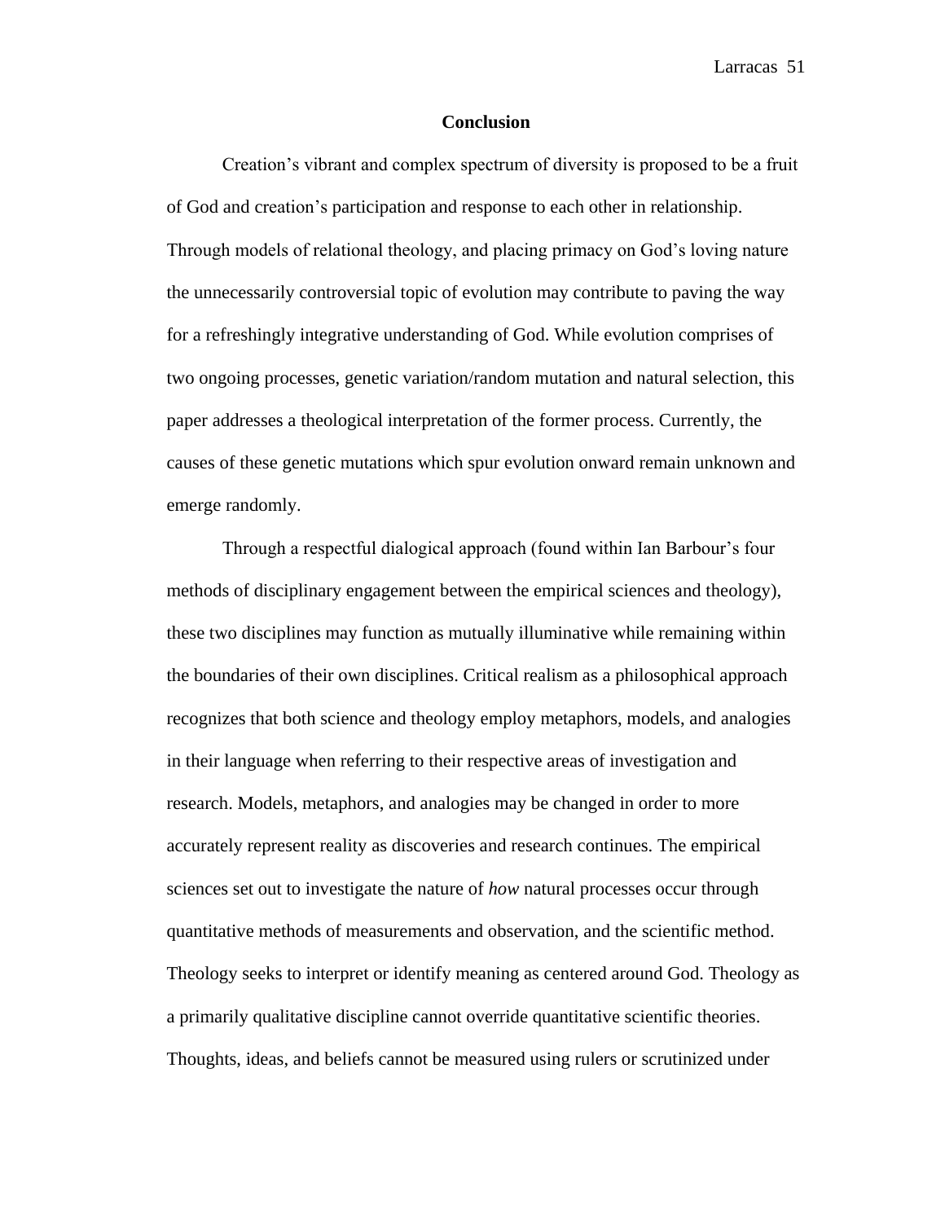## Conclusion

Creation's vibrant and complex spectrum of diversity is proposed to be a fruit of God and creation's participation and response to each other in relationship. Through models of relational theology, and placing primacy on God's loving nature the unnecessarily controversial topic of evolution may contribute to paving the way for a refreshingly integrative understanding of God. While evolution comprises of two ongoing processes, genetic variation/random mutation and natural selection, this paper addresses a theological interpretation of the former process. Currently, the causes of these genetic mutations which spur evolution onward remain unknown and emerge randomly.

Through a respectful dialogical approach (found within Ian Barbour's four methods of disciplinary engagement between the empirical sciences and theology), these two disciplines may function as mutually illuminative while remaining within the boundaries of their own disciplines. Critical realism as a philosophical approach recognizes that both science and theology employ metaphors, models, and analogies in their language when referring to their respective areas of investigation and research. Models, metaphors, and analogies may be changed in order to more accurately represent reality as discoveries and research continues. The empirical sciences set out to investigate the nature of *how* natural processes occur through quantitative methods of measurements and observation, and the scientific method. Theology seeks to interpret or identify meaning as centered around God. Theology as a primarily qualitative discipline cannot override quantitative scientific theories. Thoughts, ideas, and beliefs cannot be measured using rulers or scrutinized under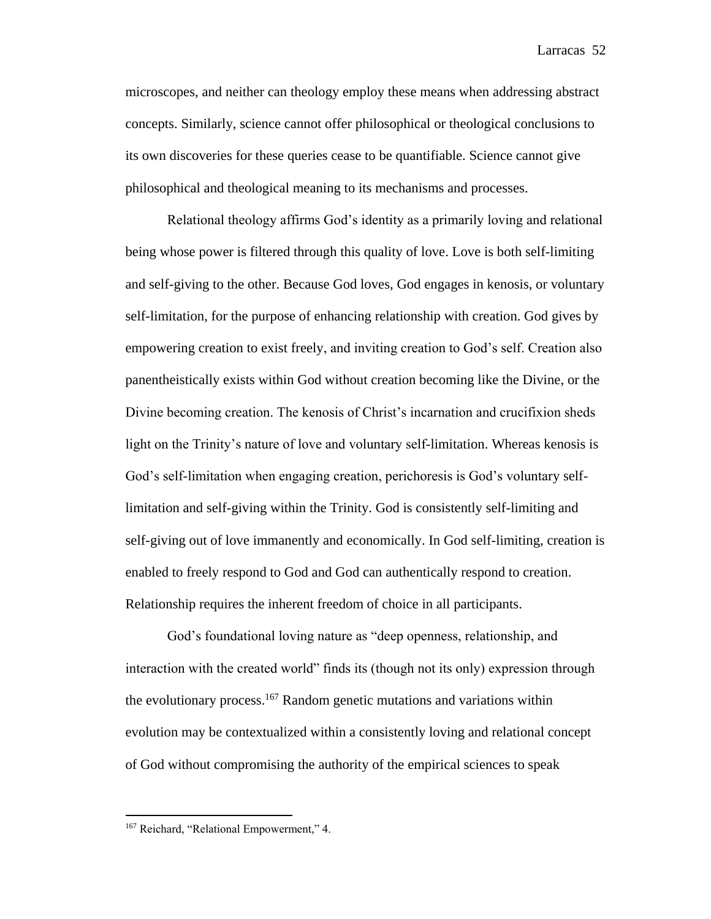microscopes, and neither can theology employ these means when addressing abstract concepts. Similarly, science cannot offer philosophical or theological conclusions to its own discoveries for these queries cease to be quantifiable. Science cannot give philosophical and theological meaning to its mechanisms and processes.

Relational theology affirms God's identity as a primarily loving and relational being whose power is filtered through this quality of love. Love is both self-limiting and self-giving to the other. Because God loves, God engages in kenosis, or voluntary self-limitation, for the purpose of enhancing relationship with creation. God gives by empowering creation to exist freely, and inviting creation to God's self. Creation also panentheistically exists within God without creation becoming like the Divine, or the Divine becoming creation. The kenosis of Christ's incarnation and crucifixion sheds light on the Trinity's nature of love and voluntary self-limitation. Whereas kenosis is God's self-limitation when engaging creation, perichoresis is God's voluntary self-limitation and self-giving within the Trinity. God is consistently self-limiting and self-giving out of love immanently and economically. In God self-limiting, creation is enabled to freely respond to God and God can authentically respond to creation. Relationship requires the inherent freedom of choice in all participants.

God's foundational loving nature as "deep openness, relationship, and interaction with the created world" finds its (though not its only) expression through the evolutionary process.[167] Random genetic mutations and variations within evolution may be contextualized within a consistently loving and relational concept of God without compromising the authority of the empirical sciences to speak

[167] Reichard, "Relational Empowerment," 4.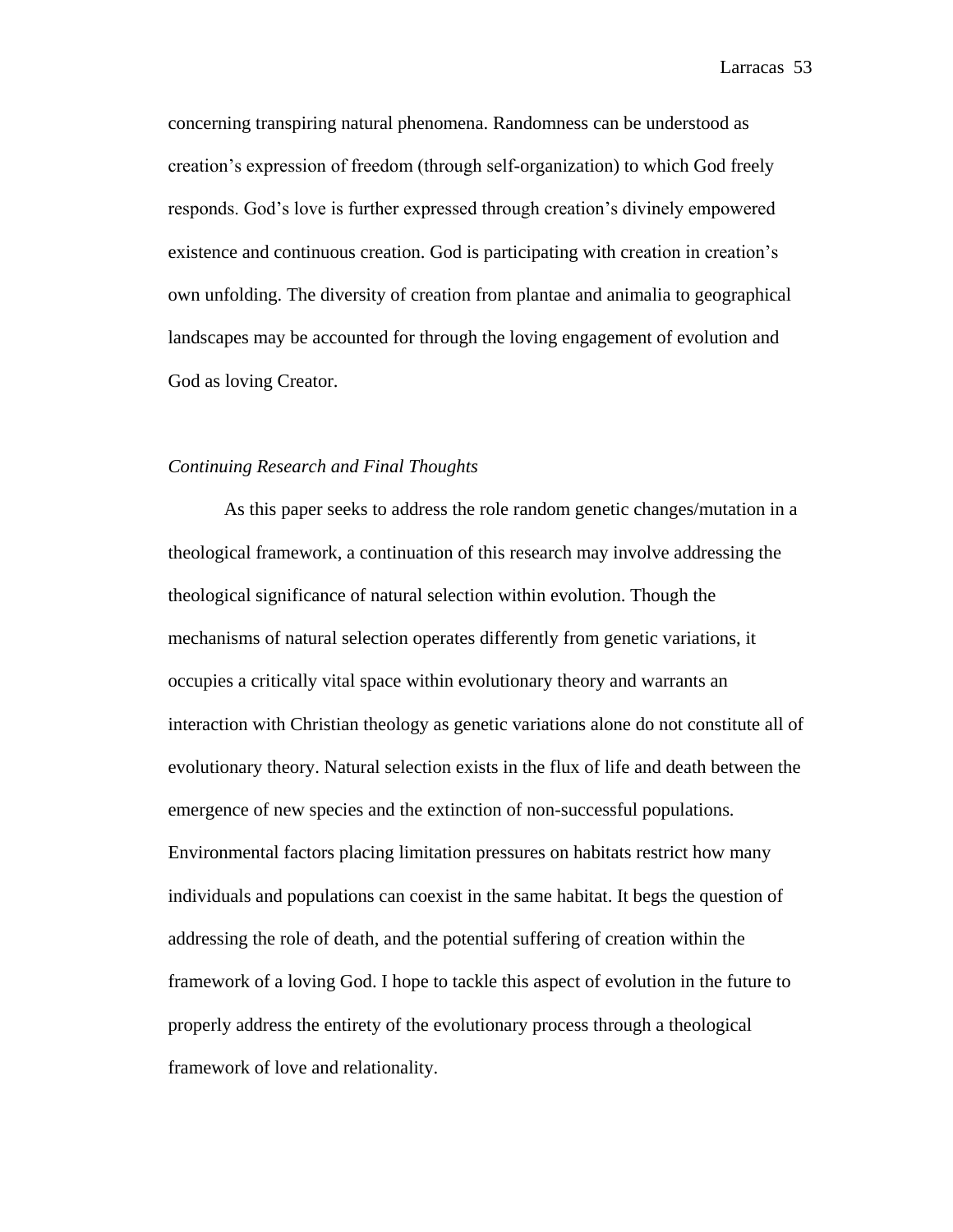concerning transpiring natural phenomena. Randomness can be understood as creation's expression of freedom (through self-organization) to which God freely responds. God's love is further expressed through creation's divinely empowered existence and continuous creation. God is participating with creation in creation's own unfolding. The diversity of creation from plantae and animalia to geographical landscapes may be accounted for through the loving engagement of evolution and God as loving Creator.

*Continuing Research and Final Thoughts*

As this paper seeks to address the role random genetic changes/mutation in a theological framework, a continuation of this research may involve addressing the theological significance of natural selection within evolution. Though the mechanisms of natural selection operates differently from genetic variations, it occupies a critically vital space within evolutionary theory and warrants an interaction with Christian theology as genetic variations alone do not constitute all of evolutionary theory. Natural selection exists in the flux of life and death between the emergence of new species and the extinction of non-successful populations. Environmental factors placing limitation pressures on habitats restrict how many individuals and populations can coexist in the same habitat. It begs the question of addressing the role of death, and the potential suffering of creation within the framework of a loving God. I hope to tackle this aspect of evolution in the future to properly address the entirety of the evolutionary process through a theological framework of love and relationality.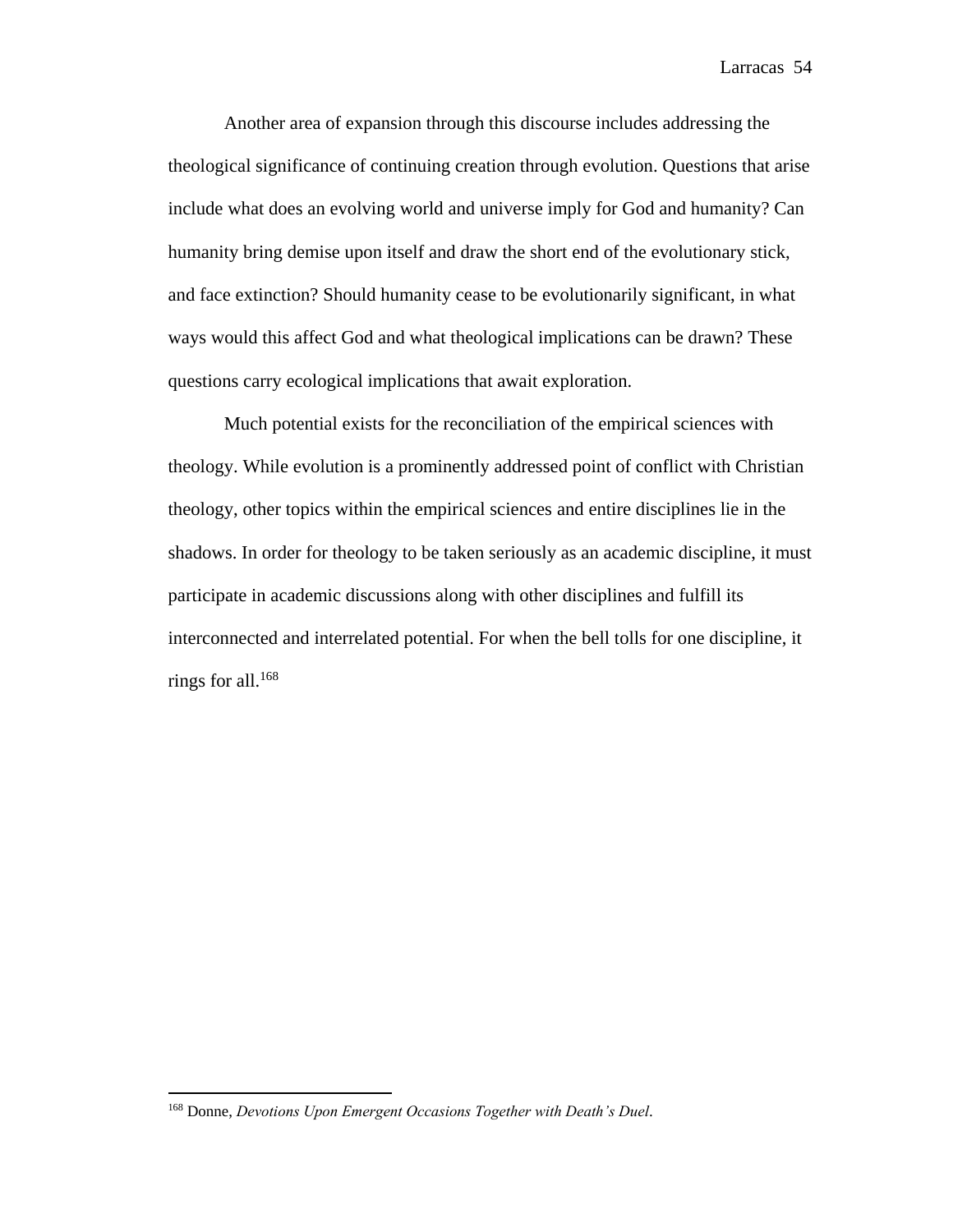Another area of expansion through this discourse includes addressing the theological significance of continuing creation through evolution. Questions that arise include what does an evolving world and universe imply for God and humanity? Can humanity bring demise upon itself and draw the short end of the evolutionary stick, and face extinction? Should humanity cease to be evolutionarily significant, in what ways would this affect God and what theological implications can be drawn? These questions carry ecological implications that await exploration.

Much potential exists for the reconciliation of the empirical sciences with theology. While evolution is a prominently addressed point of conflict with Christian theology, other topics within the empirical sciences and entire disciplines lie in the shadows. In order for theology to be taken seriously as an academic discipline, it must participate in academic discussions along with other disciplines and fulfill its interconnected and interrelated potential. For when the bell tolls for one discipline, it rings for all.[168]

---

[168] Donne, *Devotions Upon Emergent Occasions Together with Death's Duel*.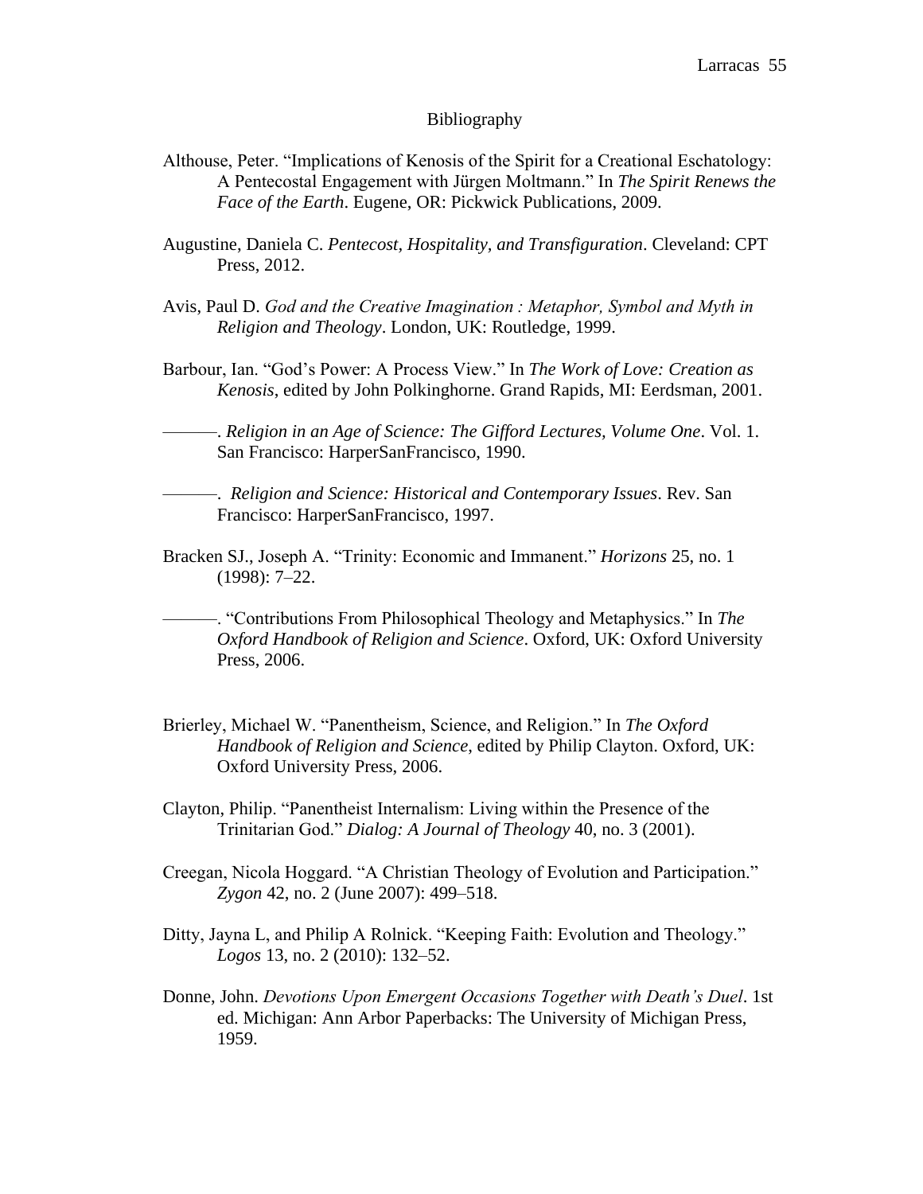# Bibliography

Althouse, Peter. "Implications of Kenosis of the Spirit for a Creational Eschatology: A Pentecostal Engagement with Jürgen Moltmann." In *The Spirit Renews the Face of the Earth*. Eugene, OR: Pickwick Publications, 2009.

Augustine, Daniela C. *Pentecost, Hospitality, and Transfiguration*. Cleveland: CPT Press, 2012.

Avis, Paul D. *God and the Creative Imagination : Metaphor, Symbol and Myth in Religion and Theology*. London, UK: Routledge, 1999.

Barbour, Ian. "God's Power: A Process View." In *The Work of Love: Creation as Kenosis*, edited by John Polkinghorne. Grand Rapids, MI: Eerdsman, 2001.

———. *Religion in an Age of Science: The Gifford Lectures, Volume One*. Vol. 1. San Francisco: HarperSanFrancisco, 1990.

———. *Religion and Science: Historical and Contemporary Issues*. Rev. San Francisco: HarperSanFrancisco, 1997.

Bracken SJ., Joseph A. "Trinity: Economic and Immanent." *Horizons* 25, no. 1 (1998): 7–22.

———. "Contributions From Philosophical Theology and Metaphysics." In *The Oxford Handbook of Religion and Science*. Oxford, UK: Oxford University Press, 2006.

Brierley, Michael W. "Panentheism, Science, and Religion." In *The Oxford Handbook of Religion and Science*, edited by Philip Clayton. Oxford, UK: Oxford University Press, 2006.

Clayton, Philip. "Panentheist Internalism: Living within the Presence of the Trinitarian God." *Dialog: A Journal of Theology* 40, no. 3 (2001).

Creegan, Nicola Hoggard. "A Christian Theology of Evolution and Participation." *Zygon* 42, no. 2 (June 2007): 499–518.

Ditty, Jayna L, and Philip A Rolnick. "Keeping Faith: Evolution and Theology." *Logos* 13, no. 2 (2010): 132–52.

Donne, John. *Devotions Upon Emergent Occasions Together with Death's Duel*. 1st ed. Michigan: Ann Arbor Paperbacks: The University of Michigan Press, 1959.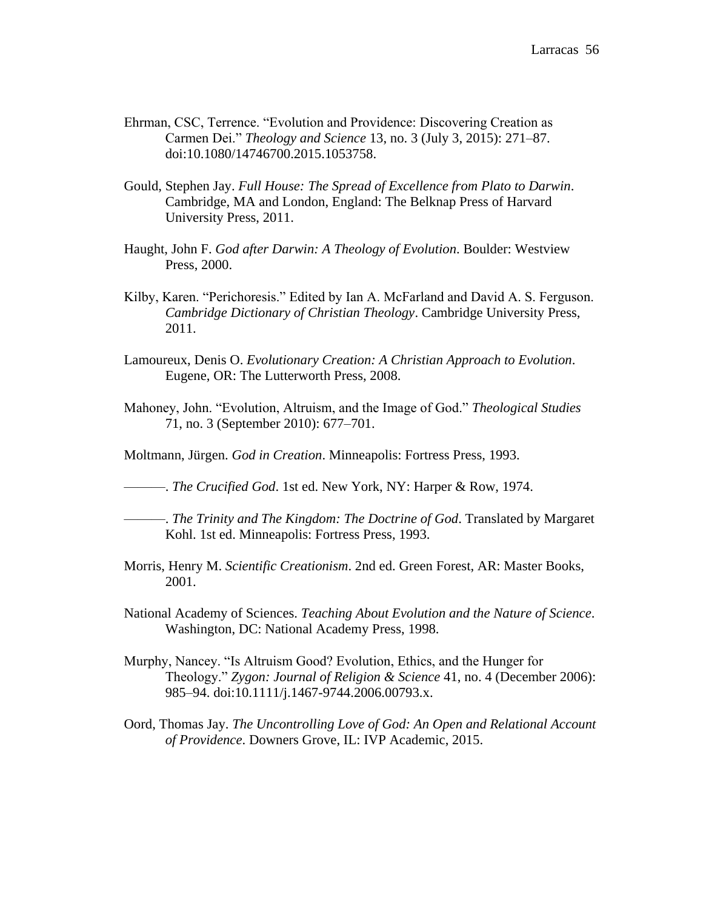Ehrman, CSC, Terrence. "Evolution and Providence: Discovering Creation as Carmen Dei." *Theology and Science* 13, no. 3 (July 3, 2015): 271–87. doi:10.1080/14746700.2015.1053758.

Gould, Stephen Jay. *Full House: The Spread of Excellence from Plato to Darwin*. Cambridge, MA and London, England: The Belknap Press of Harvard University Press, 2011.

Haught, John F. *God after Darwin: A Theology of Evolution*. Boulder: Westview Press, 2000.

Kilby, Karen. "Perichoresis." Edited by Ian A. McFarland and David A. S. Ferguson. *Cambridge Dictionary of Christian Theology*. Cambridge University Press, 2011.

Lamoureux, Denis O. *Evolutionary Creation: A Christian Approach to Evolution*. Eugene, OR: The Lutterworth Press, 2008.

Mahoney, John. "Evolution, Altruism, and the Image of God." *Theological Studies* 71, no. 3 (September 2010): 677–701.

Moltmann, Jürgen. *God in Creation*. Minneapolis: Fortress Press, 1993.

———. *The Crucified God*. 1st ed. New York, NY: Harper & Row, 1974.

———. *The Trinity and The Kingdom: The Doctrine of God*. Translated by Margaret Kohl. 1st ed. Minneapolis: Fortress Press, 1993.

Morris, Henry M. *Scientific Creationism*. 2nd ed. Green Forest, AR: Master Books, 2001.

National Academy of Sciences. *Teaching About Evolution and the Nature of Science*. Washington, DC: National Academy Press, 1998.

Murphy, Nancey. "Is Altruism Good? Evolution, Ethics, and the Hunger for Theology." *Zygon: Journal of Religion & Science* 41, no. 4 (December 2006): 985–94. doi:10.1111/j.1467-9744.2006.00793.x.

Oord, Thomas Jay. *The Uncontrolling Love of God: An Open and Relational Account of Providence*. Downers Grove, IL: IVP Academic, 2015.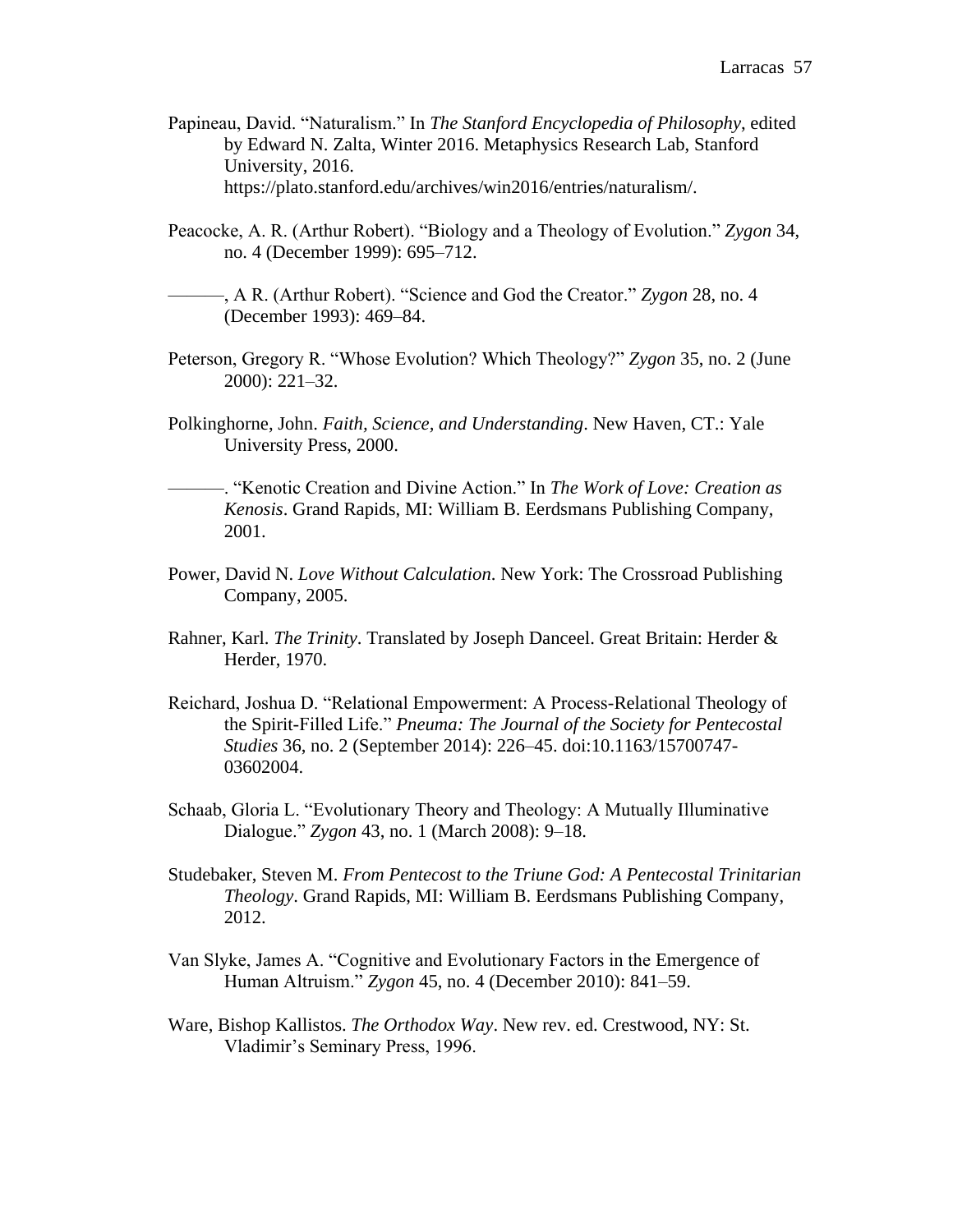Papineau, David. “Naturalism.” In *The Stanford Encyclopedia of Philosophy*, edited by Edward N. Zalta, Winter 2016. Metaphysics Research Lab, Stanford University, 2016. https://plato.stanford.edu/archives/win2016/entries/naturalism/.

Peacocke, A. R. (Arthur Robert). “Biology and a Theology of Evolution.” *Zygon* 34, no. 4 (December 1999): 695–712.

———, A R. (Arthur Robert). “Science and God the Creator.” *Zygon* 28, no. 4 (December 1993): 469–84.

Peterson, Gregory R. “Whose Evolution? Which Theology?” *Zygon* 35, no. 2 (June 2000): 221–32.

Polkinghorne, John. *Faith, Science, and Understanding*. New Haven, CT.: Yale University Press, 2000.

———. “Kenotic Creation and Divine Action.” In *The Work of Love: Creation as Kenosis*. Grand Rapids, MI: William B. Eerdsmans Publishing Company, 2001.

Power, David N. *Love Without Calculation*. New York: The Crossroad Publishing Company, 2005.

Rahner, Karl. *The Trinity*. Translated by Joseph Danceel. Great Britain: Herder & Herder, 1970.

Reichard, Joshua D. “Relational Empowerment: A Process-Relational Theology of the Spirit-Filled Life.” *Pneuma: The Journal of the Society for Pentecostal Studies* 36, no. 2 (September 2014): 226–45. doi:10.1163/15700747-03602004.

Schaab, Gloria L. “Evolutionary Theory and Theology: A Mutually Illuminative Dialogue.” *Zygon* 43, no. 1 (March 2008): 9–18.

Studebaker, Steven M. *From Pentecost to the Triune God: A Pentecostal Trinitarian Theology*. Grand Rapids, MI: William B. Eerdsmans Publishing Company, 2012.

Van Slyke, James A. “Cognitive and Evolutionary Factors in the Emergence of Human Altruism.” *Zygon* 45, no. 4 (December 2010): 841–59.

Ware, Bishop Kallistos. *The Orthodox Way*. New rev. ed. Crestwood, NY: St. Vladimir’s Seminary Press, 1996.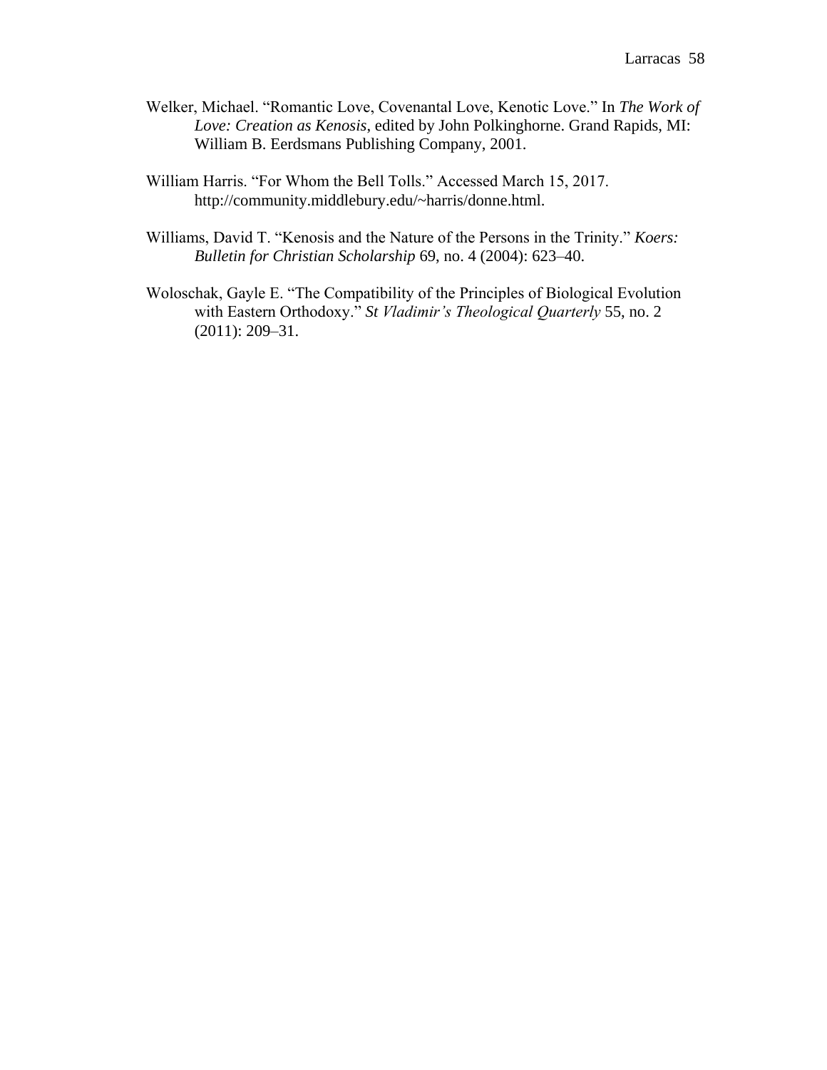Welker, Michael. "Romantic Love, Covenantal Love, Kenotic Love." In *The Work of Love: Creation as Kenosis*, edited by John Polkinghorne. Grand Rapids, MI: William B. Eerdsmans Publishing Company, 2001.

William Harris. "For Whom the Bell Tolls." Accessed March 15, 2017. http://community.middlebury.edu/~harris/donne.html.

Williams, David T. "Kenosis and the Nature of the Persons in the Trinity." *Koers: Bulletin for Christian Scholarship* 69, no. 4 (2004): 623–40.

Woloschak, Gayle E. "The Compatibility of the Principles of Biological Evolution with Eastern Orthodoxy." *St Vladimir's Theological Quarterly* 55, no. 2 (2011): 209–31.